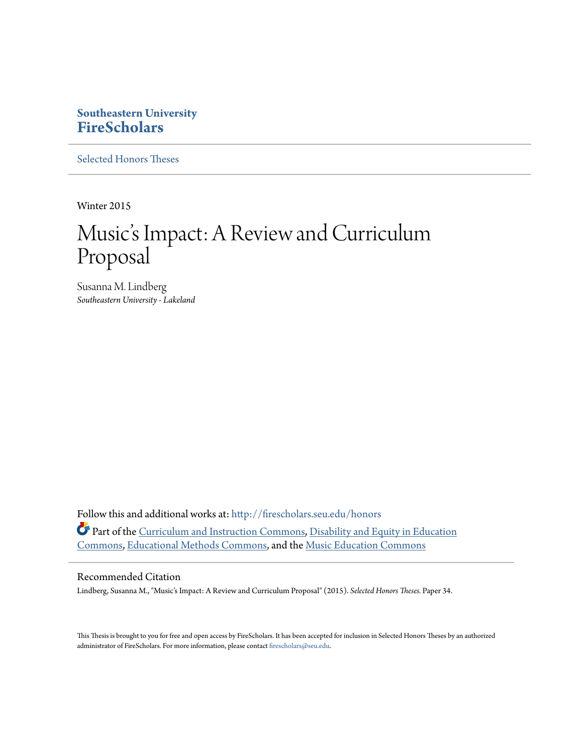**Southeastern University**
**FireScholars**

Selected Honors Theses

Winter 2015

# Music's Impact: A Review and Curriculum Proposal

Susanna M. Lindberg
*Southeastern University - Lakeland*

Follow this and additional works at: http://firescholars.seu.edu/honors

Part of the Curriculum and Instruction Commons, Disability and Equity in Education Commons, Educational Methods Commons, and the Music Education Commons

## Recommended Citation

Lindberg, Susanna M., "Music's Impact: A Review and Curriculum Proposal" (2015). *Selected Honors Theses.* Paper 34.

This Thesis is brought to you for free and open access by FireScholars. It has been accepted for inclusion in Selected Honors Theses by an authorized administrator of FireScholars. For more information, please contact firescholars@seu.edu.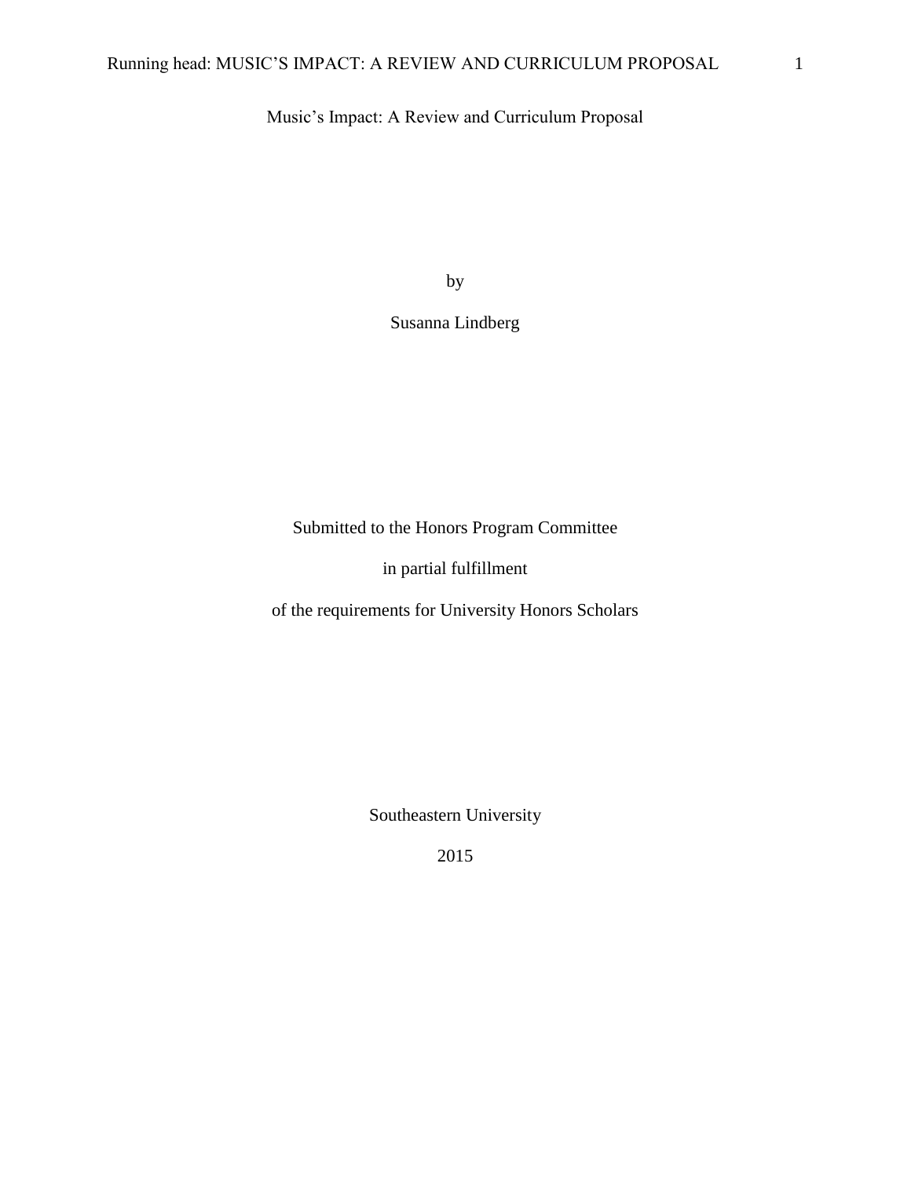# Music's Impact: A Review and Curriculum Proposal

by

Susanna Lindberg

Submitted to the Honors Program Committee

in partial fulfillment

of the requirements for University Honors Scholars

Southeastern University

2015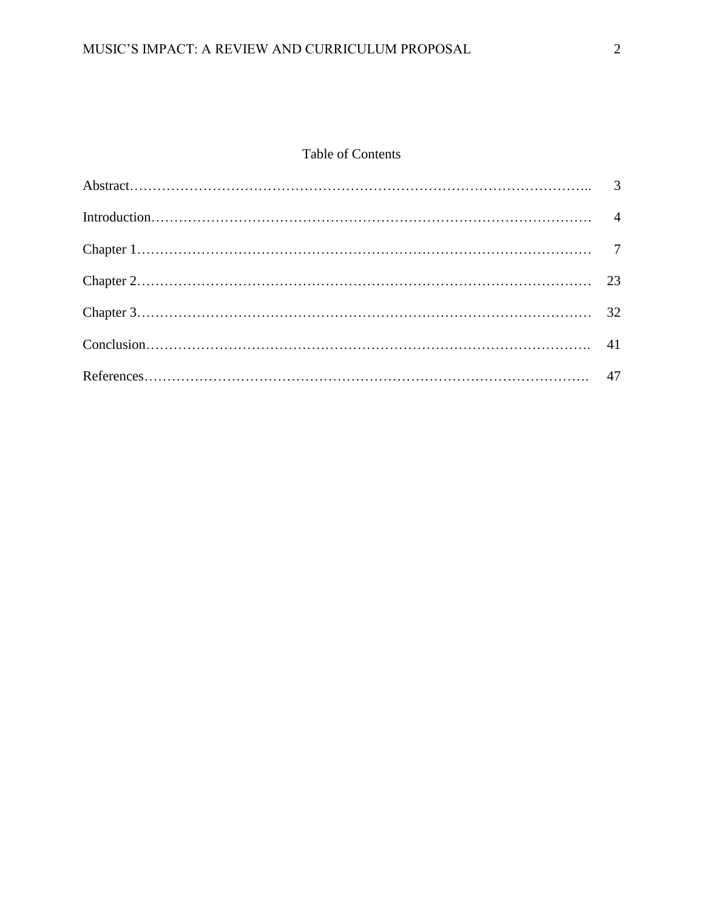# Table of Contents

Abstract……………………………………………………………………………………….. 3

Introduction……………………………………………………………………………………… 4

Chapter 1………………………………………………………………………………………… 7

Chapter 2………………………………………………………………………………………… 23

Chapter 3………………………………………………………………………………………… 32

Conclusion………………………………………………………………………………………. 41

References………………………………………………………………………………………. 47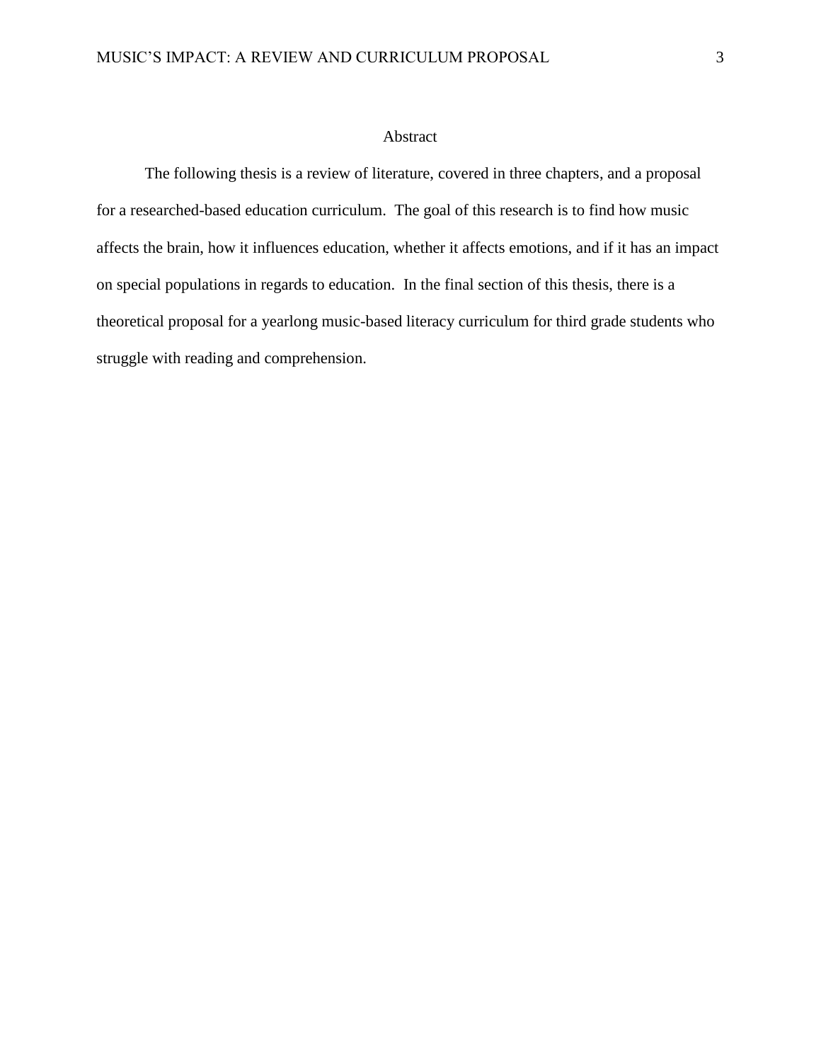# Abstract

The following thesis is a review of literature, covered in three chapters, and a proposal for a researched-based education curriculum. The goal of this research is to find how music affects the brain, how it influences education, whether it affects emotions, and if it has an impact on special populations in regards to education. In the final section of this thesis, there is a theoretical proposal for a yearlong music-based literacy curriculum for third grade students who struggle with reading and comprehension.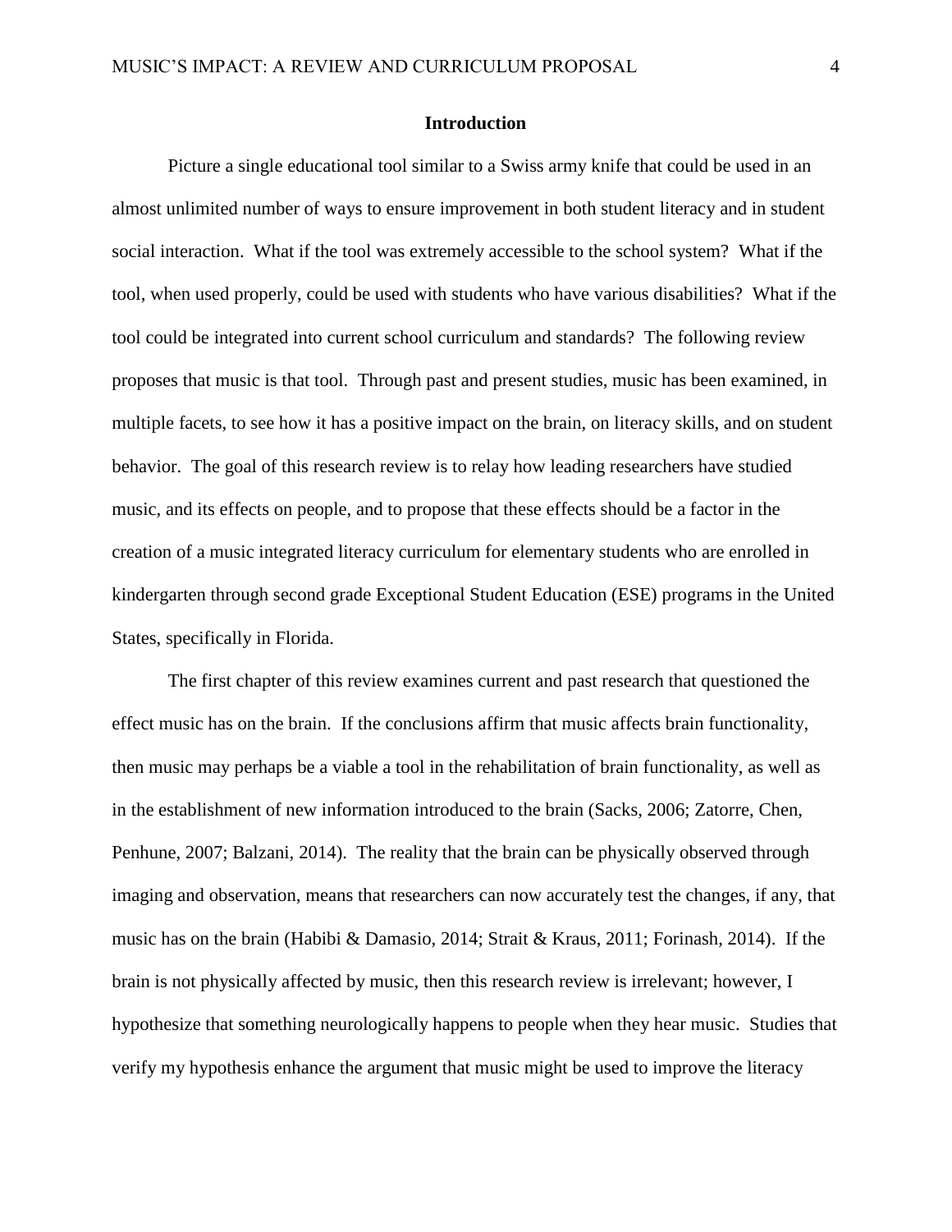## Introduction

Picture a single educational tool similar to a Swiss army knife that could be used in an almost unlimited number of ways to ensure improvement in both student literacy and in student social interaction. What if the tool was extremely accessible to the school system? What if the tool, when used properly, could be used with students who have various disabilities? What if the tool could be integrated into current school curriculum and standards? The following review proposes that music is that tool. Through past and present studies, music has been examined, in multiple facets, to see how it has a positive impact on the brain, on literacy skills, and on student behavior. The goal of this research review is to relay how leading researchers have studied music, and its effects on people, and to propose that these effects should be a factor in the creation of a music integrated literacy curriculum for elementary students who are enrolled in kindergarten through second grade Exceptional Student Education (ESE) programs in the United States, specifically in Florida.

The first chapter of this review examines current and past research that questioned the effect music has on the brain. If the conclusions affirm that music affects brain functionality, then music may perhaps be a viable a tool in the rehabilitation of brain functionality, as well as in the establishment of new information introduced to the brain (Sacks, 2006; Zatorre, Chen, Penhune, 2007; Balzani, 2014). The reality that the brain can be physically observed through imaging and observation, means that researchers can now accurately test the changes, if any, that music has on the brain (Habibi & Damasio, 2014; Strait & Kraus, 2011; Forinash, 2014). If the brain is not physically affected by music, then this research review is irrelevant; however, I hypothesize that something neurologically happens to people when they hear music. Studies that verify my hypothesis enhance the argument that music might be used to improve the literacy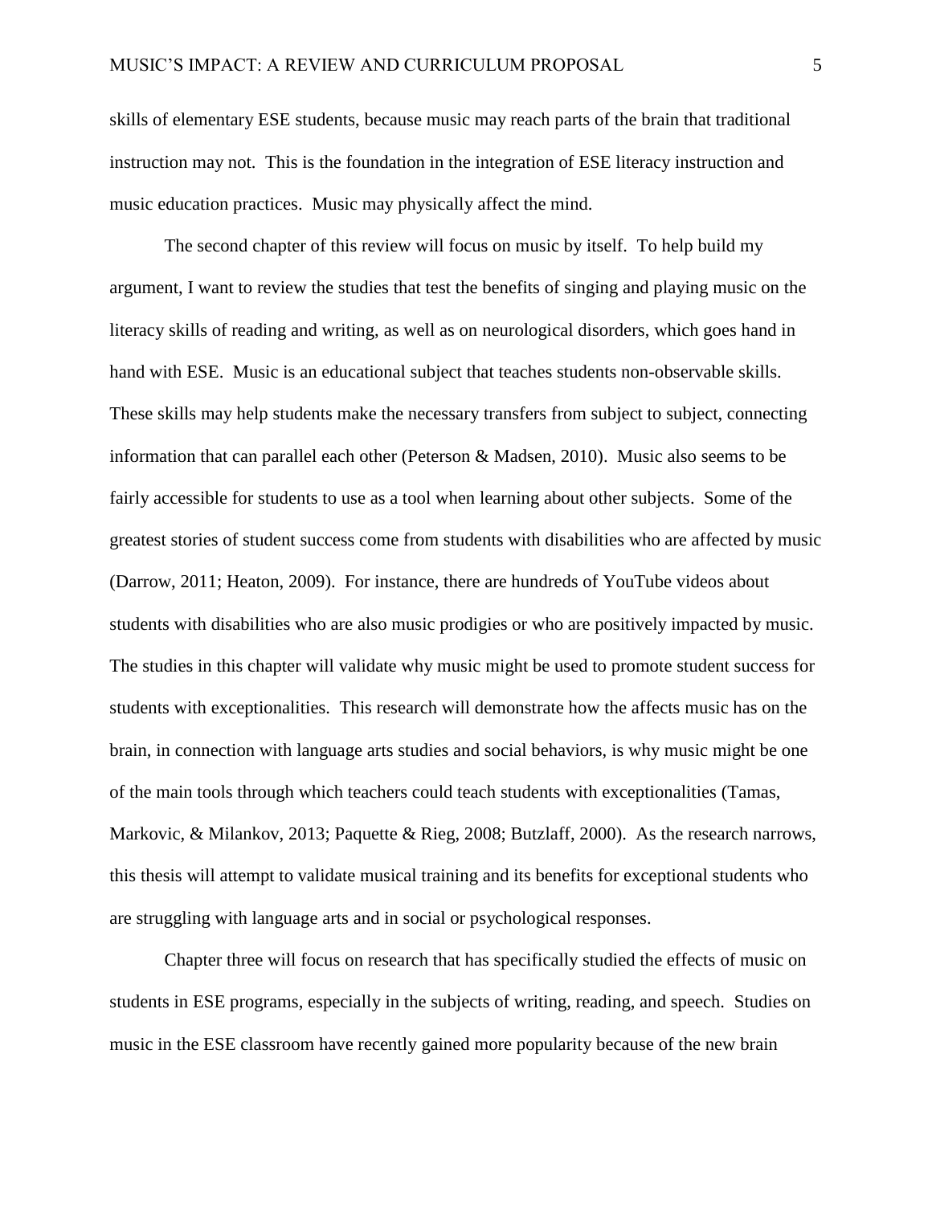skills of elementary ESE students, because music may reach parts of the brain that traditional instruction may not. This is the foundation in the integration of ESE literacy instruction and music education practices. Music may physically affect the mind.

The second chapter of this review will focus on music by itself. To help build my argument, I want to review the studies that test the benefits of singing and playing music on the literacy skills of reading and writing, as well as on neurological disorders, which goes hand in hand with ESE. Music is an educational subject that teaches students non-observable skills. These skills may help students make the necessary transfers from subject to subject, connecting information that can parallel each other (Peterson & Madsen, 2010). Music also seems to be fairly accessible for students to use as a tool when learning about other subjects. Some of the greatest stories of student success come from students with disabilities who are affected by music (Darrow, 2011; Heaton, 2009). For instance, there are hundreds of YouTube videos about students with disabilities who are also music prodigies or who are positively impacted by music. The studies in this chapter will validate why music might be used to promote student success for students with exceptionalities. This research will demonstrate how the affects music has on the brain, in connection with language arts studies and social behaviors, is why music might be one of the main tools through which teachers could teach students with exceptionalities (Tamas, Markovic, & Milankov, 2013; Paquette & Rieg, 2008; Butzlaff, 2000). As the research narrows, this thesis will attempt to validate musical training and its benefits for exceptional students who are struggling with language arts and in social or psychological responses.

Chapter three will focus on research that has specifically studied the effects of music on students in ESE programs, especially in the subjects of writing, reading, and speech. Studies on music in the ESE classroom have recently gained more popularity because of the new brain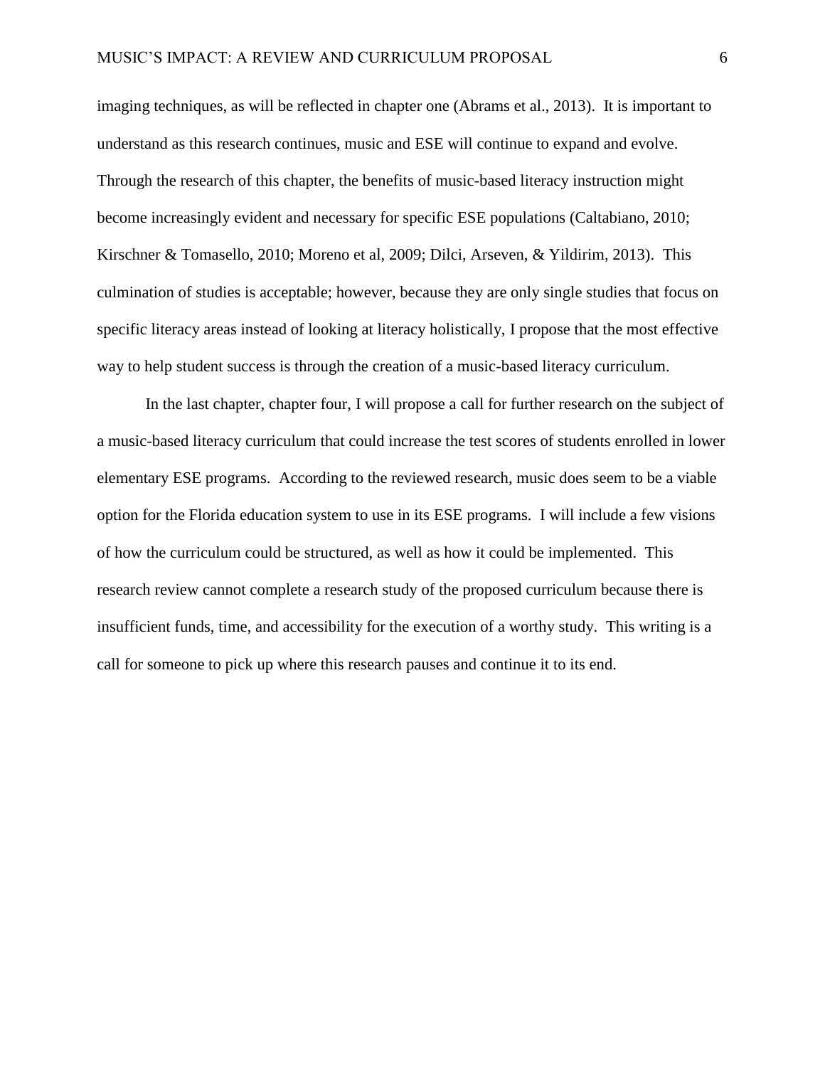imaging techniques, as will be reflected in chapter one (Abrams et al., 2013). It is important to understand as this research continues, music and ESE will continue to expand and evolve. Through the research of this chapter, the benefits of music-based literacy instruction might become increasingly evident and necessary for specific ESE populations (Caltabiano, 2010; Kirschner & Tomasello, 2010; Moreno et al, 2009; Dilci, Arseven, & Yildirim, 2013). This culmination of studies is acceptable; however, because they are only single studies that focus on specific literacy areas instead of looking at literacy holistically, I propose that the most effective way to help student success is through the creation of a music-based literacy curriculum.

In the last chapter, chapter four, I will propose a call for further research on the subject of a music-based literacy curriculum that could increase the test scores of students enrolled in lower elementary ESE programs. According to the reviewed research, music does seem to be a viable option for the Florida education system to use in its ESE programs. I will include a few visions of how the curriculum could be structured, as well as how it could be implemented. This research review cannot complete a research study of the proposed curriculum because there is insufficient funds, time, and accessibility for the execution of a worthy study. This writing is a call for someone to pick up where this research pauses and continue it to its end.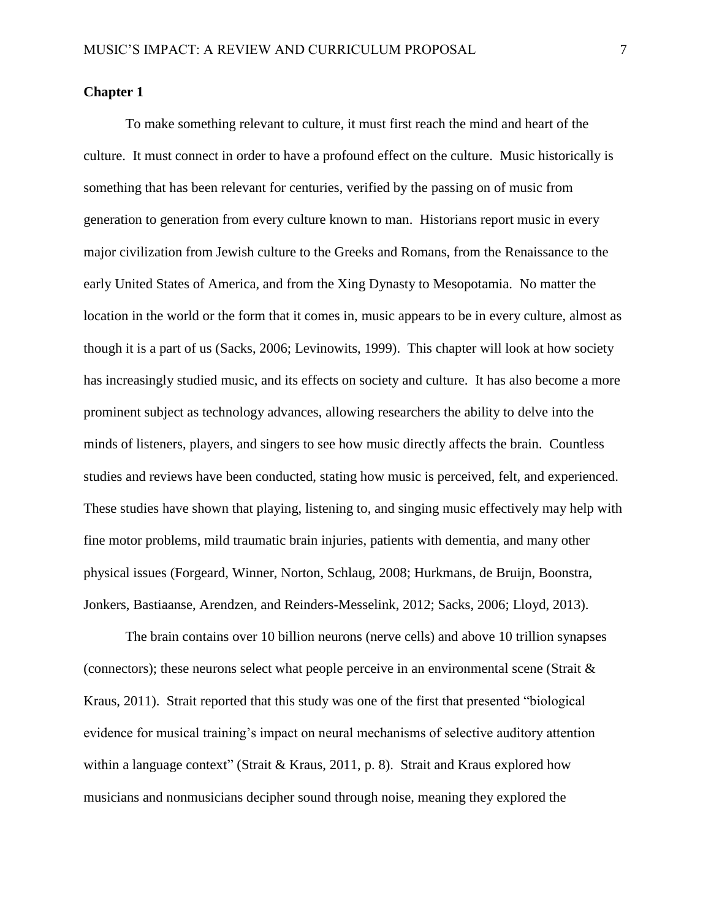**Chapter 1**

To make something relevant to culture, it must first reach the mind and heart of the culture. It must connect in order to have a profound effect on the culture. Music historically is something that has been relevant for centuries, verified by the passing on of music from generation to generation from every culture known to man. Historians report music in every major civilization from Jewish culture to the Greeks and Romans, from the Renaissance to the early United States of America, and from the Xing Dynasty to Mesopotamia. No matter the location in the world or the form that it comes in, music appears to be in every culture, almost as though it is a part of us (Sacks, 2006; Levinowits, 1999). This chapter will look at how society has increasingly studied music, and its effects on society and culture. It has also become a more prominent subject as technology advances, allowing researchers the ability to delve into the minds of listeners, players, and singers to see how music directly affects the brain. Countless studies and reviews have been conducted, stating how music is perceived, felt, and experienced. These studies have shown that playing, listening to, and singing music effectively may help with fine motor problems, mild traumatic brain injuries, patients with dementia, and many other physical issues (Forgeard, Winner, Norton, Schlaug, 2008; Hurkmans, de Bruijn, Boonstra, Jonkers, Bastiaanse, Arendzen, and Reinders-Messelink, 2012; Sacks, 2006; Lloyd, 2013).

The brain contains over 10 billion neurons (nerve cells) and above 10 trillion synapses (connectors); these neurons select what people perceive in an environmental scene (Strait & Kraus, 2011). Strait reported that this study was one of the first that presented "biological evidence for musical training's impact on neural mechanisms of selective auditory attention within a language context" (Strait & Kraus, 2011, p. 8). Strait and Kraus explored how musicians and nonmusicians decipher sound through noise, meaning they explored the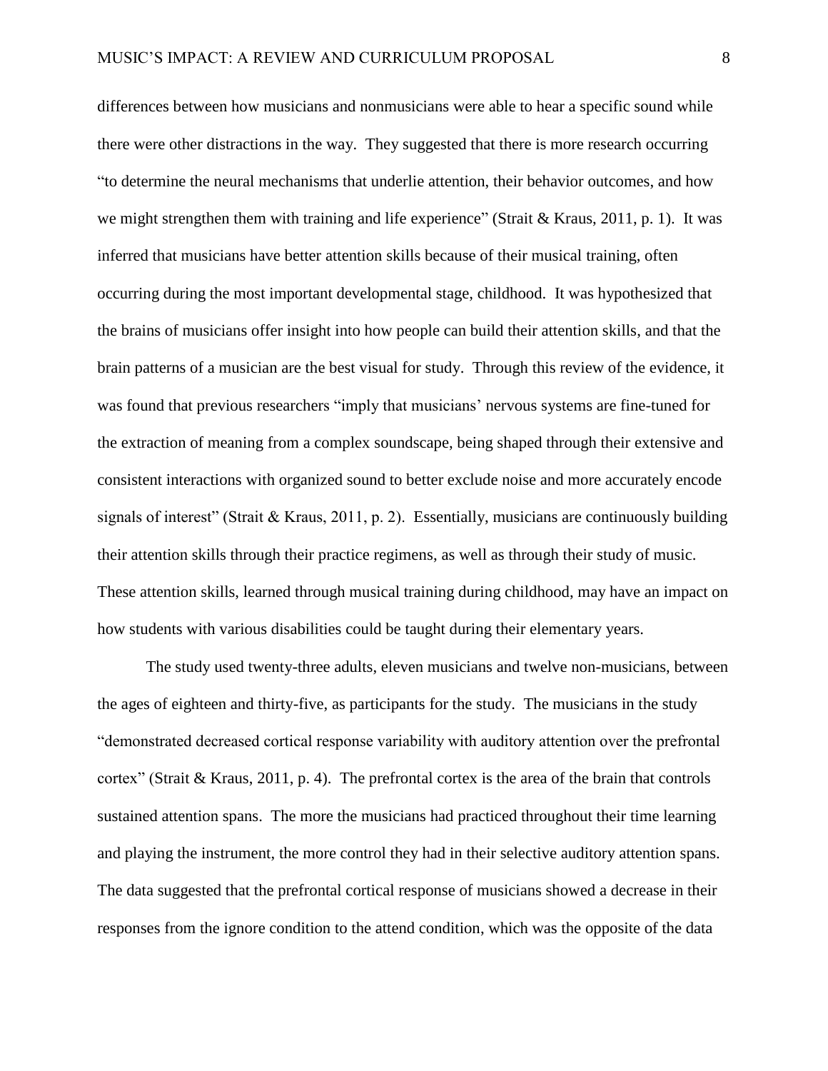differences between how musicians and nonmusicians were able to hear a specific sound while there were other distractions in the way. They suggested that there is more research occurring "to determine the neural mechanisms that underlie attention, their behavior outcomes, and how we might strengthen them with training and life experience" (Strait & Kraus, 2011, p. 1). It was inferred that musicians have better attention skills because of their musical training, often occurring during the most important developmental stage, childhood. It was hypothesized that the brains of musicians offer insight into how people can build their attention skills, and that the brain patterns of a musician are the best visual for study. Through this review of the evidence, it was found that previous researchers "imply that musicians' nervous systems are fine-tuned for the extraction of meaning from a complex soundscape, being shaped through their extensive and consistent interactions with organized sound to better exclude noise and more accurately encode signals of interest" (Strait & Kraus, 2011, p. 2). Essentially, musicians are continuously building their attention skills through their practice regimens, as well as through their study of music. These attention skills, learned through musical training during childhood, may have an impact on how students with various disabilities could be taught during their elementary years.

The study used twenty-three adults, eleven musicians and twelve non-musicians, between the ages of eighteen and thirty-five, as participants for the study. The musicians in the study "demonstrated decreased cortical response variability with auditory attention over the prefrontal cortex" (Strait & Kraus, 2011, p. 4). The prefrontal cortex is the area of the brain that controls sustained attention spans. The more the musicians had practiced throughout their time learning and playing the instrument, the more control they had in their selective auditory attention spans. The data suggested that the prefrontal cortical response of musicians showed a decrease in their responses from the ignore condition to the attend condition, which was the opposite of the data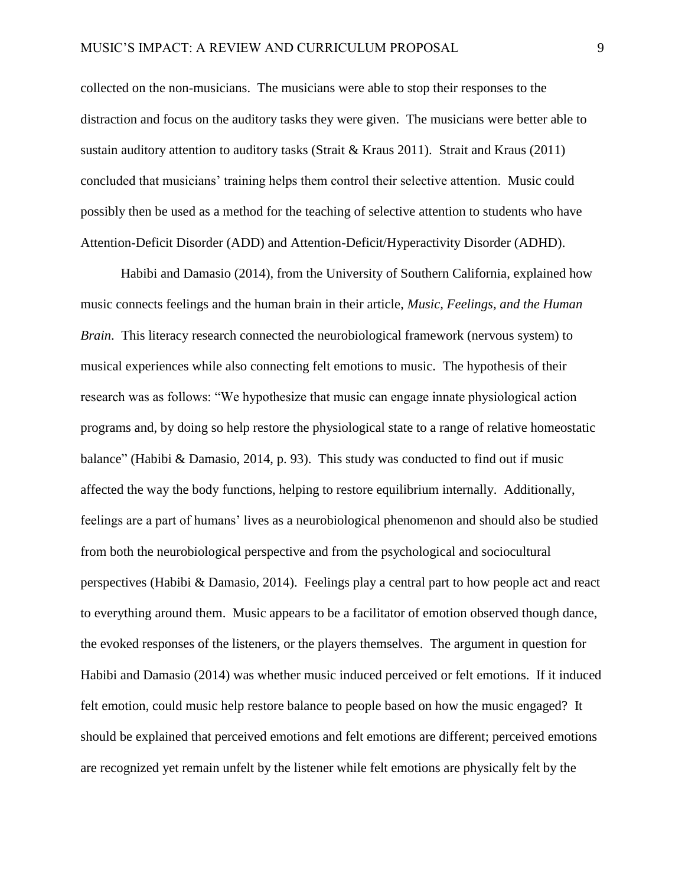collected on the non-musicians. The musicians were able to stop their responses to the distraction and focus on the auditory tasks they were given. The musicians were better able to sustain auditory attention to auditory tasks (Strait & Kraus 2011). Strait and Kraus (2011) concluded that musicians' training helps them control their selective attention. Music could possibly then be used as a method for the teaching of selective attention to students who have Attention-Deficit Disorder (ADD) and Attention-Deficit/Hyperactivity Disorder (ADHD).

Habibi and Damasio (2014), from the University of Southern California, explained how music connects feelings and the human brain in their article, *Music, Feelings, and the Human Brain*. This literacy research connected the neurobiological framework (nervous system) to musical experiences while also connecting felt emotions to music. The hypothesis of their research was as follows: "We hypothesize that music can engage innate physiological action programs and, by doing so help restore the physiological state to a range of relative homeostatic balance" (Habibi & Damasio, 2014, p. 93). This study was conducted to find out if music affected the way the body functions, helping to restore equilibrium internally. Additionally, feelings are a part of humans' lives as a neurobiological phenomenon and should also be studied from both the neurobiological perspective and from the psychological and sociocultural perspectives (Habibi & Damasio, 2014). Feelings play a central part to how people act and react to everything around them. Music appears to be a facilitator of emotion observed though dance, the evoked responses of the listeners, or the players themselves. The argument in question for Habibi and Damasio (2014) was whether music induced perceived or felt emotions. If it induced felt emotion, could music help restore balance to people based on how the music engaged? It should be explained that perceived emotions and felt emotions are different; perceived emotions are recognized yet remain unfelt by the listener while felt emotions are physically felt by the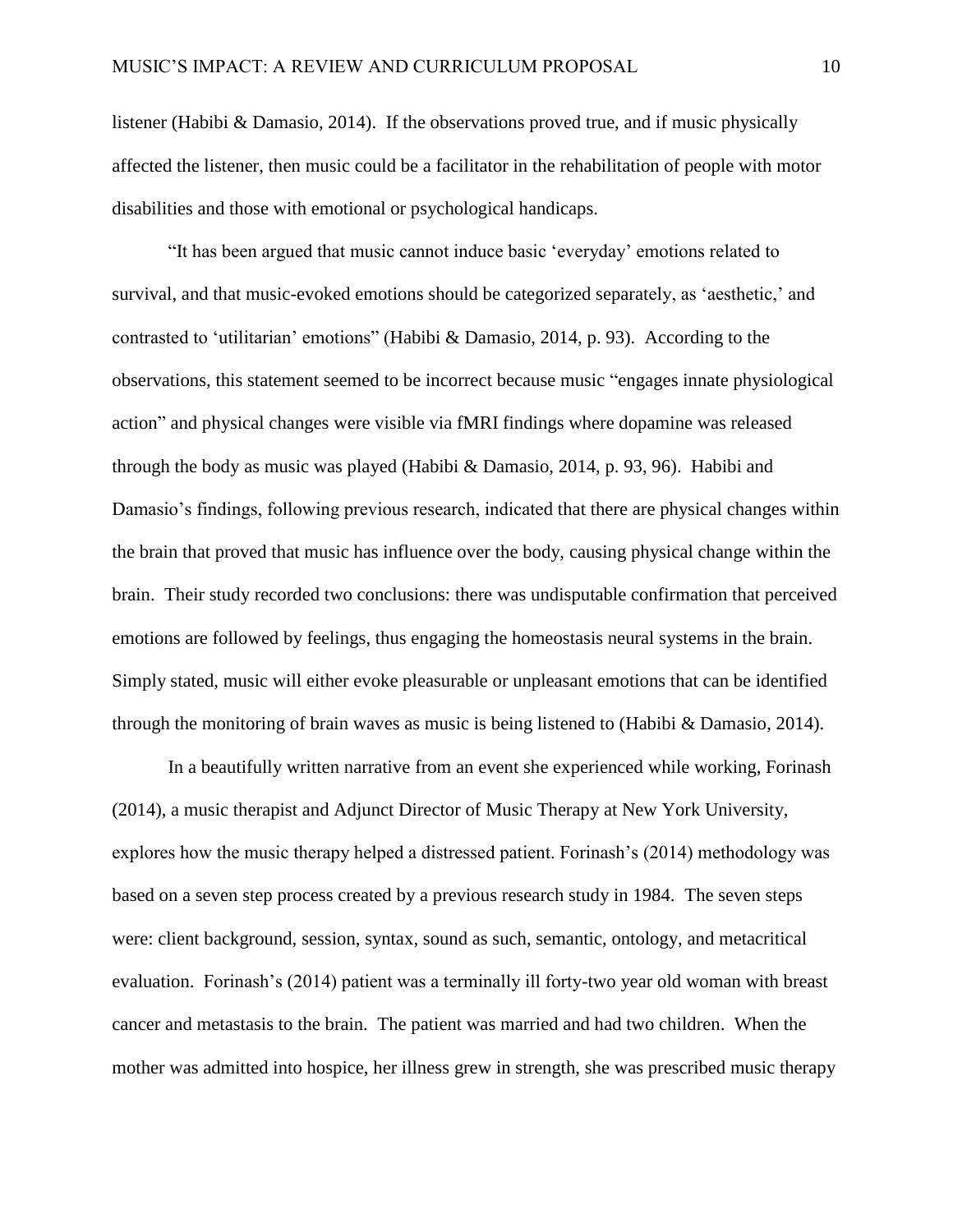listener (Habibi & Damasio, 2014). If the observations proved true, and if music physically affected the listener, then music could be a facilitator in the rehabilitation of people with motor disabilities and those with emotional or psychological handicaps.

"It has been argued that music cannot induce basic 'everyday' emotions related to survival, and that music-evoked emotions should be categorized separately, as 'aesthetic,' and contrasted to 'utilitarian' emotions" (Habibi & Damasio, 2014, p. 93). According to the observations, this statement seemed to be incorrect because music "engages innate physiological action" and physical changes were visible via fMRI findings where dopamine was released through the body as music was played (Habibi & Damasio, 2014, p. 93, 96). Habibi and Damasio's findings, following previous research, indicated that there are physical changes within the brain that proved that music has influence over the body, causing physical change within the brain. Their study recorded two conclusions: there was undisputable confirmation that perceived emotions are followed by feelings, thus engaging the homeostasis neural systems in the brain. Simply stated, music will either evoke pleasurable or unpleasant emotions that can be identified through the monitoring of brain waves as music is being listened to (Habibi & Damasio, 2014).

In a beautifully written narrative from an event she experienced while working, Forinash (2014), a music therapist and Adjunct Director of Music Therapy at New York University, explores how the music therapy helped a distressed patient. Forinash's (2014) methodology was based on a seven step process created by a previous research study in 1984. The seven steps were: client background, session, syntax, sound as such, semantic, ontology, and metacritical evaluation. Forinash's (2014) patient was a terminally ill forty-two year old woman with breast cancer and metastasis to the brain. The patient was married and had two children. When the mother was admitted into hospice, her illness grew in strength, she was prescribed music therapy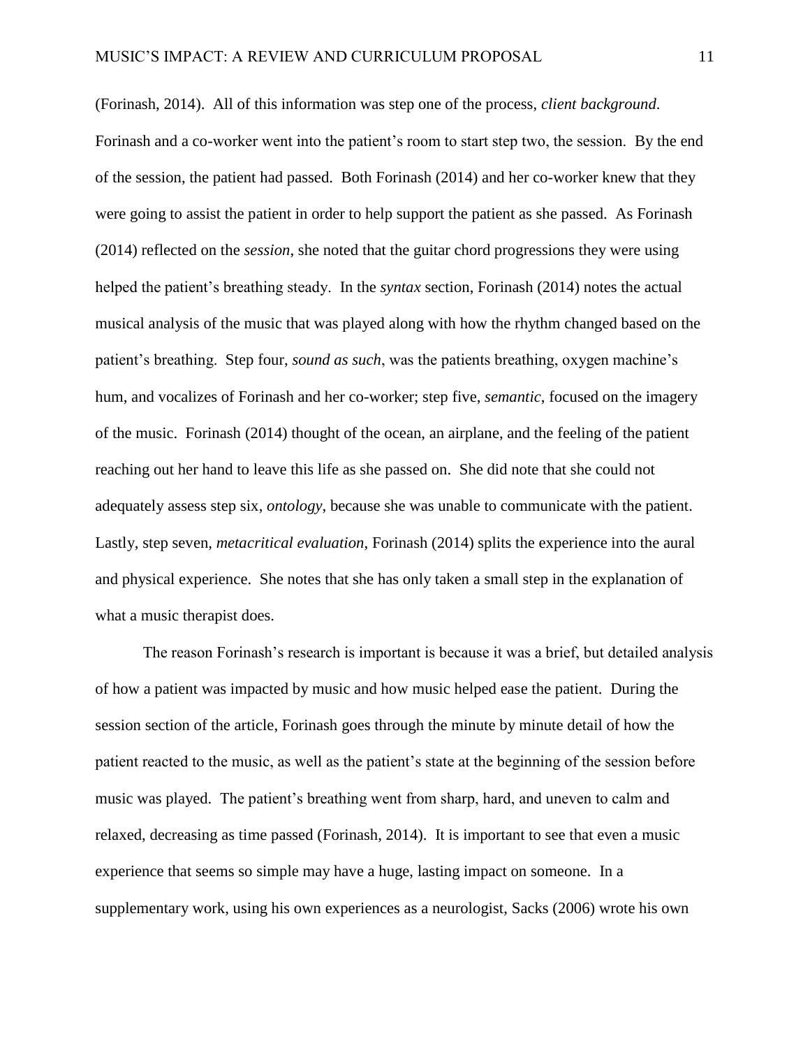(Forinash, 2014). All of this information was step one of the process, *client background*. Forinash and a co-worker went into the patient's room to start step two, the session. By the end of the session, the patient had passed. Both Forinash (2014) and her co-worker knew that they were going to assist the patient in order to help support the patient as she passed. As Forinash (2014) reflected on the *session*, she noted that the guitar chord progressions they were using helped the patient's breathing steady. In the *syntax* section, Forinash (2014) notes the actual musical analysis of the music that was played along with how the rhythm changed based on the patient's breathing. Step four, *sound as such*, was the patients breathing, oxygen machine's hum, and vocalizes of Forinash and her co-worker; step five, *semantic*, focused on the imagery of the music. Forinash (2014) thought of the ocean, an airplane, and the feeling of the patient reaching out her hand to leave this life as she passed on. She did note that she could not adequately assess step six, *ontology*, because she was unable to communicate with the patient. Lastly, step seven, *metacritical evaluation*, Forinash (2014) splits the experience into the aural and physical experience. She notes that she has only taken a small step in the explanation of what a music therapist does.

The reason Forinash's research is important is because it was a brief, but detailed analysis of how a patient was impacted by music and how music helped ease the patient. During the session section of the article, Forinash goes through the minute by minute detail of how the patient reacted to the music, as well as the patient's state at the beginning of the session before music was played. The patient's breathing went from sharp, hard, and uneven to calm and relaxed, decreasing as time passed (Forinash, 2014). It is important to see that even a music experience that seems so simple may have a huge, lasting impact on someone. In a supplementary work, using his own experiences as a neurologist, Sacks (2006) wrote his own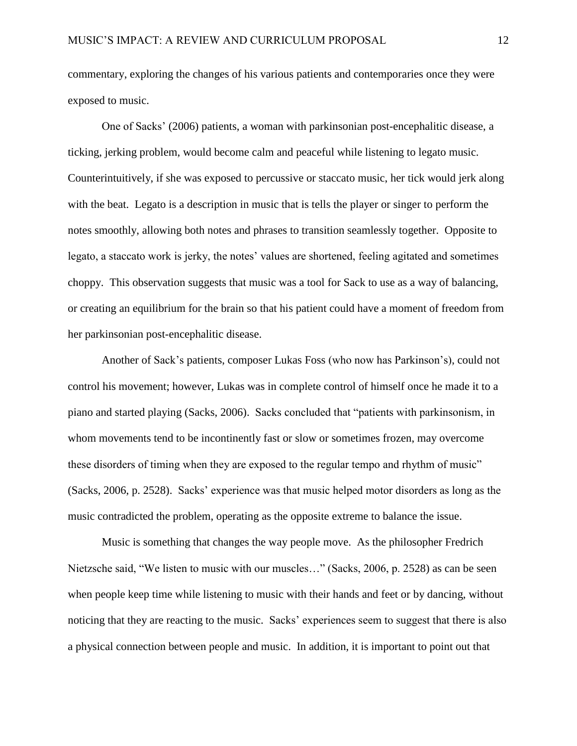commentary, exploring the changes of his various patients and contemporaries once they were exposed to music.

One of Sacks' (2006) patients, a woman with parkinsonian post-encephalitic disease, a ticking, jerking problem, would become calm and peaceful while listening to legato music. Counterintuitively, if she was exposed to percussive or staccato music, her tick would jerk along with the beat. Legato is a description in music that is tells the player or singer to perform the notes smoothly, allowing both notes and phrases to transition seamlessly together. Opposite to legato, a staccato work is jerky, the notes' values are shortened, feeling agitated and sometimes choppy. This observation suggests that music was a tool for Sack to use as a way of balancing, or creating an equilibrium for the brain so that his patient could have a moment of freedom from her parkinsonian post-encephalitic disease.

Another of Sack's patients, composer Lukas Foss (who now has Parkinson's), could not control his movement; however, Lukas was in complete control of himself once he made it to a piano and started playing (Sacks, 2006). Sacks concluded that "patients with parkinsonism, in whom movements tend to be incontinently fast or slow or sometimes frozen, may overcome these disorders of timing when they are exposed to the regular tempo and rhythm of music" (Sacks, 2006, p. 2528). Sacks' experience was that music helped motor disorders as long as the music contradicted the problem, operating as the opposite extreme to balance the issue.

Music is something that changes the way people move. As the philosopher Fredrich Nietzsche said, "We listen to music with our muscles…" (Sacks, 2006, p. 2528) as can be seen when people keep time while listening to music with their hands and feet or by dancing, without noticing that they are reacting to the music. Sacks' experiences seem to suggest that there is also a physical connection between people and music. In addition, it is important to point out that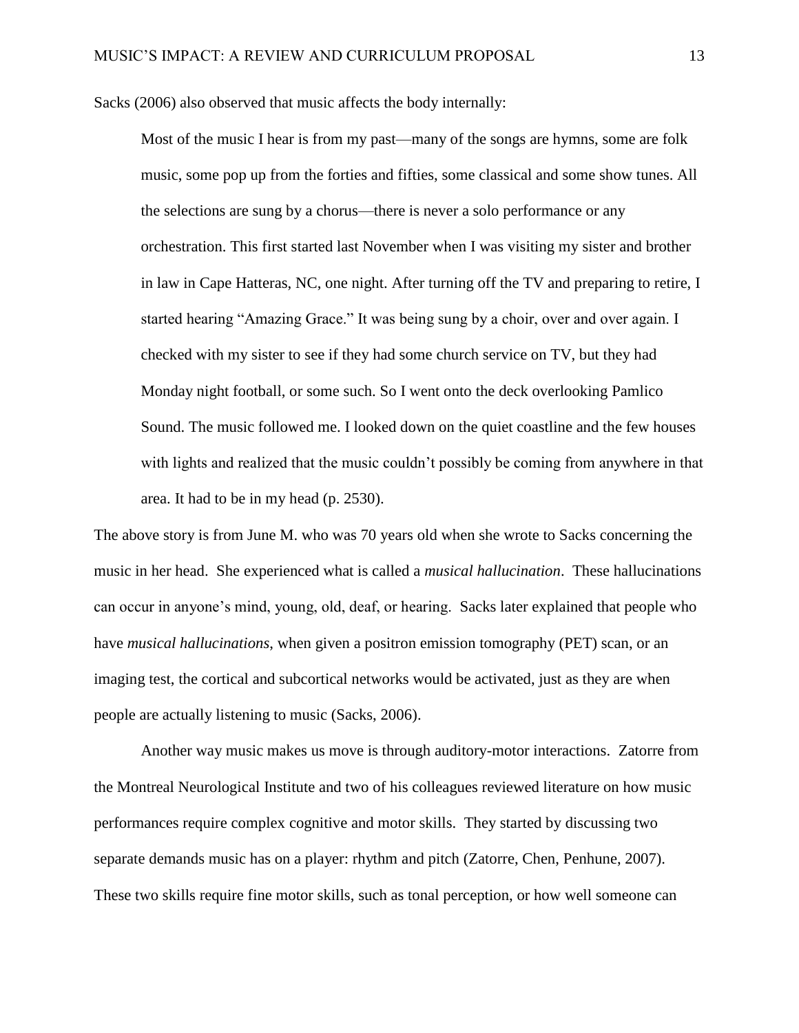Sacks (2006) also observed that music affects the body internally:

> Most of the music I hear is from my past—many of the songs are hymns, some are folk music, some pop up from the forties and fifties, some classical and some show tunes. All the selections are sung by a chorus—there is never a solo performance or any orchestration. This first started last November when I was visiting my sister and brother in law in Cape Hatteras, NC, one night. After turning off the TV and preparing to retire, I started hearing "Amazing Grace." It was being sung by a choir, over and over again. I checked with my sister to see if they had some church service on TV, but they had Monday night football, or some such. So I went onto the deck overlooking Pamlico Sound. The music followed me. I looked down on the quiet coastline and the few houses with lights and realized that the music couldn't possibly be coming from anywhere in that area. It had to be in my head (p. 2530).

The above story is from June M. who was 70 years old when she wrote to Sacks concerning the music in her head. She experienced what is called a *musical hallucination*. These hallucinations can occur in anyone's mind, young, old, deaf, or hearing. Sacks later explained that people who have *musical hallucinations*, when given a positron emission tomography (PET) scan, or an imaging test, the cortical and subcortical networks would be activated, just as they are when people are actually listening to music (Sacks, 2006).

Another way music makes us move is through auditory-motor interactions. Zatorre from the Montreal Neurological Institute and two of his colleagues reviewed literature on how music performances require complex cognitive and motor skills. They started by discussing two separate demands music has on a player: rhythm and pitch (Zatorre, Chen, Penhune, 2007). These two skills require fine motor skills, such as tonal perception, or how well someone can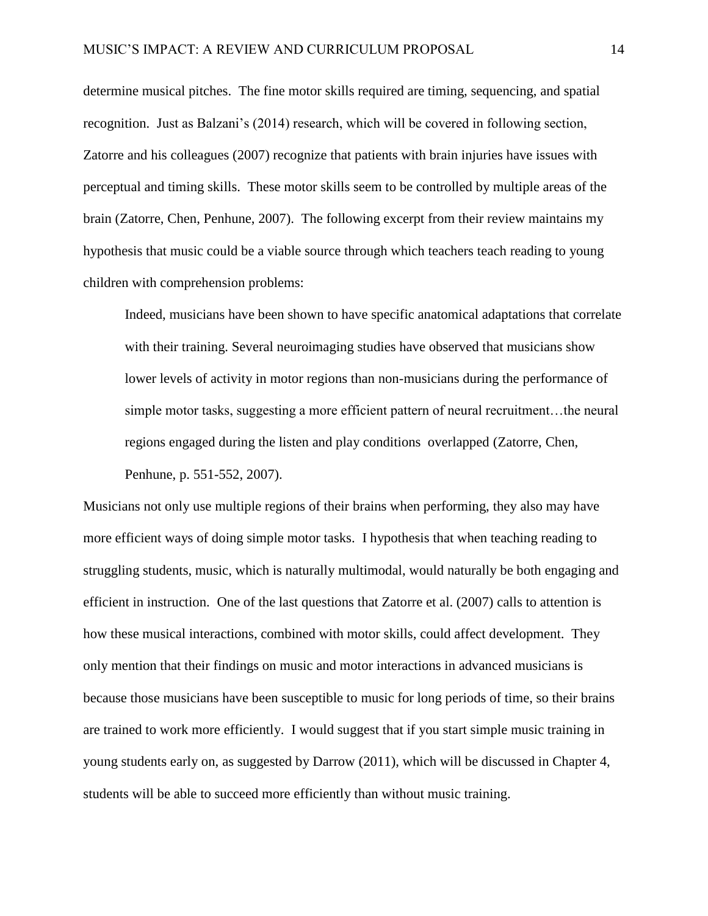determine musical pitches. The fine motor skills required are timing, sequencing, and spatial recognition. Just as Balzani's (2014) research, which will be covered in following section, Zatorre and his colleagues (2007) recognize that patients with brain injuries have issues with perceptual and timing skills. These motor skills seem to be controlled by multiple areas of the brain (Zatorre, Chen, Penhune, 2007). The following excerpt from their review maintains my hypothesis that music could be a viable source through which teachers teach reading to young children with comprehension problems:

> Indeed, musicians have been shown to have specific anatomical adaptations that correlate with their training. Several neuroimaging studies have observed that musicians show lower levels of activity in motor regions than non-musicians during the performance of simple motor tasks, suggesting a more efficient pattern of neural recruitment…the neural regions engaged during the listen and play conditions overlapped (Zatorre, Chen, Penhune, p. 551-552, 2007).

Musicians not only use multiple regions of their brains when performing, they also may have more efficient ways of doing simple motor tasks. I hypothesis that when teaching reading to struggling students, music, which is naturally multimodal, would naturally be both engaging and efficient in instruction. One of the last questions that Zatorre et al. (2007) calls to attention is how these musical interactions, combined with motor skills, could affect development. They only mention that their findings on music and motor interactions in advanced musicians is because those musicians have been susceptible to music for long periods of time, so their brains are trained to work more efficiently. I would suggest that if you start simple music training in young students early on, as suggested by Darrow (2011), which will be discussed in Chapter 4, students will be able to succeed more efficiently than without music training.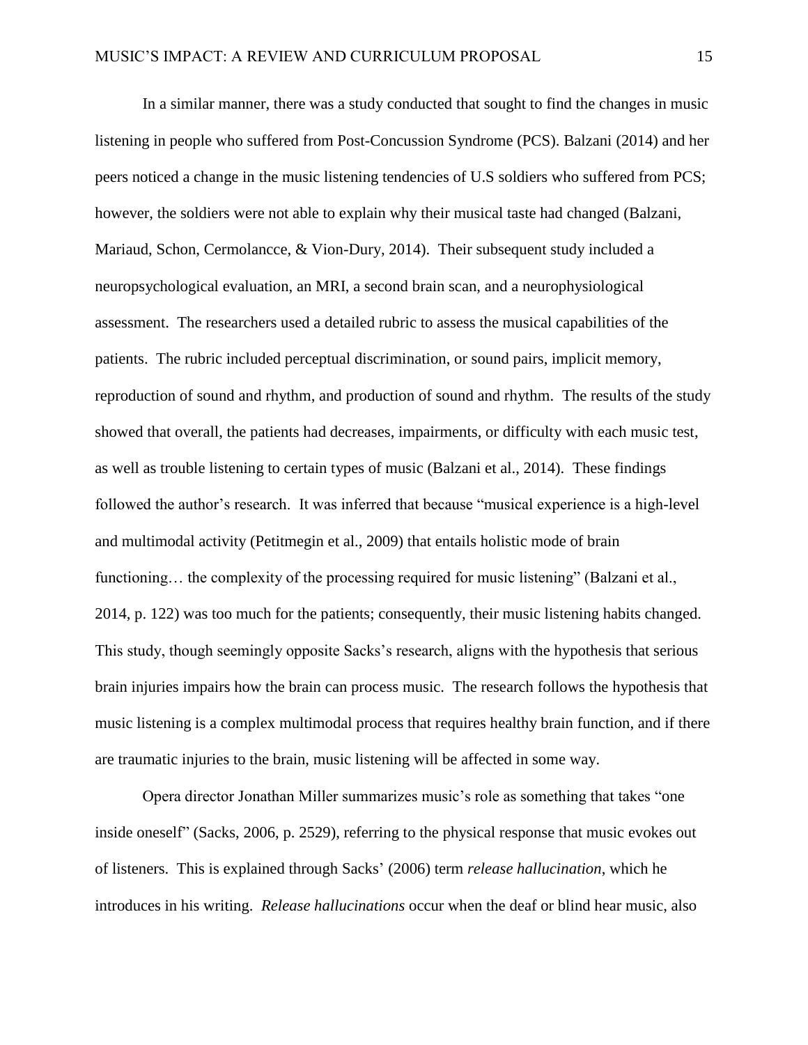In a similar manner, there was a study conducted that sought to find the changes in music listening in people who suffered from Post-Concussion Syndrome (PCS). Balzani (2014) and her peers noticed a change in the music listening tendencies of U.S soldiers who suffered from PCS; however, the soldiers were not able to explain why their musical taste had changed (Balzani, Mariaud, Schon, Cermolancce, & Vion-Dury, 2014). Their subsequent study included a neuropsychological evaluation, an MRI, a second brain scan, and a neurophysiological assessment. The researchers used a detailed rubric to assess the musical capabilities of the patients. The rubric included perceptual discrimination, or sound pairs, implicit memory, reproduction of sound and rhythm, and production of sound and rhythm. The results of the study showed that overall, the patients had decreases, impairments, or difficulty with each music test, as well as trouble listening to certain types of music (Balzani et al., 2014). These findings followed the author's research. It was inferred that because "musical experience is a high-level and multimodal activity (Petitmegin et al., 2009) that entails holistic mode of brain functioning… the complexity of the processing required for music listening" (Balzani et al., 2014, p. 122) was too much for the patients; consequently, their music listening habits changed. This study, though seemingly opposite Sacks's research, aligns with the hypothesis that serious brain injuries impairs how the brain can process music. The research follows the hypothesis that music listening is a complex multimodal process that requires healthy brain function, and if there are traumatic injuries to the brain, music listening will be affected in some way.

Opera director Jonathan Miller summarizes music's role as something that takes "one inside oneself" (Sacks, 2006, p. 2529), referring to the physical response that music evokes out of listeners. This is explained through Sacks' (2006) term *release hallucination*, which he introduces in his writing. *Release hallucinations* occur when the deaf or blind hear music, also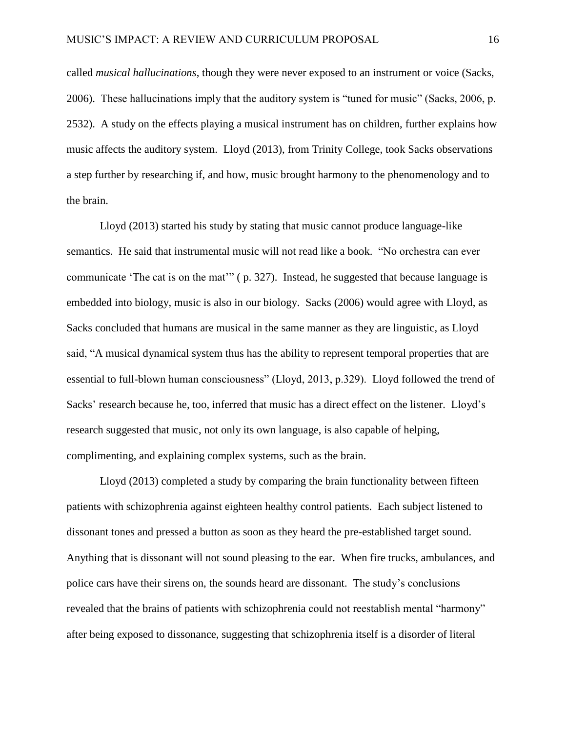called *musical hallucinations*, though they were never exposed to an instrument or voice (Sacks, 2006). These hallucinations imply that the auditory system is "tuned for music" (Sacks, 2006, p. 2532). A study on the effects playing a musical instrument has on children, further explains how music affects the auditory system. Lloyd (2013), from Trinity College, took Sacks observations a step further by researching if, and how, music brought harmony to the phenomenology and to the brain.

Lloyd (2013) started his study by stating that music cannot produce language-like semantics. He said that instrumental music will not read like a book. "No orchestra can ever communicate 'The cat is on the mat'" ( p. 327). Instead, he suggested that because language is embedded into biology, music is also in our biology. Sacks (2006) would agree with Lloyd, as Sacks concluded that humans are musical in the same manner as they are linguistic, as Lloyd said, "A musical dynamical system thus has the ability to represent temporal properties that are essential to full-blown human consciousness" (Lloyd, 2013, p.329). Lloyd followed the trend of Sacks' research because he, too, inferred that music has a direct effect on the listener. Lloyd's research suggested that music, not only its own language, is also capable of helping, complimenting, and explaining complex systems, such as the brain.

Lloyd (2013) completed a study by comparing the brain functionality between fifteen patients with schizophrenia against eighteen healthy control patients. Each subject listened to dissonant tones and pressed a button as soon as they heard the pre-established target sound. Anything that is dissonant will not sound pleasing to the ear. When fire trucks, ambulances, and police cars have their sirens on, the sounds heard are dissonant. The study's conclusions revealed that the brains of patients with schizophrenia could not reestablish mental "harmony" after being exposed to dissonance, suggesting that schizophrenia itself is a disorder of literal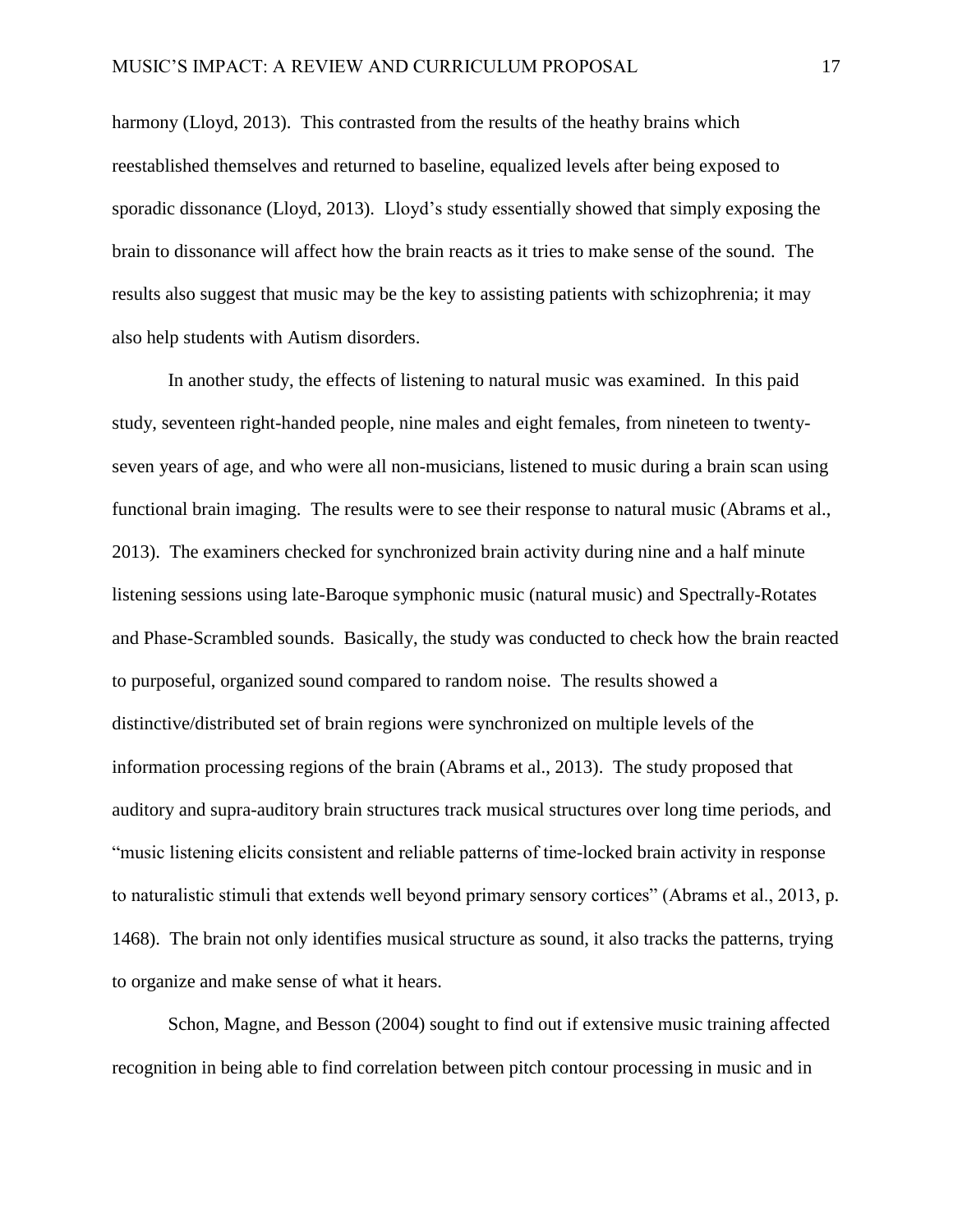harmony (Lloyd, 2013). This contrasted from the results of the heathy brains which reestablished themselves and returned to baseline, equalized levels after being exposed to sporadic dissonance (Lloyd, 2013). Lloyd's study essentially showed that simply exposing the brain to dissonance will affect how the brain reacts as it tries to make sense of the sound. The results also suggest that music may be the key to assisting patients with schizophrenia; it may also help students with Autism disorders.

In another study, the effects of listening to natural music was examined. In this paid study, seventeen right-handed people, nine males and eight females, from nineteen to twenty-seven years of age, and who were all non-musicians, listened to music during a brain scan using functional brain imaging. The results were to see their response to natural music (Abrams et al., 2013). The examiners checked for synchronized brain activity during nine and a half minute listening sessions using late-Baroque symphonic music (natural music) and Spectrally-Rotates and Phase-Scrambled sounds. Basically, the study was conducted to check how the brain reacted to purposeful, organized sound compared to random noise. The results showed a distinctive/distributed set of brain regions were synchronized on multiple levels of the information processing regions of the brain (Abrams et al., 2013). The study proposed that auditory and supra-auditory brain structures track musical structures over long time periods, and "music listening elicits consistent and reliable patterns of time-locked brain activity in response to naturalistic stimuli that extends well beyond primary sensory cortices" (Abrams et al., 2013, p. 1468). The brain not only identifies musical structure as sound, it also tracks the patterns, trying to organize and make sense of what it hears.

Schon, Magne, and Besson (2004) sought to find out if extensive music training affected recognition in being able to find correlation between pitch contour processing in music and in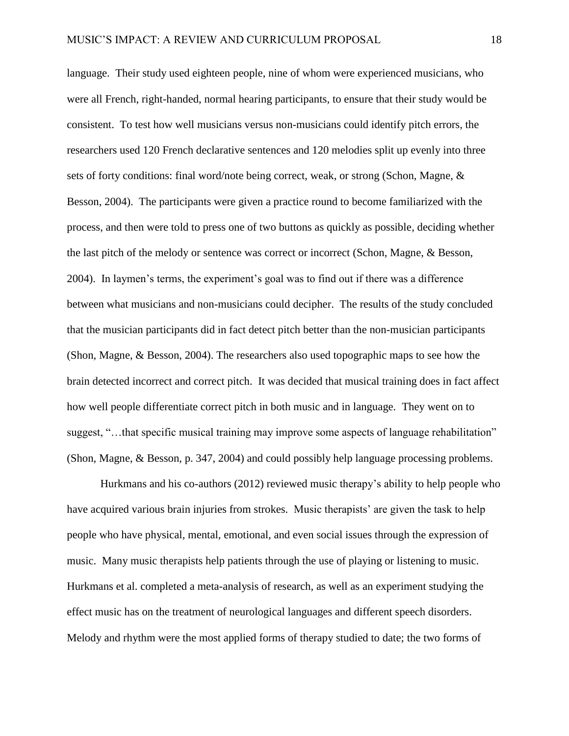language. Their study used eighteen people, nine of whom were experienced musicians, who were all French, right-handed, normal hearing participants, to ensure that their study would be consistent. To test how well musicians versus non-musicians could identify pitch errors, the researchers used 120 French declarative sentences and 120 melodies split up evenly into three sets of forty conditions: final word/note being correct, weak, or strong (Schon, Magne, & Besson, 2004). The participants were given a practice round to become familiarized with the process, and then were told to press one of two buttons as quickly as possible, deciding whether the last pitch of the melody or sentence was correct or incorrect (Schon, Magne, & Besson, 2004). In laymen's terms, the experiment's goal was to find out if there was a difference between what musicians and non-musicians could decipher. The results of the study concluded that the musician participants did in fact detect pitch better than the non-musician participants (Shon, Magne, & Besson, 2004). The researchers also used topographic maps to see how the brain detected incorrect and correct pitch. It was decided that musical training does in fact affect how well people differentiate correct pitch in both music and in language. They went on to suggest, "…that specific musical training may improve some aspects of language rehabilitation" (Shon, Magne, & Besson, p. 347, 2004) and could possibly help language processing problems.

Hurkmans and his co-authors (2012) reviewed music therapy's ability to help people who have acquired various brain injuries from strokes. Music therapists' are given the task to help people who have physical, mental, emotional, and even social issues through the expression of music. Many music therapists help patients through the use of playing or listening to music. Hurkmans et al. completed a meta-analysis of research, as well as an experiment studying the effect music has on the treatment of neurological languages and different speech disorders. Melody and rhythm were the most applied forms of therapy studied to date; the two forms of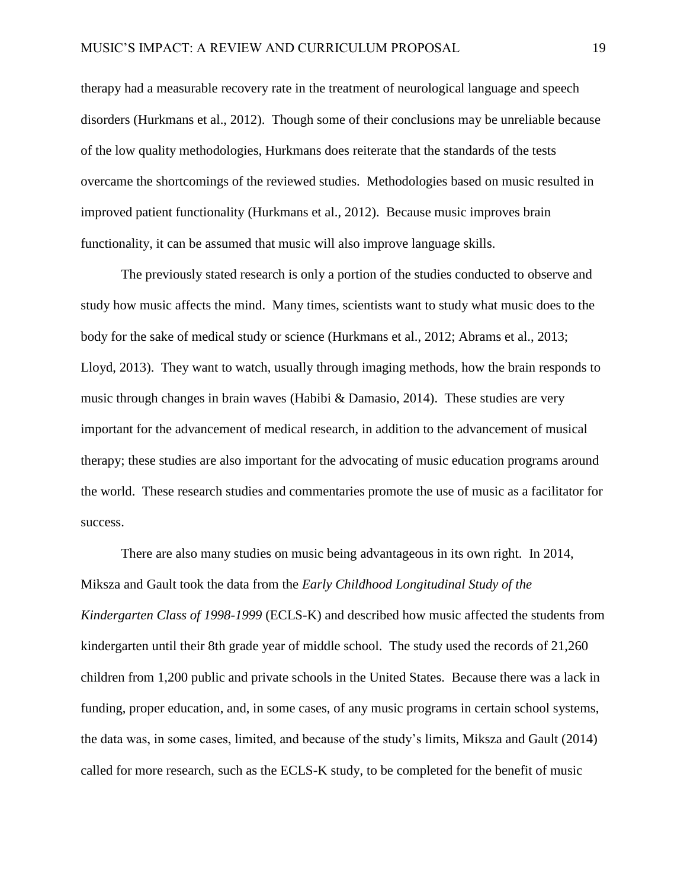therapy had a measurable recovery rate in the treatment of neurological language and speech disorders (Hurkmans et al., 2012). Though some of their conclusions may be unreliable because of the low quality methodologies, Hurkmans does reiterate that the standards of the tests overcame the shortcomings of the reviewed studies. Methodologies based on music resulted in improved patient functionality (Hurkmans et al., 2012). Because music improves brain functionality, it can be assumed that music will also improve language skills.

The previously stated research is only a portion of the studies conducted to observe and study how music affects the mind. Many times, scientists want to study what music does to the body for the sake of medical study or science (Hurkmans et al., 2012; Abrams et al., 2013; Lloyd, 2013). They want to watch, usually through imaging methods, how the brain responds to music through changes in brain waves (Habibi & Damasio, 2014). These studies are very important for the advancement of medical research, in addition to the advancement of musical therapy; these studies are also important for the advocating of music education programs around the world. These research studies and commentaries promote the use of music as a facilitator for success.

There are also many studies on music being advantageous in its own right. In 2014, Miksza and Gault took the data from the *Early Childhood Longitudinal Study of the Kindergarten Class of 1998-1999* (ECLS-K) and described how music affected the students from kindergarten until their 8th grade year of middle school. The study used the records of 21,260 children from 1,200 public and private schools in the United States. Because there was a lack in funding, proper education, and, in some cases, of any music programs in certain school systems, the data was, in some cases, limited, and because of the study's limits, Miksza and Gault (2014) called for more research, such as the ECLS-K study, to be completed for the benefit of music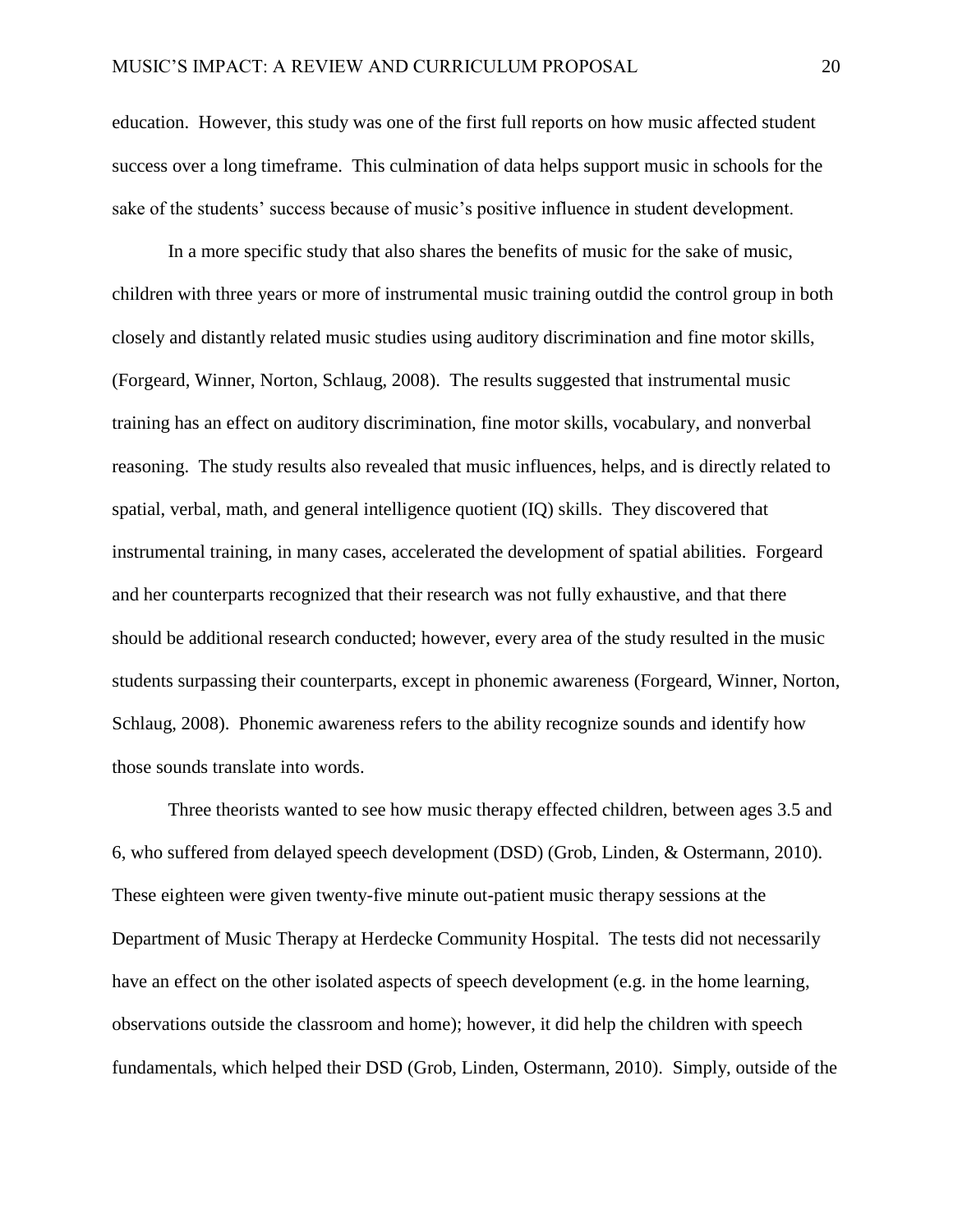education. However, this study was one of the first full reports on how music affected student success over a long timeframe. This culmination of data helps support music in schools for the sake of the students' success because of music's positive influence in student development.

In a more specific study that also shares the benefits of music for the sake of music, children with three years or more of instrumental music training outdid the control group in both closely and distantly related music studies using auditory discrimination and fine motor skills, (Forgeard, Winner, Norton, Schlaug, 2008). The results suggested that instrumental music training has an effect on auditory discrimination, fine motor skills, vocabulary, and nonverbal reasoning. The study results also revealed that music influences, helps, and is directly related to spatial, verbal, math, and general intelligence quotient (IQ) skills. They discovered that instrumental training, in many cases, accelerated the development of spatial abilities. Forgeard and her counterparts recognized that their research was not fully exhaustive, and that there should be additional research conducted; however, every area of the study resulted in the music students surpassing their counterparts, except in phonemic awareness (Forgeard, Winner, Norton, Schlaug, 2008). Phonemic awareness refers to the ability recognize sounds and identify how those sounds translate into words.

Three theorists wanted to see how music therapy effected children, between ages 3.5 and 6, who suffered from delayed speech development (DSD) (Grob, Linden, & Ostermann, 2010). These eighteen were given twenty-five minute out-patient music therapy sessions at the Department of Music Therapy at Herdecke Community Hospital. The tests did not necessarily have an effect on the other isolated aspects of speech development (e.g. in the home learning, observations outside the classroom and home); however, it did help the children with speech fundamentals, which helped their DSD (Grob, Linden, Ostermann, 2010). Simply, outside of the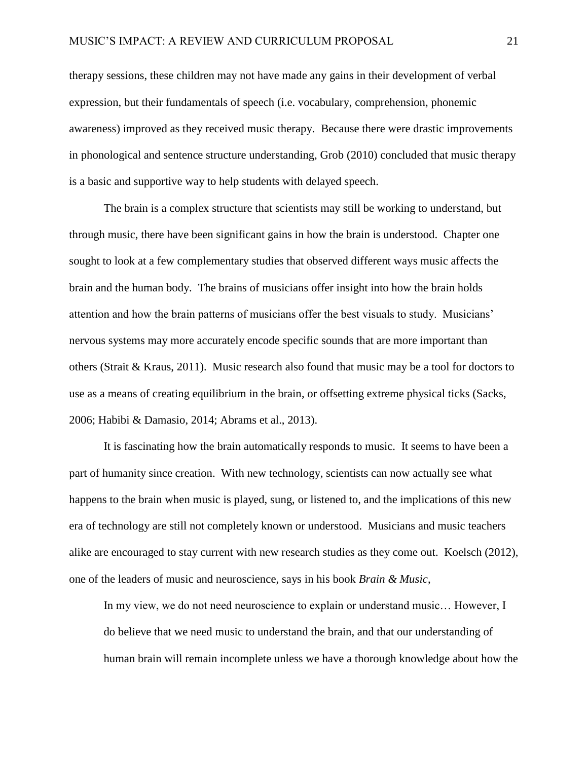therapy sessions, these children may not have made any gains in their development of verbal expression, but their fundamentals of speech (i.e. vocabulary, comprehension, phonemic awareness) improved as they received music therapy. Because there were drastic improvements in phonological and sentence structure understanding, Grob (2010) concluded that music therapy is a basic and supportive way to help students with delayed speech.

The brain is a complex structure that scientists may still be working to understand, but through music, there have been significant gains in how the brain is understood. Chapter one sought to look at a few complementary studies that observed different ways music affects the brain and the human body. The brains of musicians offer insight into how the brain holds attention and how the brain patterns of musicians offer the best visuals to study. Musicians' nervous systems may more accurately encode specific sounds that are more important than others (Strait & Kraus, 2011). Music research also found that music may be a tool for doctors to use as a means of creating equilibrium in the brain, or offsetting extreme physical ticks (Sacks, 2006; Habibi & Damasio, 2014; Abrams et al., 2013).

It is fascinating how the brain automatically responds to music. It seems to have been a part of humanity since creation. With new technology, scientists can now actually see what happens to the brain when music is played, sung, or listened to, and the implications of this new era of technology are still not completely known or understood. Musicians and music teachers alike are encouraged to stay current with new research studies as they come out. Koelsch (2012), one of the leaders of music and neuroscience, says in his book *Brain & Music*,

> In my view, we do not need neuroscience to explain or understand music… However, I do believe that we need music to understand the brain, and that our understanding of human brain will remain incomplete unless we have a thorough knowledge about how the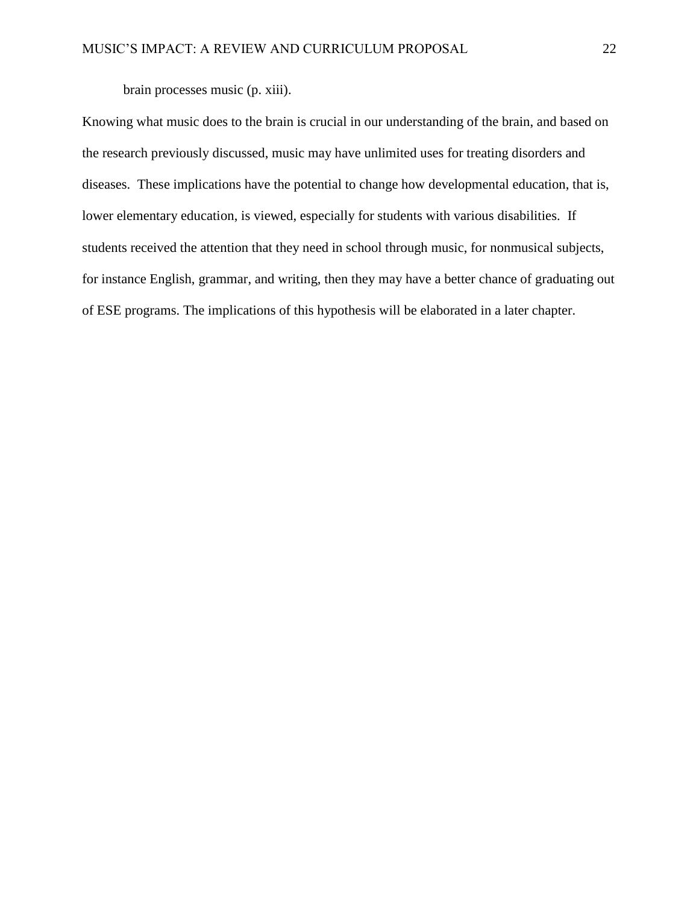brain processes music (p. xiii).

Knowing what music does to the brain is crucial in our understanding of the brain, and based on the research previously discussed, music may have unlimited uses for treating disorders and diseases. These implications have the potential to change how developmental education, that is, lower elementary education, is viewed, especially for students with various disabilities. If students received the attention that they need in school through music, for nonmusical subjects, for instance English, grammar, and writing, then they may have a better chance of graduating out of ESE programs. The implications of this hypothesis will be elaborated in a later chapter.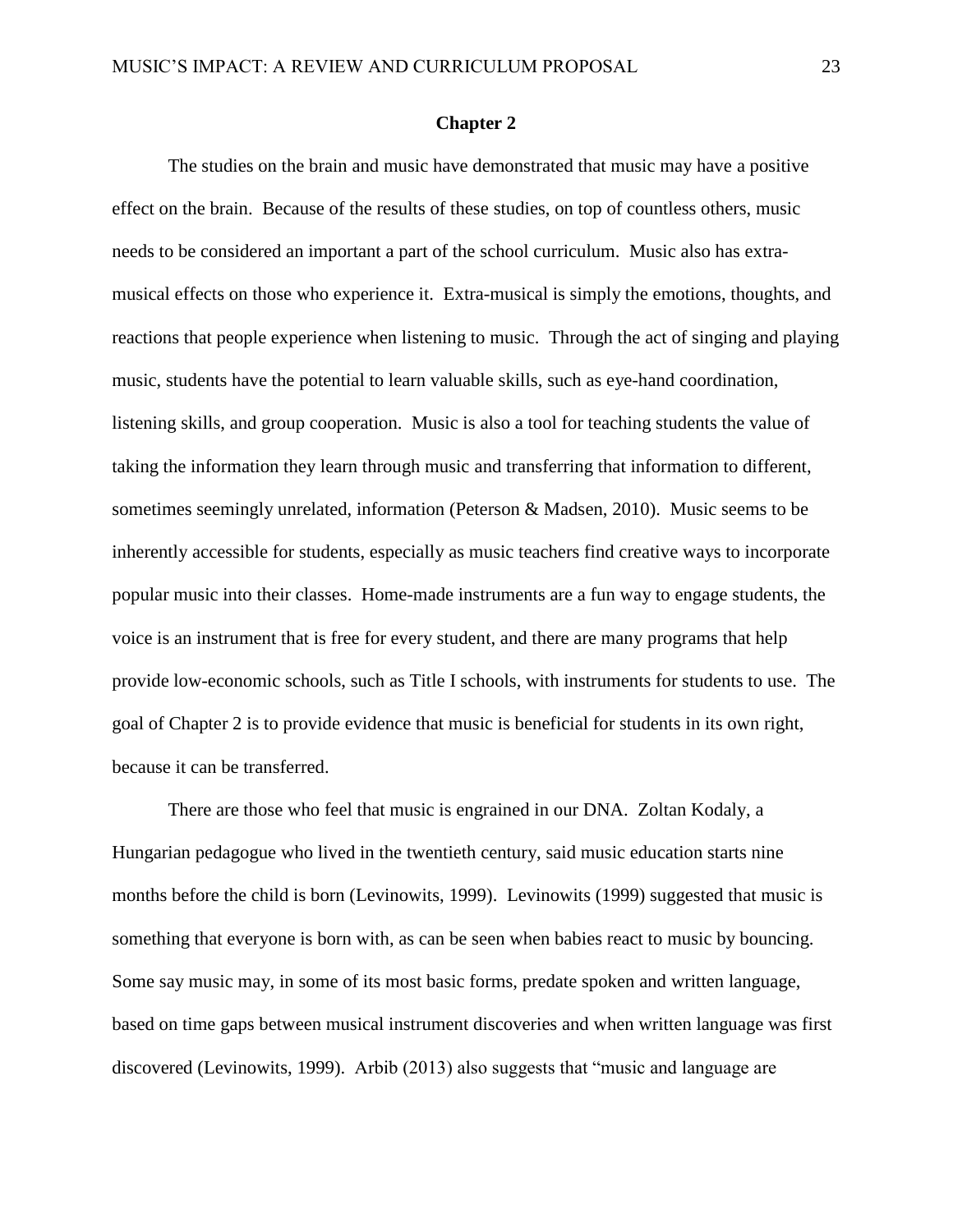## Chapter 2

The studies on the brain and music have demonstrated that music may have a positive effect on the brain. Because of the results of these studies, on top of countless others, music needs to be considered an important a part of the school curriculum. Music also has extra-musical effects on those who experience it. Extra-musical is simply the emotions, thoughts, and reactions that people experience when listening to music. Through the act of singing and playing music, students have the potential to learn valuable skills, such as eye-hand coordination, listening skills, and group cooperation. Music is also a tool for teaching students the value of taking the information they learn through music and transferring that information to different, sometimes seemingly unrelated, information (Peterson & Madsen, 2010). Music seems to be inherently accessible for students, especially as music teachers find creative ways to incorporate popular music into their classes. Home-made instruments are a fun way to engage students, the voice is an instrument that is free for every student, and there are many programs that help provide low-economic schools, such as Title I schools, with instruments for students to use. The goal of Chapter 2 is to provide evidence that music is beneficial for students in its own right, because it can be transferred.

There are those who feel that music is engrained in our DNA. Zoltan Kodaly, a Hungarian pedagogue who lived in the twentieth century, said music education starts nine months before the child is born (Levinowits, 1999). Levinowits (1999) suggested that music is something that everyone is born with, as can be seen when babies react to music by bouncing. Some say music may, in some of its most basic forms, predate spoken and written language, based on time gaps between musical instrument discoveries and when written language was first discovered (Levinowits, 1999). Arbib (2013) also suggests that "music and language are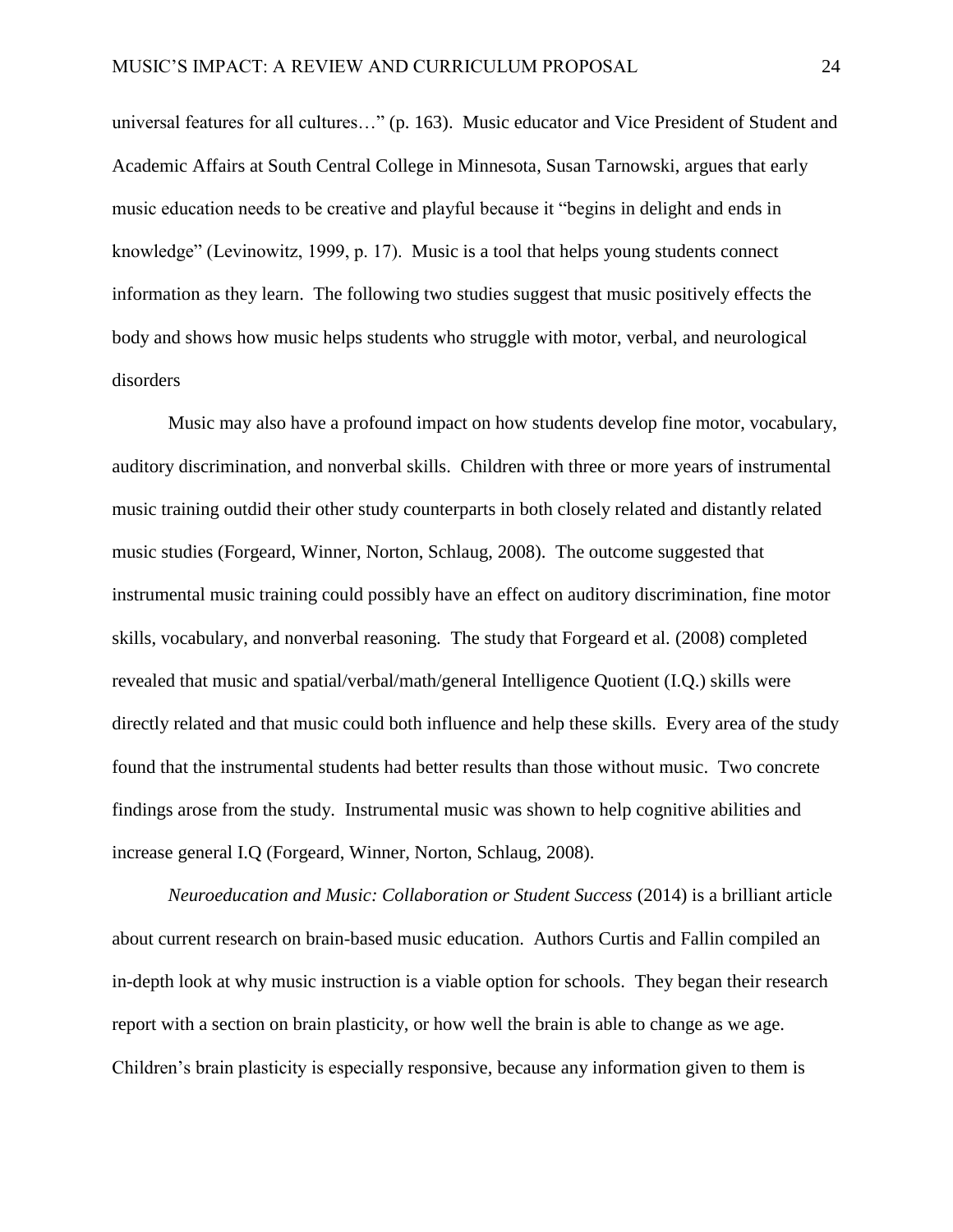universal features for all cultures…" (p. 163). Music educator and Vice President of Student and Academic Affairs at South Central College in Minnesota, Susan Tarnowski, argues that early music education needs to be creative and playful because it "begins in delight and ends in knowledge" (Levinowitz, 1999, p. 17). Music is a tool that helps young students connect information as they learn. The following two studies suggest that music positively effects the body and shows how music helps students who struggle with motor, verbal, and neurological disorders

Music may also have a profound impact on how students develop fine motor, vocabulary, auditory discrimination, and nonverbal skills. Children with three or more years of instrumental music training outdid their other study counterparts in both closely related and distantly related music studies (Forgeard, Winner, Norton, Schlaug, 2008). The outcome suggested that instrumental music training could possibly have an effect on auditory discrimination, fine motor skills, vocabulary, and nonverbal reasoning. The study that Forgeard et al. (2008) completed revealed that music and spatial/verbal/math/general Intelligence Quotient (I.Q.) skills were directly related and that music could both influence and help these skills. Every area of the study found that the instrumental students had better results than those without music. Two concrete findings arose from the study. Instrumental music was shown to help cognitive abilities and increase general I.Q (Forgeard, Winner, Norton, Schlaug, 2008).

*Neuroeducation and Music: Collaboration or Student Success* (2014) is a brilliant article about current research on brain-based music education. Authors Curtis and Fallin compiled an in-depth look at why music instruction is a viable option for schools. They began their research report with a section on brain plasticity, or how well the brain is able to change as we age. Children's brain plasticity is especially responsive, because any information given to them is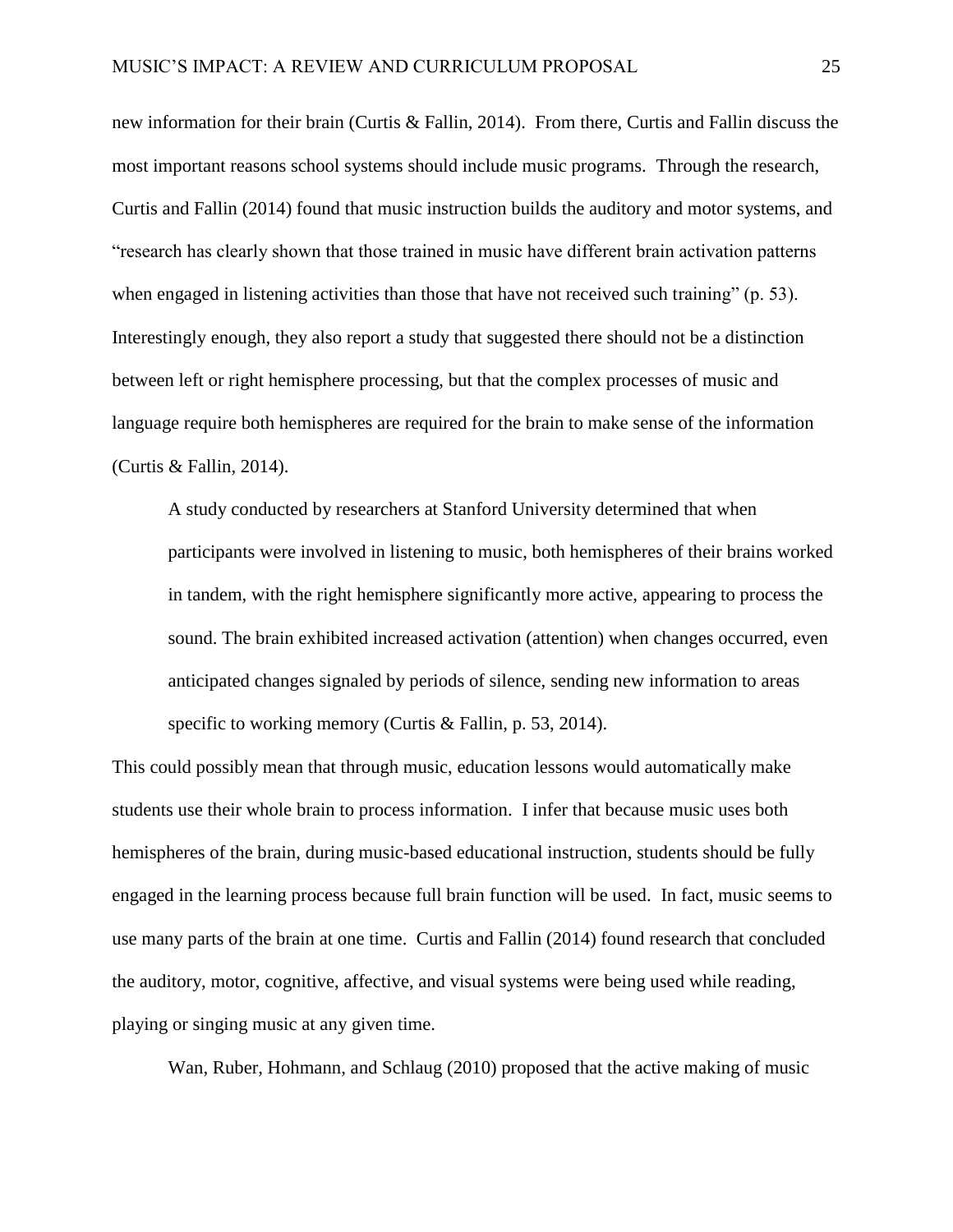new information for their brain (Curtis & Fallin, 2014). From there, Curtis and Fallin discuss the most important reasons school systems should include music programs. Through the research, Curtis and Fallin (2014) found that music instruction builds the auditory and motor systems, and "research has clearly shown that those trained in music have different brain activation patterns when engaged in listening activities than those that have not received such training" (p. 53). Interestingly enough, they also report a study that suggested there should not be a distinction between left or right hemisphere processing, but that the complex processes of music and language require both hemispheres are required for the brain to make sense of the information (Curtis & Fallin, 2014).

> A study conducted by researchers at Stanford University determined that when participants were involved in listening to music, both hemispheres of their brains worked in tandem, with the right hemisphere significantly more active, appearing to process the sound. The brain exhibited increased activation (attention) when changes occurred, even anticipated changes signaled by periods of silence, sending new information to areas specific to working memory (Curtis & Fallin, p. 53, 2014).

This could possibly mean that through music, education lessons would automatically make students use their whole brain to process information. I infer that because music uses both hemispheres of the brain, during music-based educational instruction, students should be fully engaged in the learning process because full brain function will be used. In fact, music seems to use many parts of the brain at one time. Curtis and Fallin (2014) found research that concluded the auditory, motor, cognitive, affective, and visual systems were being used while reading, playing or singing music at any given time.

Wan, Ruber, Hohmann, and Schlaug (2010) proposed that the active making of music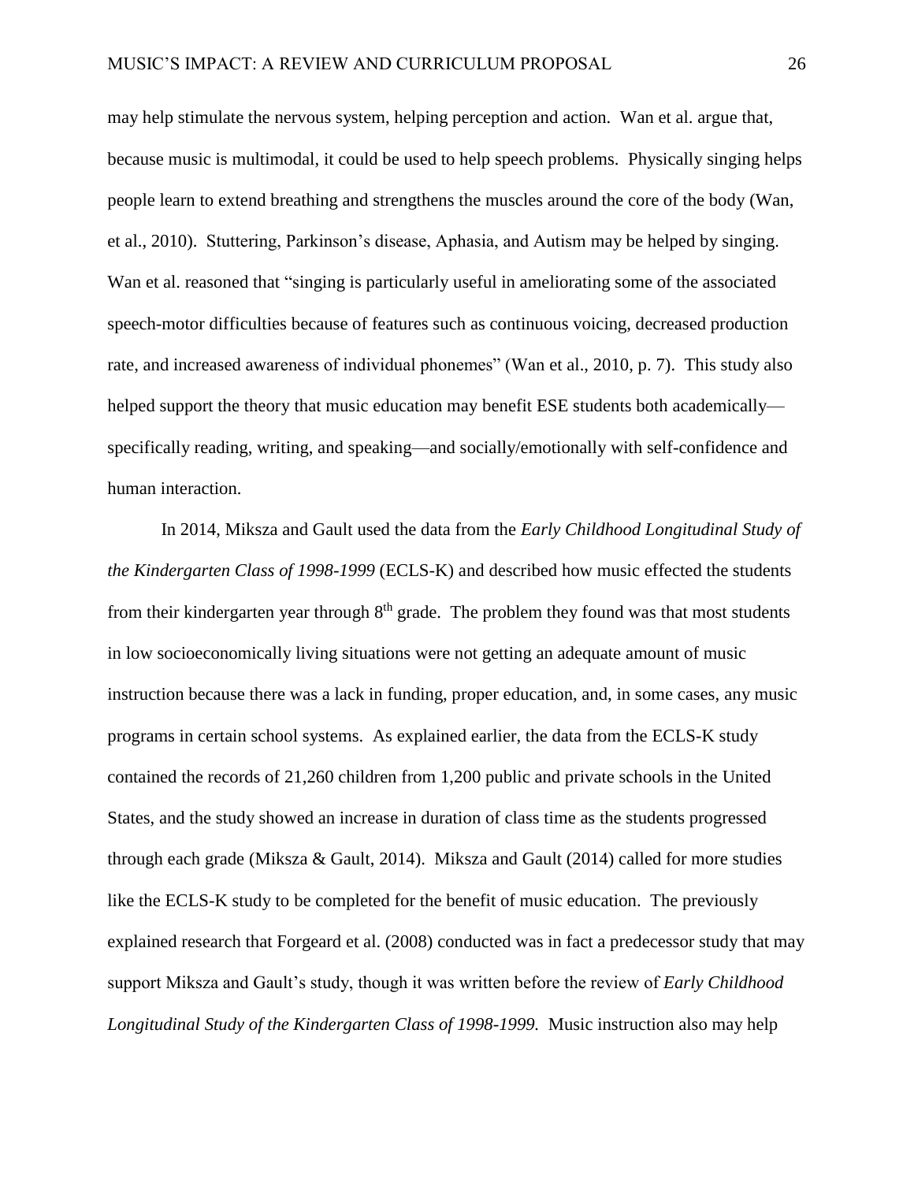may help stimulate the nervous system, helping perception and action. Wan et al. argue that, because music is multimodal, it could be used to help speech problems. Physically singing helps people learn to extend breathing and strengthens the muscles around the core of the body (Wan, et al., 2010). Stuttering, Parkinson's disease, Aphasia, and Autism may be helped by singing. Wan et al. reasoned that "singing is particularly useful in ameliorating some of the associated speech-motor difficulties because of features such as continuous voicing, decreased production rate, and increased awareness of individual phonemes" (Wan et al., 2010, p. 7). This study also helped support the theory that music education may benefit ESE students both academically—specifically reading, writing, and speaking—and socially/emotionally with self-confidence and human interaction.

In 2014, Miksza and Gault used the data from the *Early Childhood Longitudinal Study of the Kindergarten Class of 1998-1999* (ECLS-K) and described how music effected the students from their kindergarten year through 8th grade. The problem they found was that most students in low socioeconomically living situations were not getting an adequate amount of music instruction because there was a lack in funding, proper education, and, in some cases, any music programs in certain school systems. As explained earlier, the data from the ECLS-K study contained the records of 21,260 children from 1,200 public and private schools in the United States, and the study showed an increase in duration of class time as the students progressed through each grade (Miksza & Gault, 2014). Miksza and Gault (2014) called for more studies like the ECLS-K study to be completed for the benefit of music education. The previously explained research that Forgeard et al. (2008) conducted was in fact a predecessor study that may support Miksza and Gault's study, though it was written before the review of *Early Childhood Longitudinal Study of the Kindergarten Class of 1998-1999*. Music instruction also may help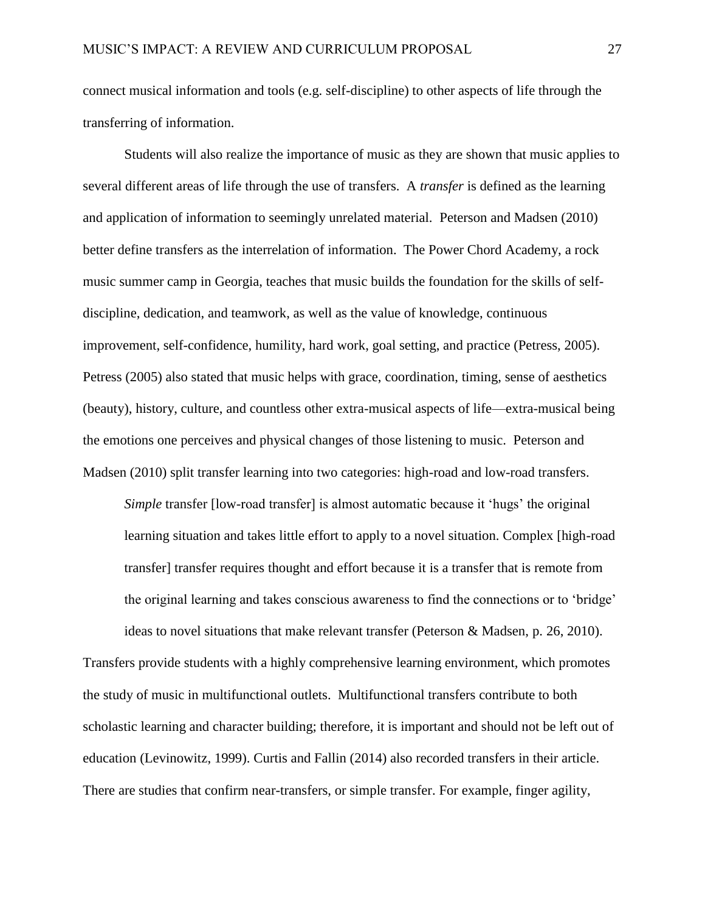connect musical information and tools (e.g. self-discipline) to other aspects of life through the transferring of information.

Students will also realize the importance of music as they are shown that music applies to several different areas of life through the use of transfers. A *transfer* is defined as the learning and application of information to seemingly unrelated material. Peterson and Madsen (2010) better define transfers as the interrelation of information. The Power Chord Academy, a rock music summer camp in Georgia, teaches that music builds the foundation for the skills of self-discipline, dedication, and teamwork, as well as the value of knowledge, continuous improvement, self-confidence, humility, hard work, goal setting, and practice (Petress, 2005). Petress (2005) also stated that music helps with grace, coordination, timing, sense of aesthetics (beauty), history, culture, and countless other extra-musical aspects of life—extra-musical being the emotions one perceives and physical changes of those listening to music. Peterson and Madsen (2010) split transfer learning into two categories: high-road and low-road transfers.

> *Simple* transfer [low-road transfer] is almost automatic because it 'hugs' the original learning situation and takes little effort to apply to a novel situation. Complex [high-road transfer] transfer requires thought and effort because it is a transfer that is remote from the original learning and takes conscious awareness to find the connections or to 'bridge' ideas to novel situations that make relevant transfer (Peterson & Madsen, p. 26, 2010).

Transfers provide students with a highly comprehensive learning environment, which promotes the study of music in multifunctional outlets. Multifunctional transfers contribute to both scholastic learning and character building; therefore, it is important and should not be left out of education (Levinowitz, 1999). Curtis and Fallin (2014) also recorded transfers in their article. There are studies that confirm near-transfers, or simple transfer. For example, finger agility,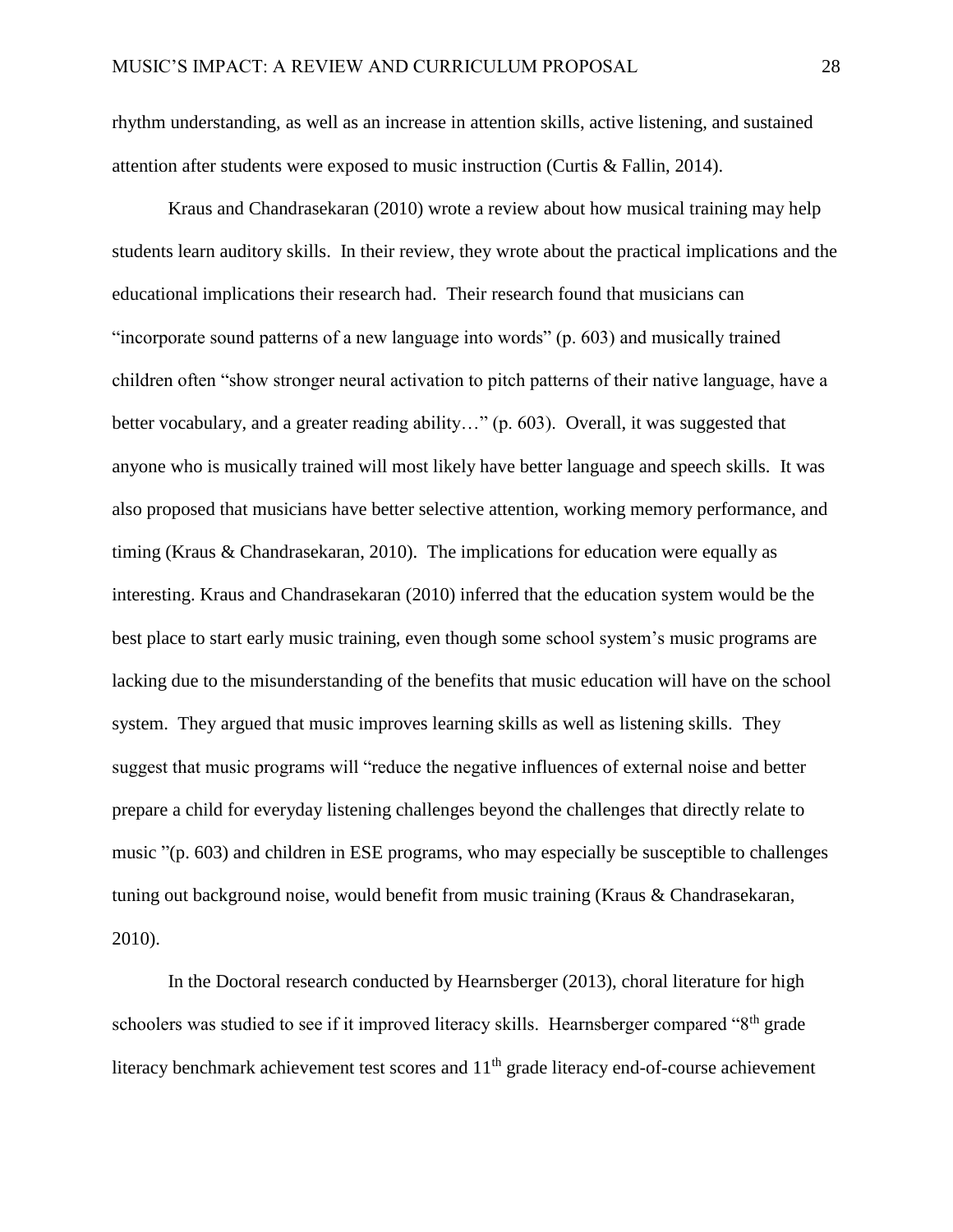rhythm understanding, as well as an increase in attention skills, active listening, and sustained attention after students were exposed to music instruction (Curtis & Fallin, 2014).

Kraus and Chandrasekaran (2010) wrote a review about how musical training may help students learn auditory skills. In their review, they wrote about the practical implications and the educational implications their research had. Their research found that musicians can "incorporate sound patterns of a new language into words" (p. 603) and musically trained children often "show stronger neural activation to pitch patterns of their native language, have a better vocabulary, and a greater reading ability…" (p. 603). Overall, it was suggested that anyone who is musically trained will most likely have better language and speech skills. It was also proposed that musicians have better selective attention, working memory performance, and timing (Kraus & Chandrasekaran, 2010). The implications for education were equally as interesting. Kraus and Chandrasekaran (2010) inferred that the education system would be the best place to start early music training, even though some school system's music programs are lacking due to the misunderstanding of the benefits that music education will have on the school system. They argued that music improves learning skills as well as listening skills. They suggest that music programs will "reduce the negative influences of external noise and better prepare a child for everyday listening challenges beyond the challenges that directly relate to music "(p. 603) and children in ESE programs, who may especially be susceptible to challenges tuning out background noise, would benefit from music training (Kraus & Chandrasekaran, 2010).

In the Doctoral research conducted by Hearnsberger (2013), choral literature for high schoolers was studied to see if it improved literacy skills. Hearnsberger compared "8th grade literacy benchmark achievement test scores and 11th grade literacy end-of-course achievement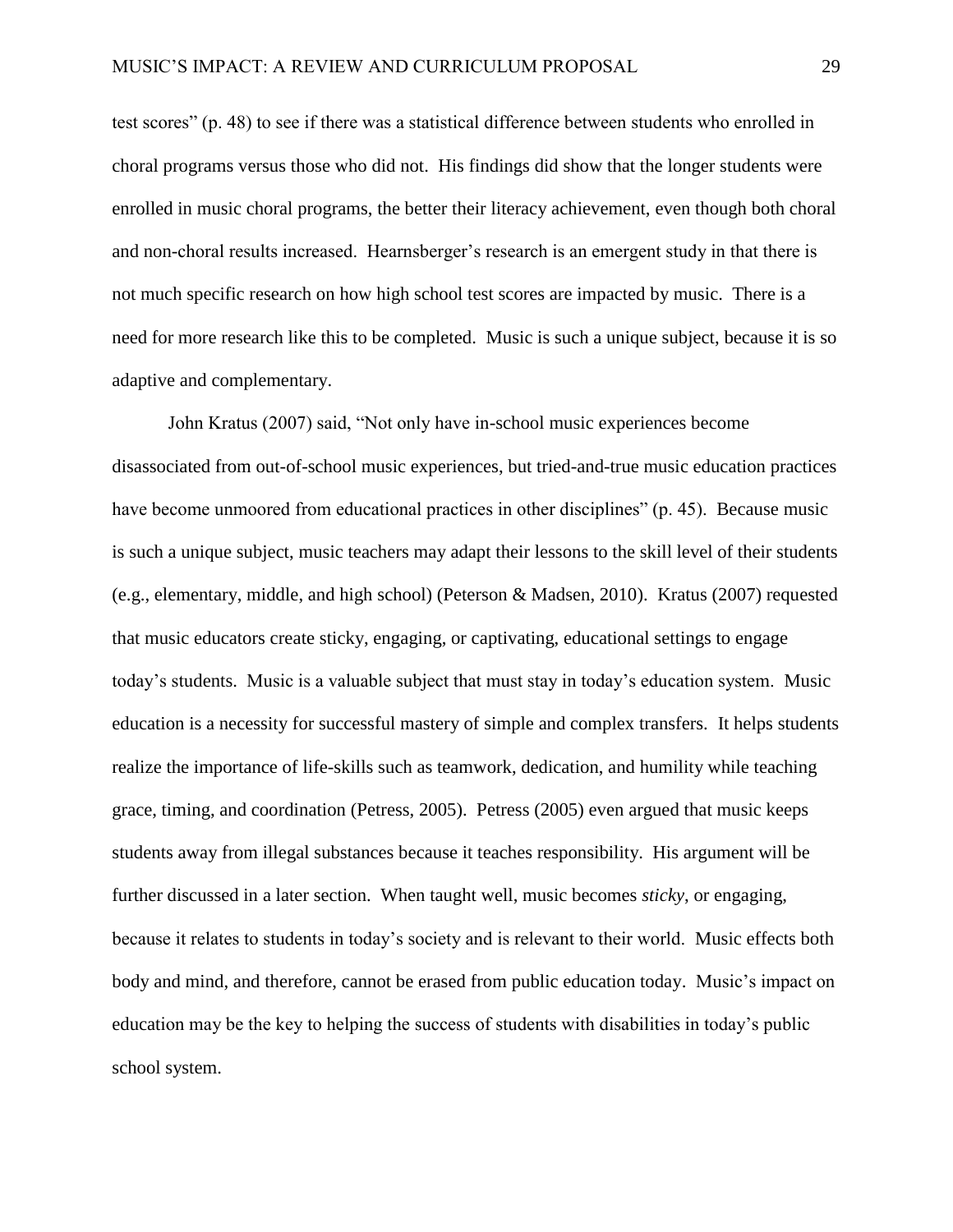test scores" (p. 48) to see if there was a statistical difference between students who enrolled in choral programs versus those who did not. His findings did show that the longer students were enrolled in music choral programs, the better their literacy achievement, even though both choral and non-choral results increased. Hearnsberger's research is an emergent study in that there is not much specific research on how high school test scores are impacted by music. There is a need for more research like this to be completed. Music is such a unique subject, because it is so adaptive and complementary.

John Kratus (2007) said, "Not only have in-school music experiences become disassociated from out-of-school music experiences, but tried-and-true music education practices have become unmoored from educational practices in other disciplines" (p. 45). Because music is such a unique subject, music teachers may adapt their lessons to the skill level of their students (e.g., elementary, middle, and high school) (Peterson & Madsen, 2010). Kratus (2007) requested that music educators create sticky, engaging, or captivating, educational settings to engage today's students. Music is a valuable subject that must stay in today's education system. Music education is a necessity for successful mastery of simple and complex transfers. It helps students realize the importance of life-skills such as teamwork, dedication, and humility while teaching grace, timing, and coordination (Petress, 2005). Petress (2005) even argued that music keeps students away from illegal substances because it teaches responsibility. His argument will be further discussed in a later section. When taught well, music becomes *sticky*, or engaging, because it relates to students in today's society and is relevant to their world. Music effects both body and mind, and therefore, cannot be erased from public education today. Music's impact on education may be the key to helping the success of students with disabilities in today's public school system.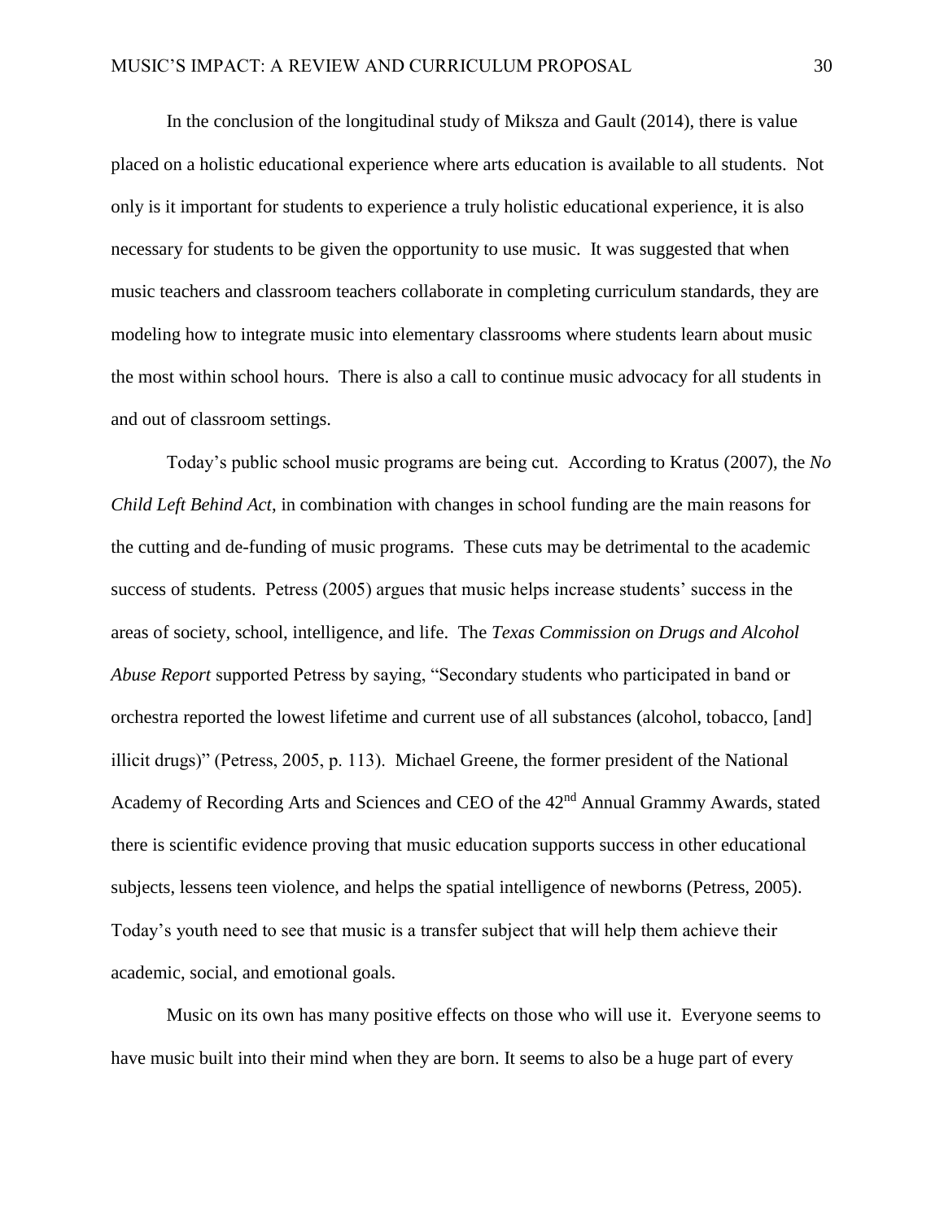In the conclusion of the longitudinal study of Miksza and Gault (2014), there is value placed on a holistic educational experience where arts education is available to all students. Not only is it important for students to experience a truly holistic educational experience, it is also necessary for students to be given the opportunity to use music. It was suggested that when music teachers and classroom teachers collaborate in completing curriculum standards, they are modeling how to integrate music into elementary classrooms where students learn about music the most within school hours. There is also a call to continue music advocacy for all students in and out of classroom settings.

Today's public school music programs are being cut. According to Kratus (2007), the *No Child Left Behind Act*, in combination with changes in school funding are the main reasons for the cutting and de-funding of music programs. These cuts may be detrimental to the academic success of students. Petress (2005) argues that music helps increase students' success in the areas of society, school, intelligence, and life. The *Texas Commission on Drugs and Alcohol Abuse Report* supported Petress by saying, "Secondary students who participated in band or orchestra reported the lowest lifetime and current use of all substances (alcohol, tobacco, [and] illicit drugs)" (Petress, 2005, p. 113). Michael Greene, the former president of the National Academy of Recording Arts and Sciences and CEO of the 42nd Annual Grammy Awards, stated there is scientific evidence proving that music education supports success in other educational subjects, lessens teen violence, and helps the spatial intelligence of newborns (Petress, 2005). Today's youth need to see that music is a transfer subject that will help them achieve their academic, social, and emotional goals.

Music on its own has many positive effects on those who will use it. Everyone seems to have music built into their mind when they are born. It seems to also be a huge part of every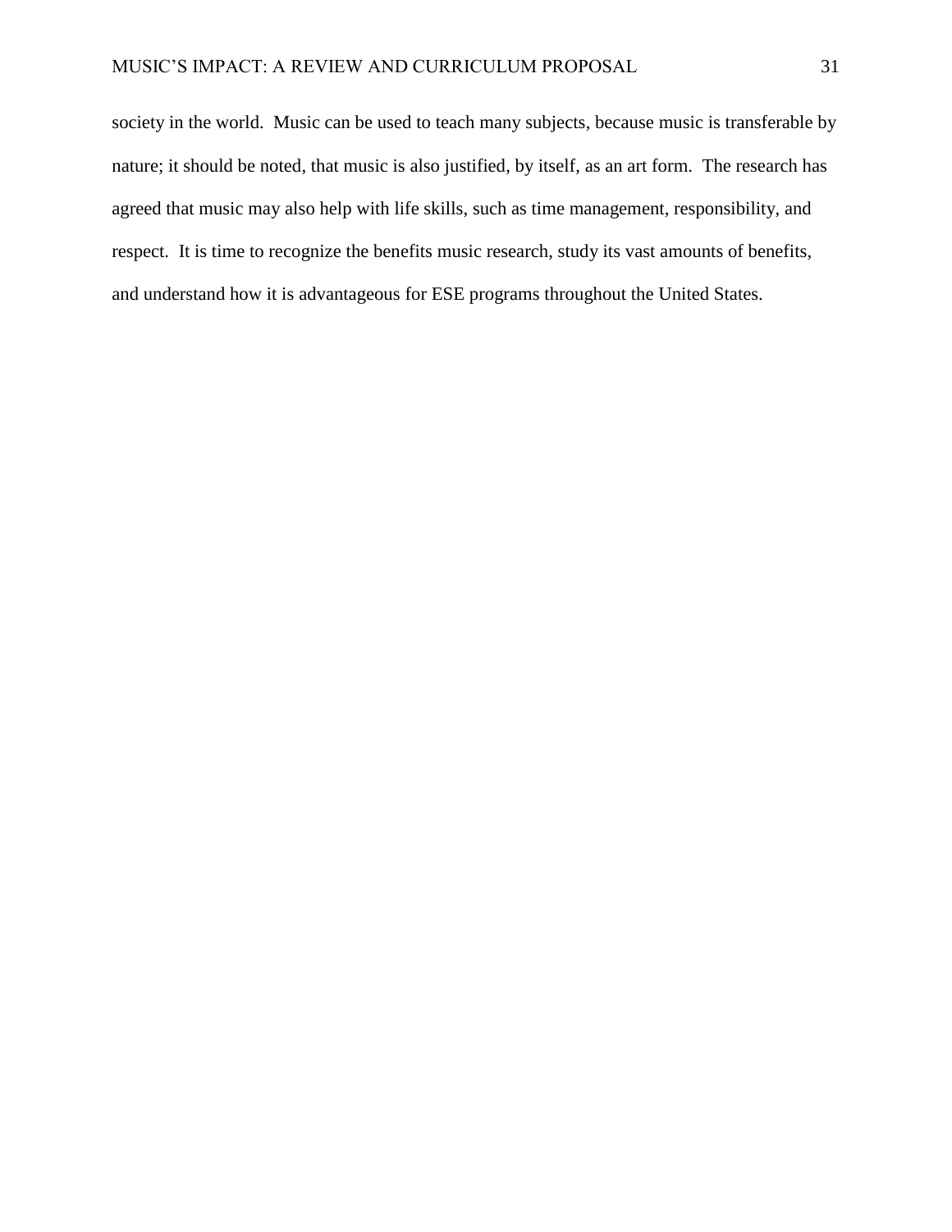society in the world.  Music can be used to teach many subjects, because music is transferable by nature; it should be noted, that music is also justified, by itself, as an art form.  The research has agreed that music may also help with life skills, such as time management, responsibility, and respect.  It is time to recognize the benefits music research, study its vast amounts of benefits, and understand how it is advantageous for ESE programs throughout the United States.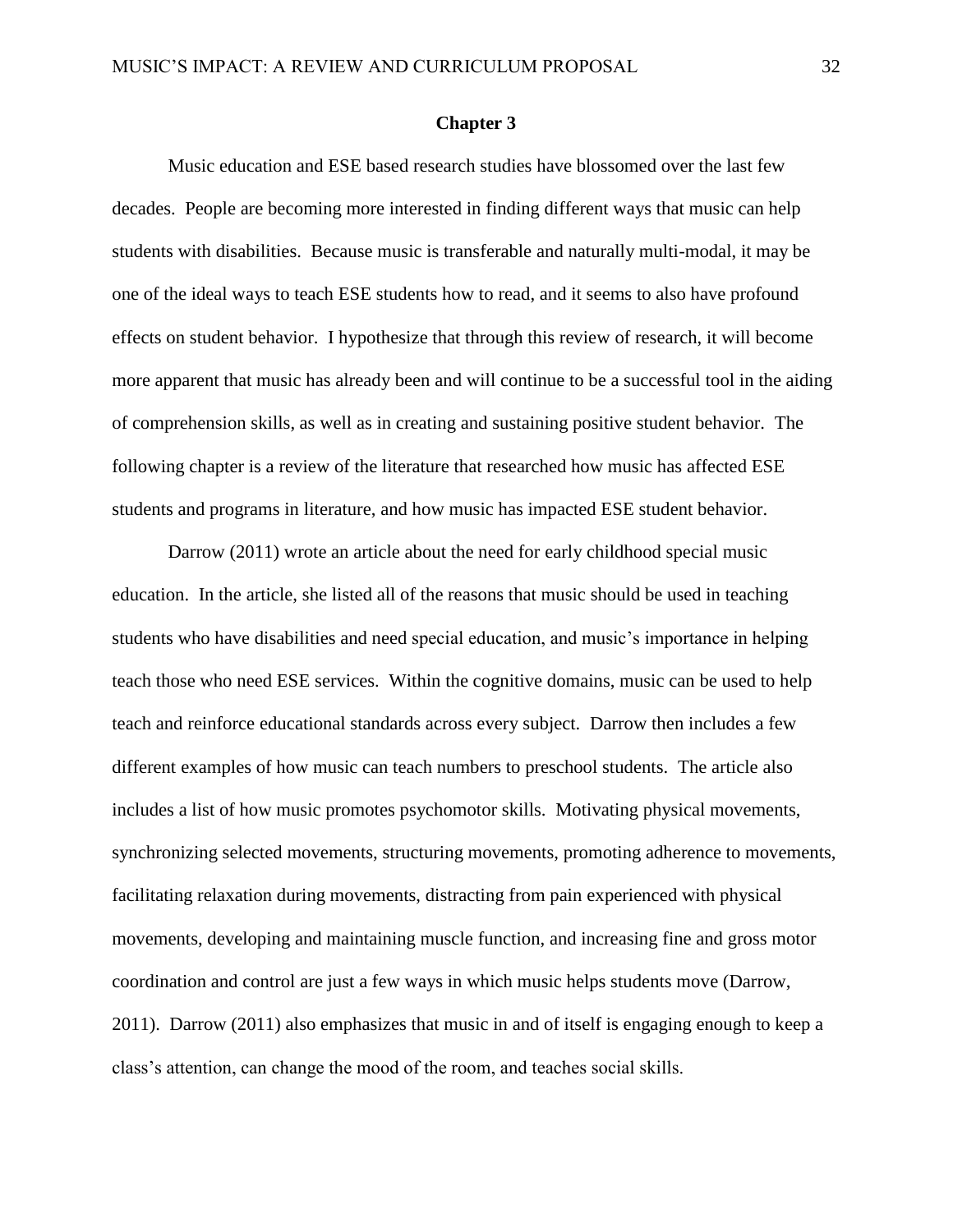# Chapter 3

Music education and ESE based research studies have blossomed over the last few decades. People are becoming more interested in finding different ways that music can help students with disabilities. Because music is transferable and naturally multi-modal, it may be one of the ideal ways to teach ESE students how to read, and it seems to also have profound effects on student behavior. I hypothesize that through this review of research, it will become more apparent that music has already been and will continue to be a successful tool in the aiding of comprehension skills, as well as in creating and sustaining positive student behavior. The following chapter is a review of the literature that researched how music has affected ESE students and programs in literature, and how music has impacted ESE student behavior.

Darrow (2011) wrote an article about the need for early childhood special music education. In the article, she listed all of the reasons that music should be used in teaching students who have disabilities and need special education, and music's importance in helping teach those who need ESE services. Within the cognitive domains, music can be used to help teach and reinforce educational standards across every subject. Darrow then includes a few different examples of how music can teach numbers to preschool students. The article also includes a list of how music promotes psychomotor skills. Motivating physical movements, synchronizing selected movements, structuring movements, promoting adherence to movements, facilitating relaxation during movements, distracting from pain experienced with physical movements, developing and maintaining muscle function, and increasing fine and gross motor coordination and control are just a few ways in which music helps students move (Darrow, 2011). Darrow (2011) also emphasizes that music in and of itself is engaging enough to keep a class's attention, can change the mood of the room, and teaches social skills.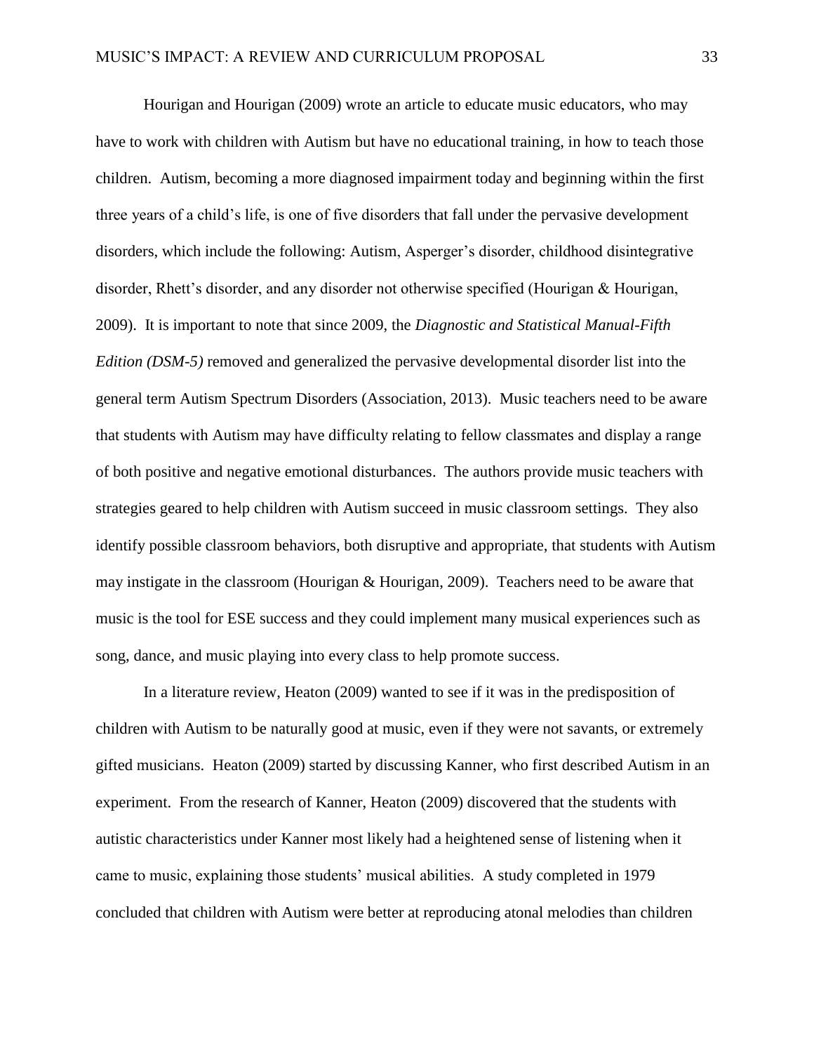Hourigan and Hourigan (2009) wrote an article to educate music educators, who may have to work with children with Autism but have no educational training, in how to teach those children. Autism, becoming a more diagnosed impairment today and beginning within the first three years of a child's life, is one of five disorders that fall under the pervasive development disorders, which include the following: Autism, Asperger's disorder, childhood disintegrative disorder, Rhett's disorder, and any disorder not otherwise specified (Hourigan & Hourigan, 2009). It is important to note that since 2009, the *Diagnostic and Statistical Manual-Fifth Edition (DSM-5)* removed and generalized the pervasive developmental disorder list into the general term Autism Spectrum Disorders (Association, 2013). Music teachers need to be aware that students with Autism may have difficulty relating to fellow classmates and display a range of both positive and negative emotional disturbances. The authors provide music teachers with strategies geared to help children with Autism succeed in music classroom settings. They also identify possible classroom behaviors, both disruptive and appropriate, that students with Autism may instigate in the classroom (Hourigan & Hourigan, 2009). Teachers need to be aware that music is the tool for ESE success and they could implement many musical experiences such as song, dance, and music playing into every class to help promote success.

In a literature review, Heaton (2009) wanted to see if it was in the predisposition of children with Autism to be naturally good at music, even if they were not savants, or extremely gifted musicians. Heaton (2009) started by discussing Kanner, who first described Autism in an experiment. From the research of Kanner, Heaton (2009) discovered that the students with autistic characteristics under Kanner most likely had a heightened sense of listening when it came to music, explaining those students' musical abilities. A study completed in 1979 concluded that children with Autism were better at reproducing atonal melodies than children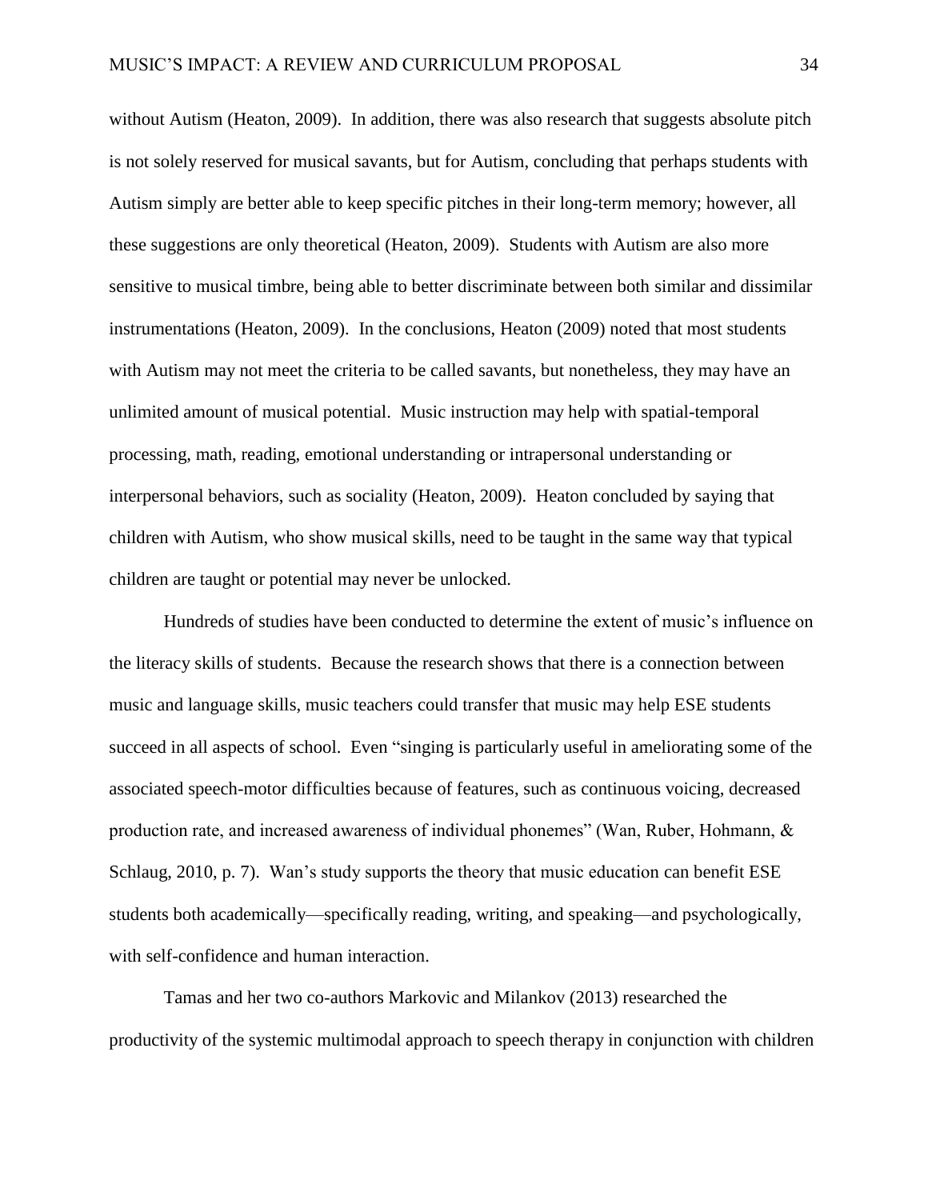without Autism (Heaton, 2009). In addition, there was also research that suggests absolute pitch is not solely reserved for musical savants, but for Autism, concluding that perhaps students with Autism simply are better able to keep specific pitches in their long-term memory; however, all these suggestions are only theoretical (Heaton, 2009). Students with Autism are also more sensitive to musical timbre, being able to better discriminate between both similar and dissimilar instrumentations (Heaton, 2009). In the conclusions, Heaton (2009) noted that most students with Autism may not meet the criteria to be called savants, but nonetheless, they may have an unlimited amount of musical potential. Music instruction may help with spatial-temporal processing, math, reading, emotional understanding or intrapersonal understanding or interpersonal behaviors, such as sociality (Heaton, 2009). Heaton concluded by saying that children with Autism, who show musical skills, need to be taught in the same way that typical children are taught or potential may never be unlocked.

Hundreds of studies have been conducted to determine the extent of music's influence on the literacy skills of students. Because the research shows that there is a connection between music and language skills, music teachers could transfer that music may help ESE students succeed in all aspects of school. Even "singing is particularly useful in ameliorating some of the associated speech-motor difficulties because of features, such as continuous voicing, decreased production rate, and increased awareness of individual phonemes" (Wan, Ruber, Hohmann, & Schlaug, 2010, p. 7). Wan's study supports the theory that music education can benefit ESE students both academically—specifically reading, writing, and speaking—and psychologically, with self-confidence and human interaction.

Tamas and her two co-authors Markovic and Milankov (2013) researched the productivity of the systemic multimodal approach to speech therapy in conjunction with children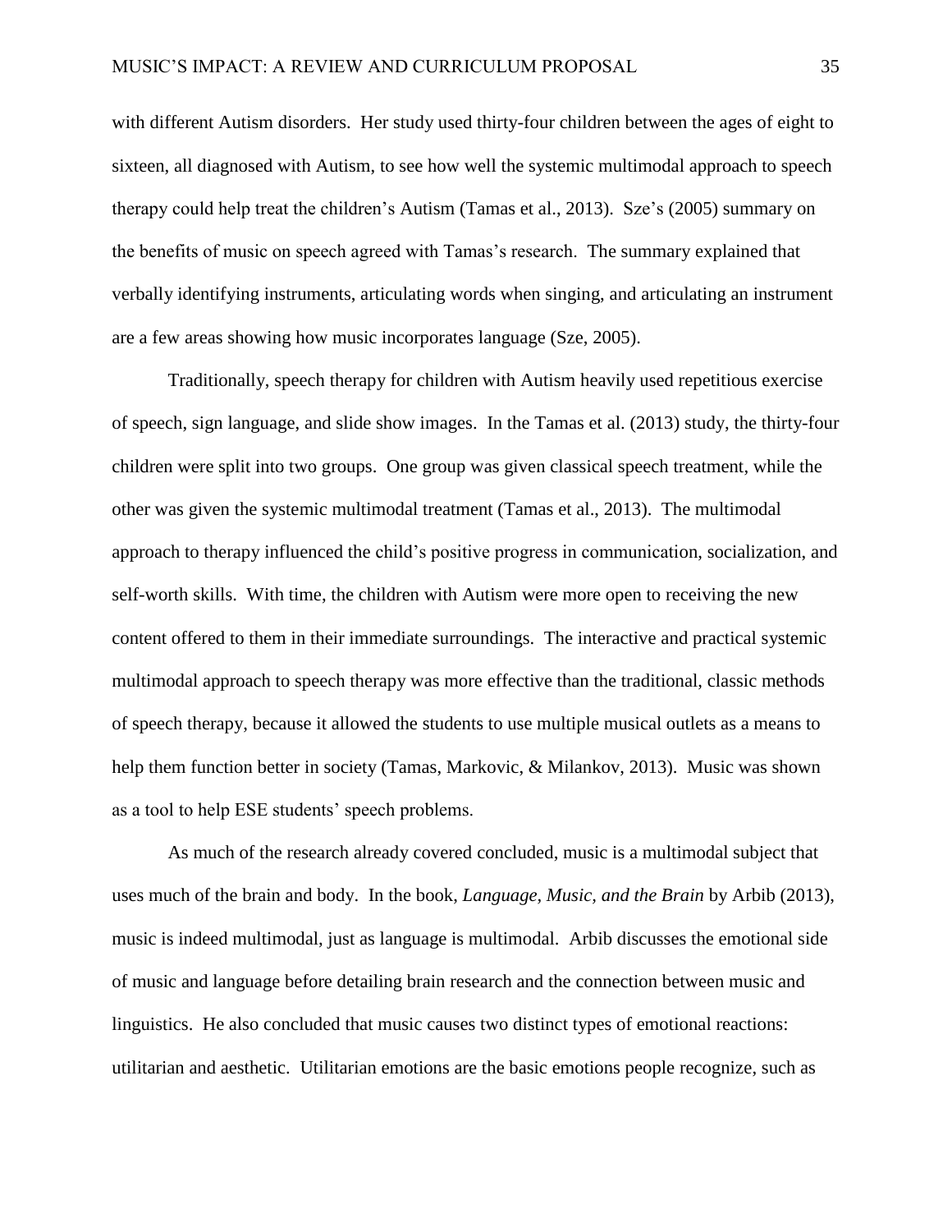with different Autism disorders. Her study used thirty-four children between the ages of eight to sixteen, all diagnosed with Autism, to see how well the systemic multimodal approach to speech therapy could help treat the children's Autism (Tamas et al., 2013). Sze's (2005) summary on the benefits of music on speech agreed with Tamas's research. The summary explained that verbally identifying instruments, articulating words when singing, and articulating an instrument are a few areas showing how music incorporates language (Sze, 2005).

Traditionally, speech therapy for children with Autism heavily used repetitious exercise of speech, sign language, and slide show images. In the Tamas et al. (2013) study, the thirty-four children were split into two groups. One group was given classical speech treatment, while the other was given the systemic multimodal treatment (Tamas et al., 2013). The multimodal approach to therapy influenced the child's positive progress in communication, socialization, and self-worth skills. With time, the children with Autism were more open to receiving the new content offered to them in their immediate surroundings. The interactive and practical systemic multimodal approach to speech therapy was more effective than the traditional, classic methods of speech therapy, because it allowed the students to use multiple musical outlets as a means to help them function better in society (Tamas, Markovic, & Milankov, 2013). Music was shown as a tool to help ESE students' speech problems.

As much of the research already covered concluded, music is a multimodal subject that uses much of the brain and body. In the book, *Language, Music, and the Brain* by Arbib (2013), music is indeed multimodal, just as language is multimodal. Arbib discusses the emotional side of music and language before detailing brain research and the connection between music and linguistics. He also concluded that music causes two distinct types of emotional reactions: utilitarian and aesthetic. Utilitarian emotions are the basic emotions people recognize, such as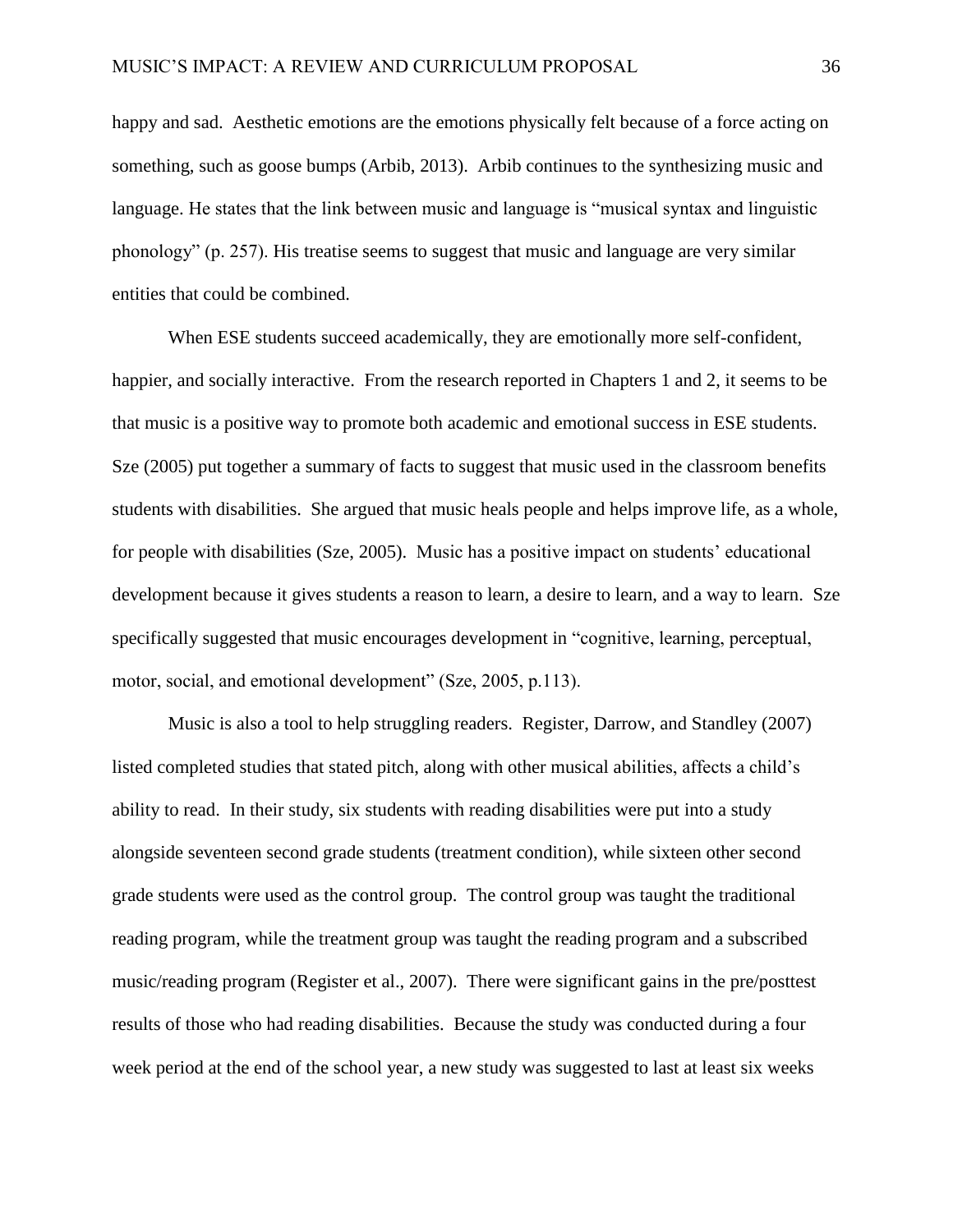happy and sad. Aesthetic emotions are the emotions physically felt because of a force acting on something, such as goose bumps (Arbib, 2013). Arbib continues to the synthesizing music and language. He states that the link between music and language is "musical syntax and linguistic phonology" (p. 257). His treatise seems to suggest that music and language are very similar entities that could be combined.

When ESE students succeed academically, they are emotionally more self-confident, happier, and socially interactive. From the research reported in Chapters 1 and 2, it seems to be that music is a positive way to promote both academic and emotional success in ESE students. Sze (2005) put together a summary of facts to suggest that music used in the classroom benefits students with disabilities. She argued that music heals people and helps improve life, as a whole, for people with disabilities (Sze, 2005). Music has a positive impact on students' educational development because it gives students a reason to learn, a desire to learn, and a way to learn. Sze specifically suggested that music encourages development in "cognitive, learning, perceptual, motor, social, and emotional development" (Sze, 2005, p.113).

Music is also a tool to help struggling readers. Register, Darrow, and Standley (2007) listed completed studies that stated pitch, along with other musical abilities, affects a child's ability to read. In their study, six students with reading disabilities were put into a study alongside seventeen second grade students (treatment condition), while sixteen other second grade students were used as the control group. The control group was taught the traditional reading program, while the treatment group was taught the reading program and a subscribed music/reading program (Register et al., 2007). There were significant gains in the pre/posttest results of those who had reading disabilities. Because the study was conducted during a four week period at the end of the school year, a new study was suggested to last at least six weeks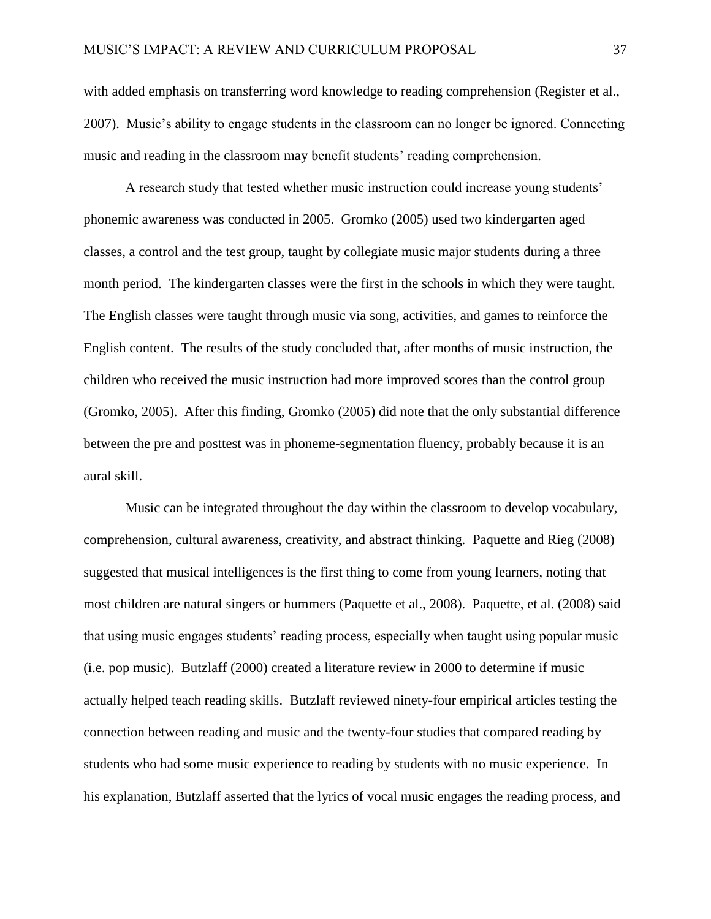with added emphasis on transferring word knowledge to reading comprehension (Register et al., 2007). Music's ability to engage students in the classroom can no longer be ignored. Connecting music and reading in the classroom may benefit students' reading comprehension.

A research study that tested whether music instruction could increase young students' phonemic awareness was conducted in 2005. Gromko (2005) used two kindergarten aged classes, a control and the test group, taught by collegiate music major students during a three month period. The kindergarten classes were the first in the schools in which they were taught. The English classes were taught through music via song, activities, and games to reinforce the English content. The results of the study concluded that, after months of music instruction, the children who received the music instruction had more improved scores than the control group (Gromko, 2005). After this finding, Gromko (2005) did note that the only substantial difference between the pre and posttest was in phoneme-segmentation fluency, probably because it is an aural skill.

Music can be integrated throughout the day within the classroom to develop vocabulary, comprehension, cultural awareness, creativity, and abstract thinking. Paquette and Rieg (2008) suggested that musical intelligences is the first thing to come from young learners, noting that most children are natural singers or hummers (Paquette et al., 2008). Paquette, et al. (2008) said that using music engages students' reading process, especially when taught using popular music (i.e. pop music). Butzlaff (2000) created a literature review in 2000 to determine if music actually helped teach reading skills. Butzlaff reviewed ninety-four empirical articles testing the connection between reading and music and the twenty-four studies that compared reading by students who had some music experience to reading by students with no music experience. In his explanation, Butzlaff asserted that the lyrics of vocal music engages the reading process, and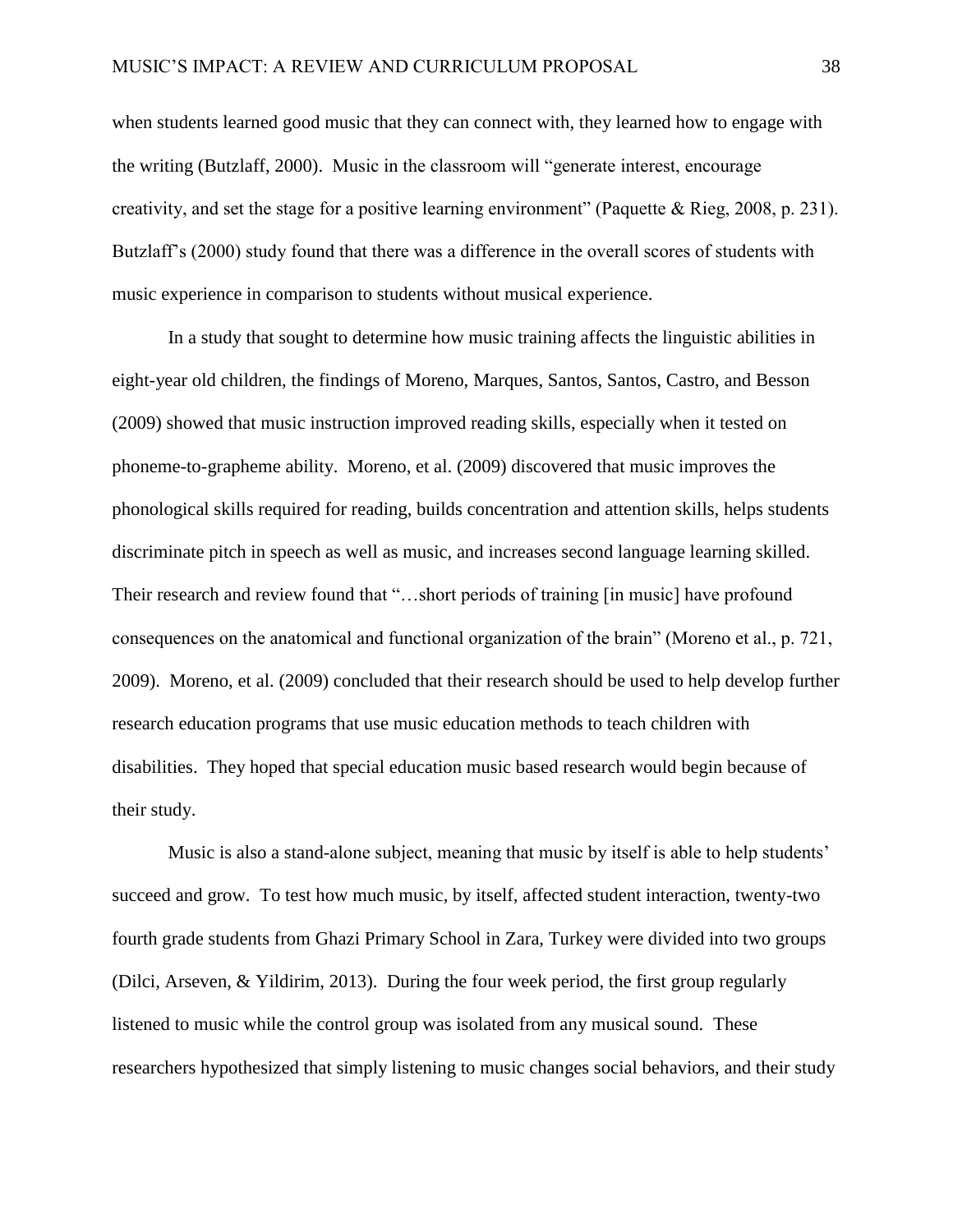when students learned good music that they can connect with, they learned how to engage with the writing (Butzlaff, 2000). Music in the classroom will "generate interest, encourage creativity, and set the stage for a positive learning environment" (Paquette & Rieg, 2008, p. 231). Butzlaff's (2000) study found that there was a difference in the overall scores of students with music experience in comparison to students without musical experience.

In a study that sought to determine how music training affects the linguistic abilities in eight-year old children, the findings of Moreno, Marques, Santos, Santos, Castro, and Besson (2009) showed that music instruction improved reading skills, especially when it tested on phoneme-to-grapheme ability. Moreno, et al. (2009) discovered that music improves the phonological skills required for reading, builds concentration and attention skills, helps students discriminate pitch in speech as well as music, and increases second language learning skilled. Their research and review found that "…short periods of training [in music] have profound consequences on the anatomical and functional organization of the brain" (Moreno et al., p. 721, 2009). Moreno, et al. (2009) concluded that their research should be used to help develop further research education programs that use music education methods to teach children with disabilities. They hoped that special education music based research would begin because of their study.

Music is also a stand-alone subject, meaning that music by itself is able to help students' succeed and grow. To test how much music, by itself, affected student interaction, twenty-two fourth grade students from Ghazi Primary School in Zara, Turkey were divided into two groups (Dilci, Arseven, & Yildirim, 2013). During the four week period, the first group regularly listened to music while the control group was isolated from any musical sound. These researchers hypothesized that simply listening to music changes social behaviors, and their study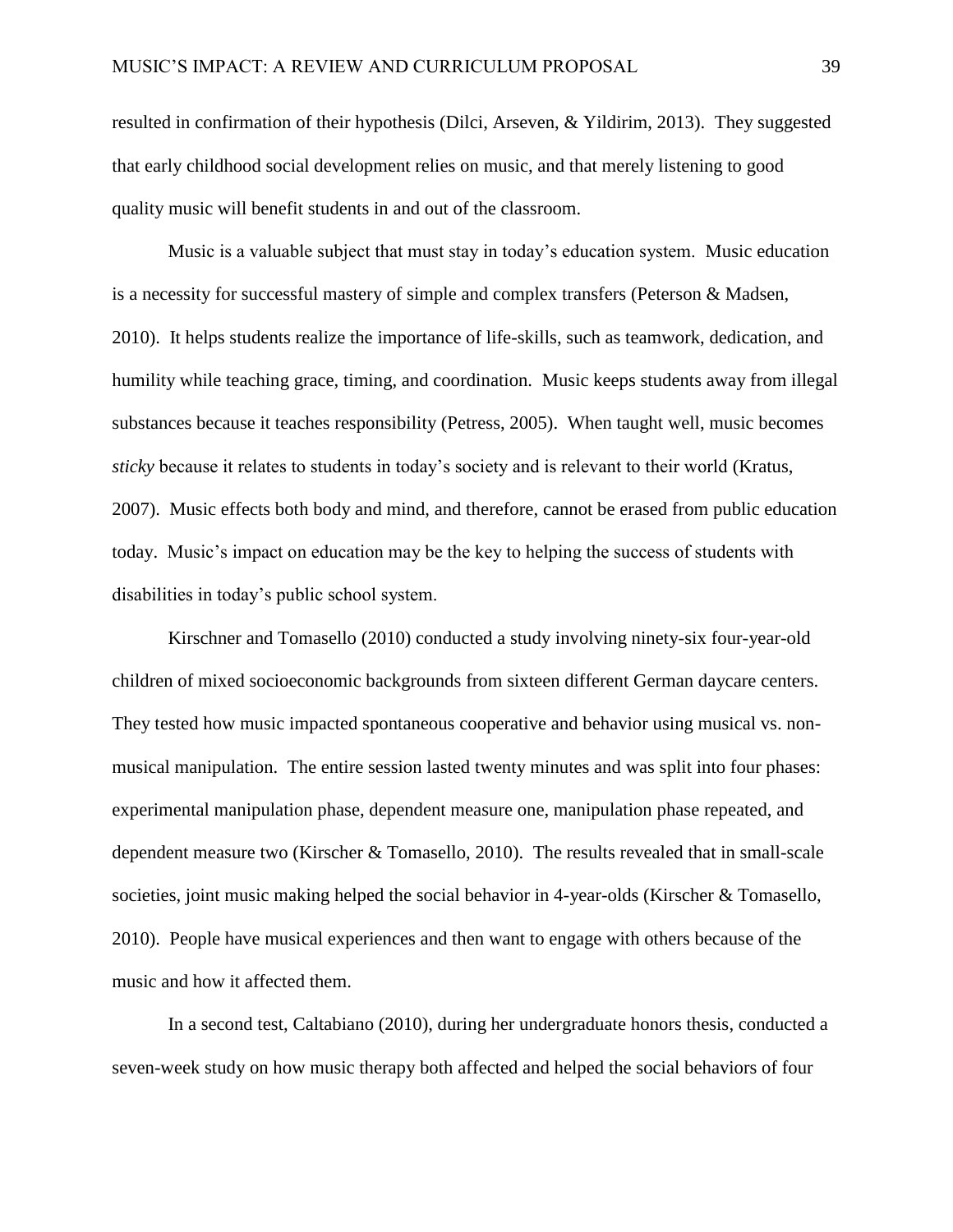resulted in confirmation of their hypothesis (Dilci, Arseven, & Yildirim, 2013). They suggested that early childhood social development relies on music, and that merely listening to good quality music will benefit students in and out of the classroom.

Music is a valuable subject that must stay in today's education system. Music education is a necessity for successful mastery of simple and complex transfers (Peterson & Madsen, 2010). It helps students realize the importance of life-skills, such as teamwork, dedication, and humility while teaching grace, timing, and coordination. Music keeps students away from illegal substances because it teaches responsibility (Petress, 2005). When taught well, music becomes *sticky* because it relates to students in today's society and is relevant to their world (Kratus, 2007). Music effects both body and mind, and therefore, cannot be erased from public education today. Music's impact on education may be the key to helping the success of students with disabilities in today's public school system.

Kirschner and Tomasello (2010) conducted a study involving ninety-six four-year-old children of mixed socioeconomic backgrounds from sixteen different German daycare centers. They tested how music impacted spontaneous cooperative and behavior using musical vs. non-musical manipulation. The entire session lasted twenty minutes and was split into four phases: experimental manipulation phase, dependent measure one, manipulation phase repeated, and dependent measure two (Kirscher & Tomasello, 2010). The results revealed that in small-scale societies, joint music making helped the social behavior in 4-year-olds (Kirscher & Tomasello, 2010). People have musical experiences and then want to engage with others because of the music and how it affected them.

In a second test, Caltabiano (2010), during her undergraduate honors thesis, conducted a seven-week study on how music therapy both affected and helped the social behaviors of four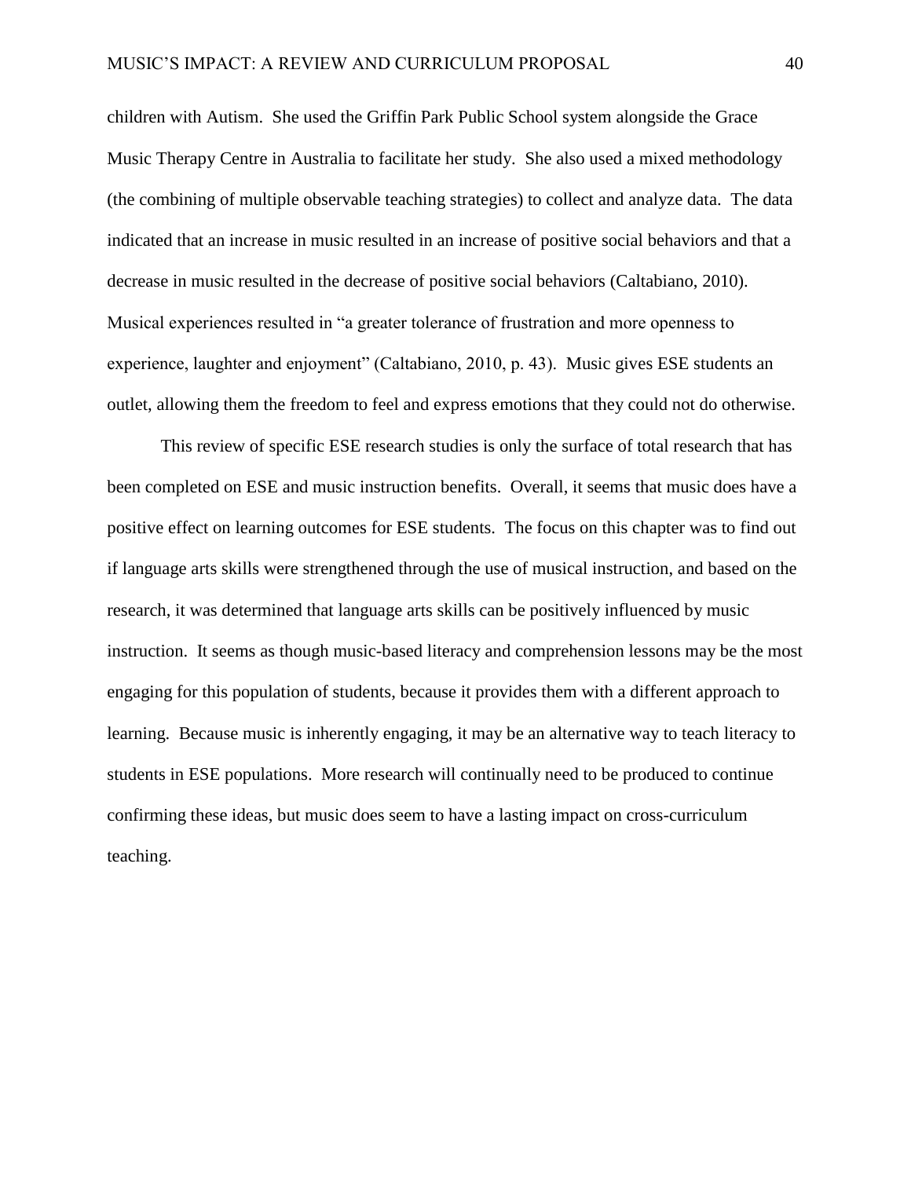children with Autism. She used the Griffin Park Public School system alongside the Grace Music Therapy Centre in Australia to facilitate her study. She also used a mixed methodology (the combining of multiple observable teaching strategies) to collect and analyze data. The data indicated that an increase in music resulted in an increase of positive social behaviors and that a decrease in music resulted in the decrease of positive social behaviors (Caltabiano, 2010). Musical experiences resulted in "a greater tolerance of frustration and more openness to experience, laughter and enjoyment" (Caltabiano, 2010, p. 43). Music gives ESE students an outlet, allowing them the freedom to feel and express emotions that they could not do otherwise.

This review of specific ESE research studies is only the surface of total research that has been completed on ESE and music instruction benefits. Overall, it seems that music does have a positive effect on learning outcomes for ESE students. The focus on this chapter was to find out if language arts skills were strengthened through the use of musical instruction, and based on the research, it was determined that language arts skills can be positively influenced by music instruction. It seems as though music-based literacy and comprehension lessons may be the most engaging for this population of students, because it provides them with a different approach to learning. Because music is inherently engaging, it may be an alternative way to teach literacy to students in ESE populations. More research will continually need to be produced to continue confirming these ideas, but music does seem to have a lasting impact on cross-curriculum teaching.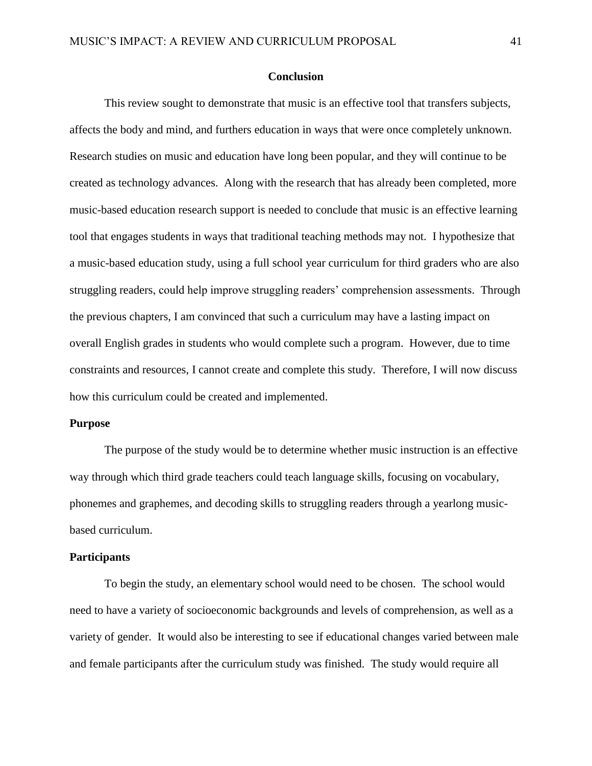## Conclusion

This review sought to demonstrate that music is an effective tool that transfers subjects, affects the body and mind, and furthers education in ways that were once completely unknown. Research studies on music and education have long been popular, and they will continue to be created as technology advances. Along with the research that has already been completed, more music-based education research support is needed to conclude that music is an effective learning tool that engages students in ways that traditional teaching methods may not. I hypothesize that a music-based education study, using a full school year curriculum for third graders who are also struggling readers, could help improve struggling readers' comprehension assessments. Through the previous chapters, I am convinced that such a curriculum may have a lasting impact on overall English grades in students who would complete such a program. However, due to time constraints and resources, I cannot create and complete this study. Therefore, I will now discuss how this curriculum could be created and implemented.

### Purpose

The purpose of the study would be to determine whether music instruction is an effective way through which third grade teachers could teach language skills, focusing on vocabulary, phonemes and graphemes, and decoding skills to struggling readers through a yearlong music-based curriculum.

### Participants

To begin the study, an elementary school would need to be chosen. The school would need to have a variety of socioeconomic backgrounds and levels of comprehension, as well as a variety of gender. It would also be interesting to see if educational changes varied between male and female participants after the curriculum study was finished. The study would require all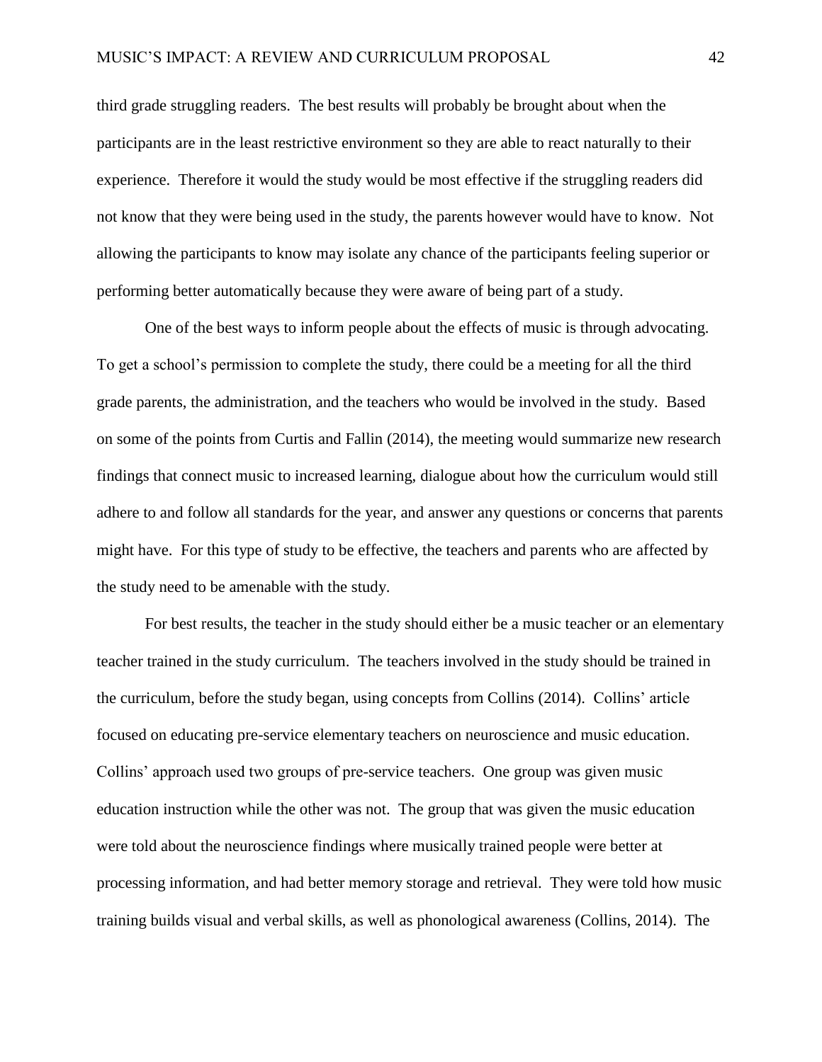third grade struggling readers. The best results will probably be brought about when the participants are in the least restrictive environment so they are able to react naturally to their experience. Therefore it would the study would be most effective if the struggling readers did not know that they were being used in the study, the parents however would have to know. Not allowing the participants to know may isolate any chance of the participants feeling superior or performing better automatically because they were aware of being part of a study.

One of the best ways to inform people about the effects of music is through advocating. To get a school's permission to complete the study, there could be a meeting for all the third grade parents, the administration, and the teachers who would be involved in the study. Based on some of the points from Curtis and Fallin (2014), the meeting would summarize new research findings that connect music to increased learning, dialogue about how the curriculum would still adhere to and follow all standards for the year, and answer any questions or concerns that parents might have. For this type of study to be effective, the teachers and parents who are affected by the study need to be amenable with the study.

For best results, the teacher in the study should either be a music teacher or an elementary teacher trained in the study curriculum. The teachers involved in the study should be trained in the curriculum, before the study began, using concepts from Collins (2014). Collins' article focused on educating pre-service elementary teachers on neuroscience and music education. Collins' approach used two groups of pre-service teachers. One group was given music education instruction while the other was not. The group that was given the music education were told about the neuroscience findings where musically trained people were better at processing information, and had better memory storage and retrieval. They were told how music training builds visual and verbal skills, as well as phonological awareness (Collins, 2014). The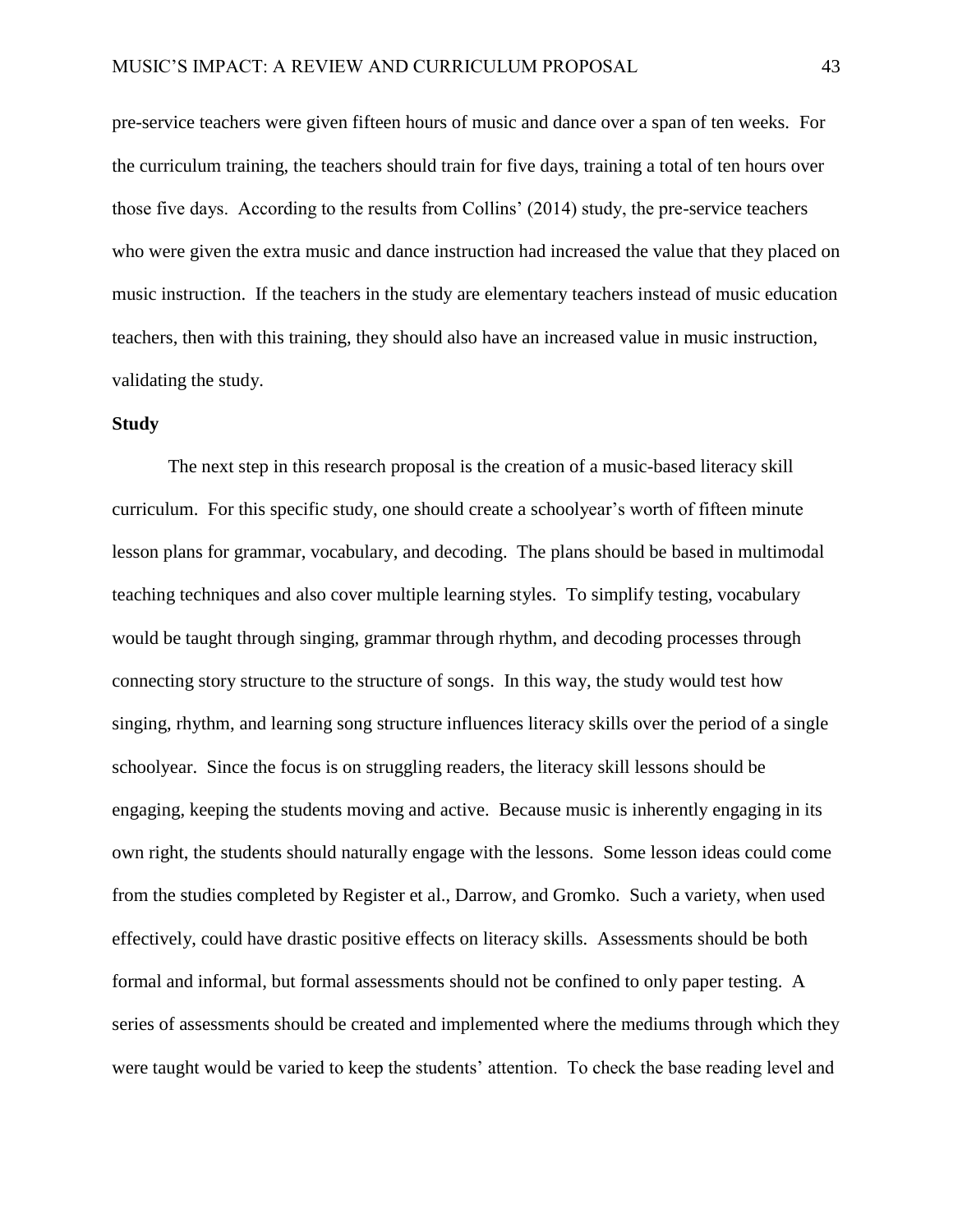pre-service teachers were given fifteen hours of music and dance over a span of ten weeks. For the curriculum training, the teachers should train for five days, training a total of ten hours over those five days. According to the results from Collins' (2014) study, the pre-service teachers who were given the extra music and dance instruction had increased the value that they placed on music instruction. If the teachers in the study are elementary teachers instead of music education teachers, then with this training, they should also have an increased value in music instruction, validating the study.

**Study**

The next step in this research proposal is the creation of a music-based literacy skill curriculum. For this specific study, one should create a schoolyear's worth of fifteen minute lesson plans for grammar, vocabulary, and decoding. The plans should be based in multimodal teaching techniques and also cover multiple learning styles. To simplify testing, vocabulary would be taught through singing, grammar through rhythm, and decoding processes through connecting story structure to the structure of songs. In this way, the study would test how singing, rhythm, and learning song structure influences literacy skills over the period of a single schoolyear. Since the focus is on struggling readers, the literacy skill lessons should be engaging, keeping the students moving and active. Because music is inherently engaging in its own right, the students should naturally engage with the lessons. Some lesson ideas could come from the studies completed by Register et al., Darrow, and Gromko. Such a variety, when used effectively, could have drastic positive effects on literacy skills. Assessments should be both formal and informal, but formal assessments should not be confined to only paper testing. A series of assessments should be created and implemented where the mediums through which they were taught would be varied to keep the students' attention. To check the base reading level and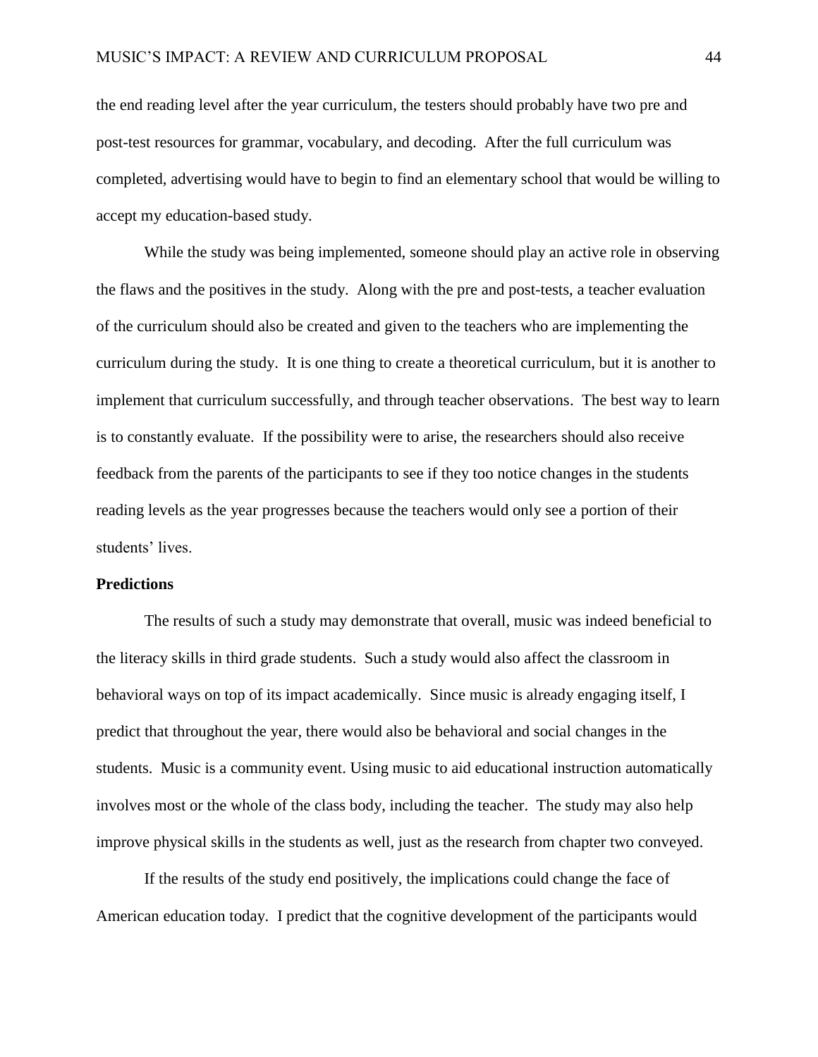the end reading level after the year curriculum, the testers should probably have two pre and post-test resources for grammar, vocabulary, and decoding. After the full curriculum was completed, advertising would have to begin to find an elementary school that would be willing to accept my education-based study.

While the study was being implemented, someone should play an active role in observing the flaws and the positives in the study. Along with the pre and post-tests, a teacher evaluation of the curriculum should also be created and given to the teachers who are implementing the curriculum during the study. It is one thing to create a theoretical curriculum, but it is another to implement that curriculum successfully, and through teacher observations. The best way to learn is to constantly evaluate. If the possibility were to arise, the researchers should also receive feedback from the parents of the participants to see if they too notice changes in the students reading levels as the year progresses because the teachers would only see a portion of their students' lives.

**Predictions**

The results of such a study may demonstrate that overall, music was indeed beneficial to the literacy skills in third grade students. Such a study would also affect the classroom in behavioral ways on top of its impact academically. Since music is already engaging itself, I predict that throughout the year, there would also be behavioral and social changes in the students. Music is a community event. Using music to aid educational instruction automatically involves most or the whole of the class body, including the teacher. The study may also help improve physical skills in the students as well, just as the research from chapter two conveyed.

If the results of the study end positively, the implications could change the face of American education today. I predict that the cognitive development of the participants would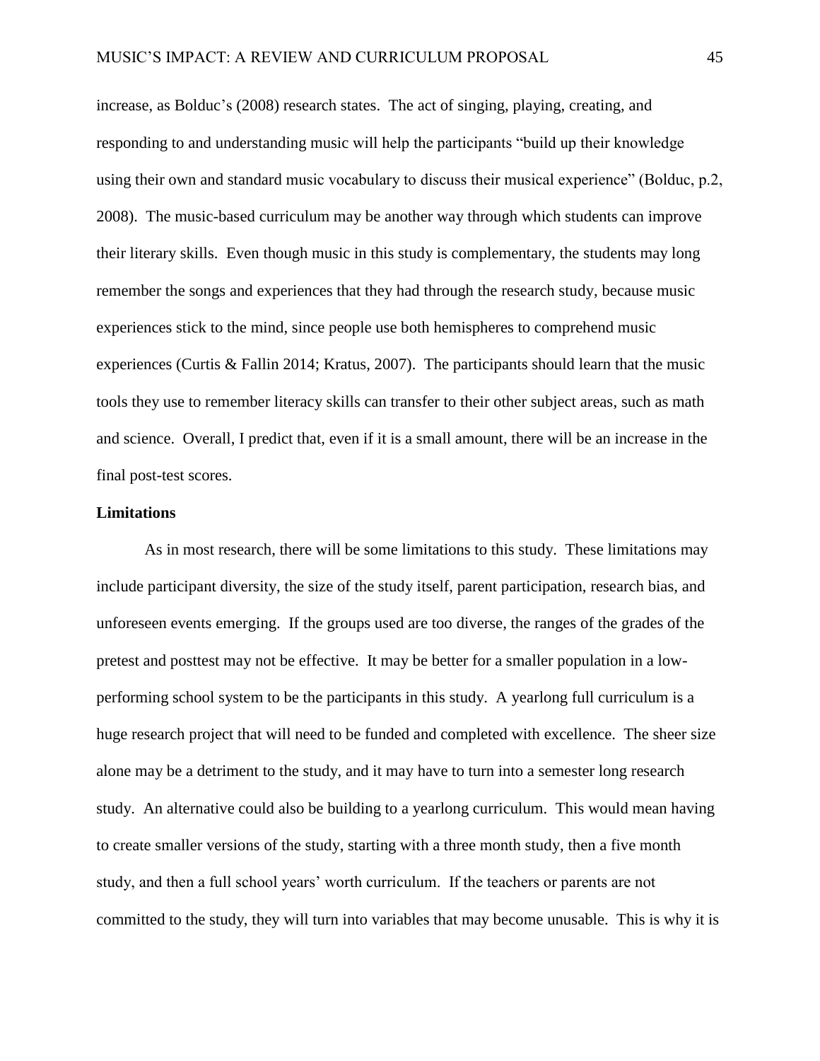increase, as Bolduc's (2008) research states. The act of singing, playing, creating, and responding to and understanding music will help the participants "build up their knowledge using their own and standard music vocabulary to discuss their musical experience" (Bolduc, p.2, 2008). The music-based curriculum may be another way through which students can improve their literary skills. Even though music in this study is complementary, the students may long remember the songs and experiences that they had through the research study, because music experiences stick to the mind, since people use both hemispheres to comprehend music experiences (Curtis & Fallin 2014; Kratus, 2007). The participants should learn that the music tools they use to remember literacy skills can transfer to their other subject areas, such as math and science. Overall, I predict that, even if it is a small amount, there will be an increase in the final post-test scores.

**Limitations**

As in most research, there will be some limitations to this study. These limitations may include participant diversity, the size of the study itself, parent participation, research bias, and unforeseen events emerging. If the groups used are too diverse, the ranges of the grades of the pretest and posttest may not be effective. It may be better for a smaller population in a low-performing school system to be the participants in this study. A yearlong full curriculum is a huge research project that will need to be funded and completed with excellence. The sheer size alone may be a detriment to the study, and it may have to turn into a semester long research study. An alternative could also be building to a yearlong curriculum. This would mean having to create smaller versions of the study, starting with a three month study, then a five month study, and then a full school years' worth curriculum. If the teachers or parents are not committed to the study, they will turn into variables that may become unusable. This is why it is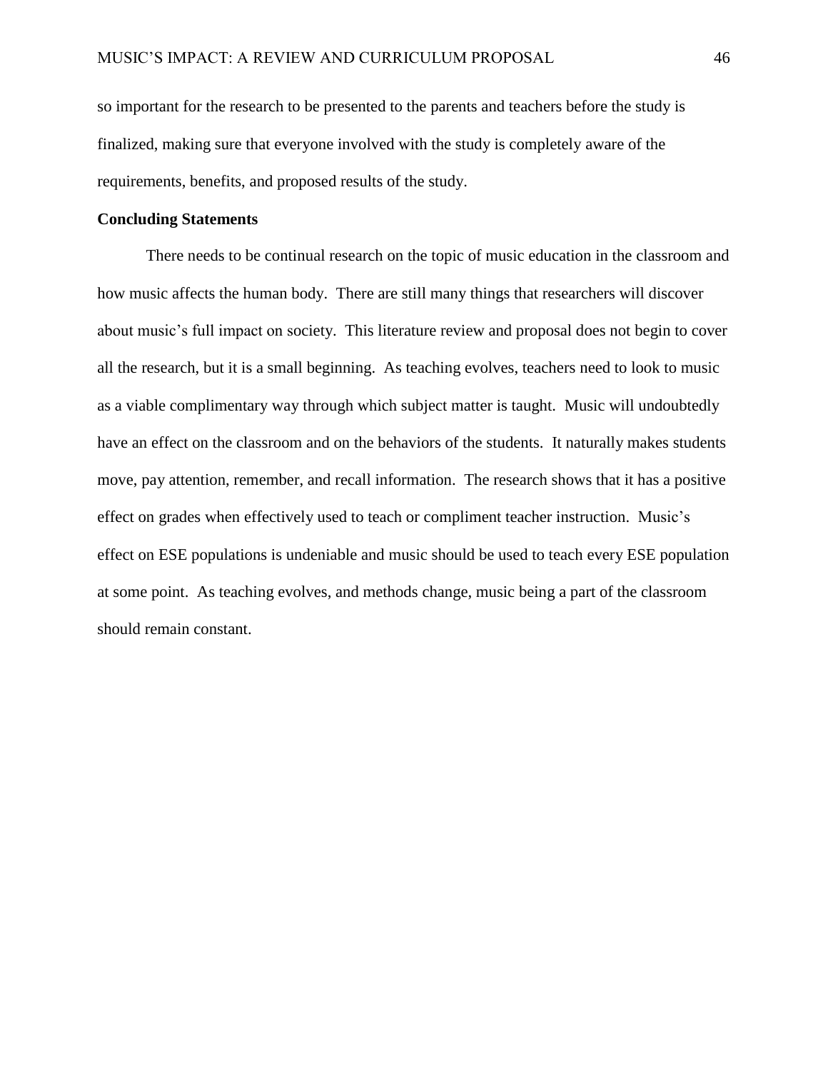so important for the research to be presented to the parents and teachers before the study is finalized, making sure that everyone involved with the study is completely aware of the requirements, benefits, and proposed results of the study.

**Concluding Statements**

There needs to be continual research on the topic of music education in the classroom and how music affects the human body. There are still many things that researchers will discover about music's full impact on society. This literature review and proposal does not begin to cover all the research, but it is a small beginning. As teaching evolves, teachers need to look to music as a viable complimentary way through which subject matter is taught. Music will undoubtedly have an effect on the classroom and on the behaviors of the students. It naturally makes students move, pay attention, remember, and recall information. The research shows that it has a positive effect on grades when effectively used to teach or compliment teacher instruction. Music's effect on ESE populations is undeniable and music should be used to teach every ESE population at some point. As teaching evolves, and methods change, music being a part of the classroom should remain constant.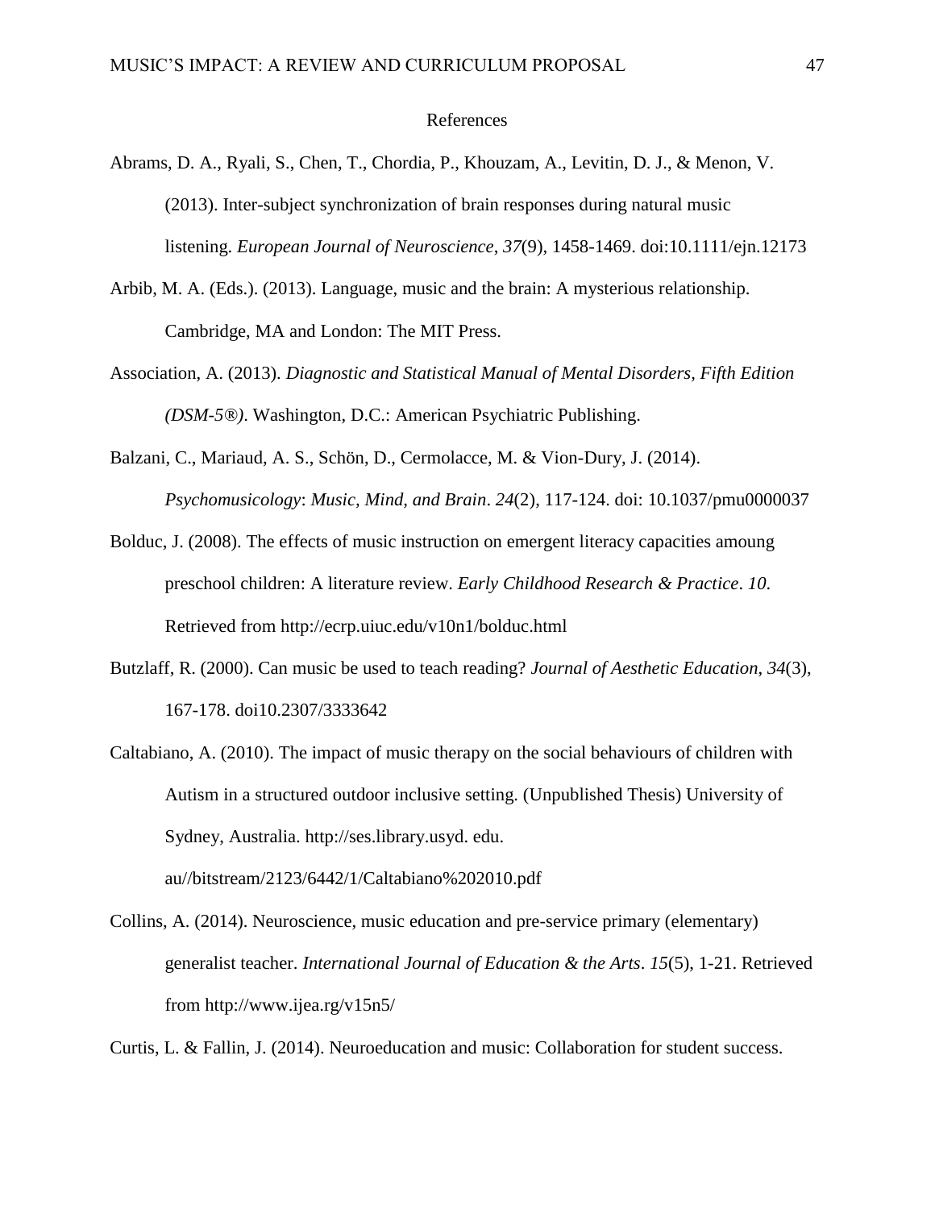# References

Abrams, D. A., Ryali, S., Chen, T., Chordia, P., Khouzam, A., Levitin, D. J., & Menon, V. (2013). Inter-subject synchronization of brain responses during natural music listening. *European Journal of Neuroscience*, *37*(9), 1458-1469. doi:10.1111/ejn.12173

Arbib, M. A. (Eds.). (2013). Language, music and the brain: A mysterious relationship. Cambridge, MA and London: The MIT Press.

Association, A. (2013). *Diagnostic and Statistical Manual of Mental Disorders, Fifth Edition (DSM-5®)*. Washington, D.C.: American Psychiatric Publishing.

Balzani, C., Mariaud, A. S., Schön, D., Cermolacce, M. & Vion-Dury, J. (2014). *Psychomusicology*: *Music, Mind, and Brain*. *24*(2), 117-124. doi: 10.1037/pmu0000037

Bolduc, J. (2008). The effects of music instruction on emergent literacy capacities amoung preschool children: A literature review. *Early Childhood Research & Practice*. *10*. Retrieved from http://ecrp.uiuc.edu/v10n1/bolduc.html

Butzlaff, R. (2000). Can music be used to teach reading? *Journal of Aesthetic Education*, *34*(3), 167-178. doi10.2307/3333642

Caltabiano, A. (2010). The impact of music therapy on the social behaviours of children with Autism in a structured outdoor inclusive setting. (Unpublished Thesis) University of Sydney, Australia. http://ses.library.usyd. edu. au//bitstream/2123/6442/1/Caltabiano%202010.pdf

Collins, A. (2014). Neuroscience, music education and pre-service primary (elementary) generalist teacher. *International Journal of Education & the Arts*. *15*(5), 1-21. Retrieved from http://www.ijea.rg/v15n5/

Curtis, L. & Fallin, J. (2014). Neuroeducation and music: Collaboration for student success.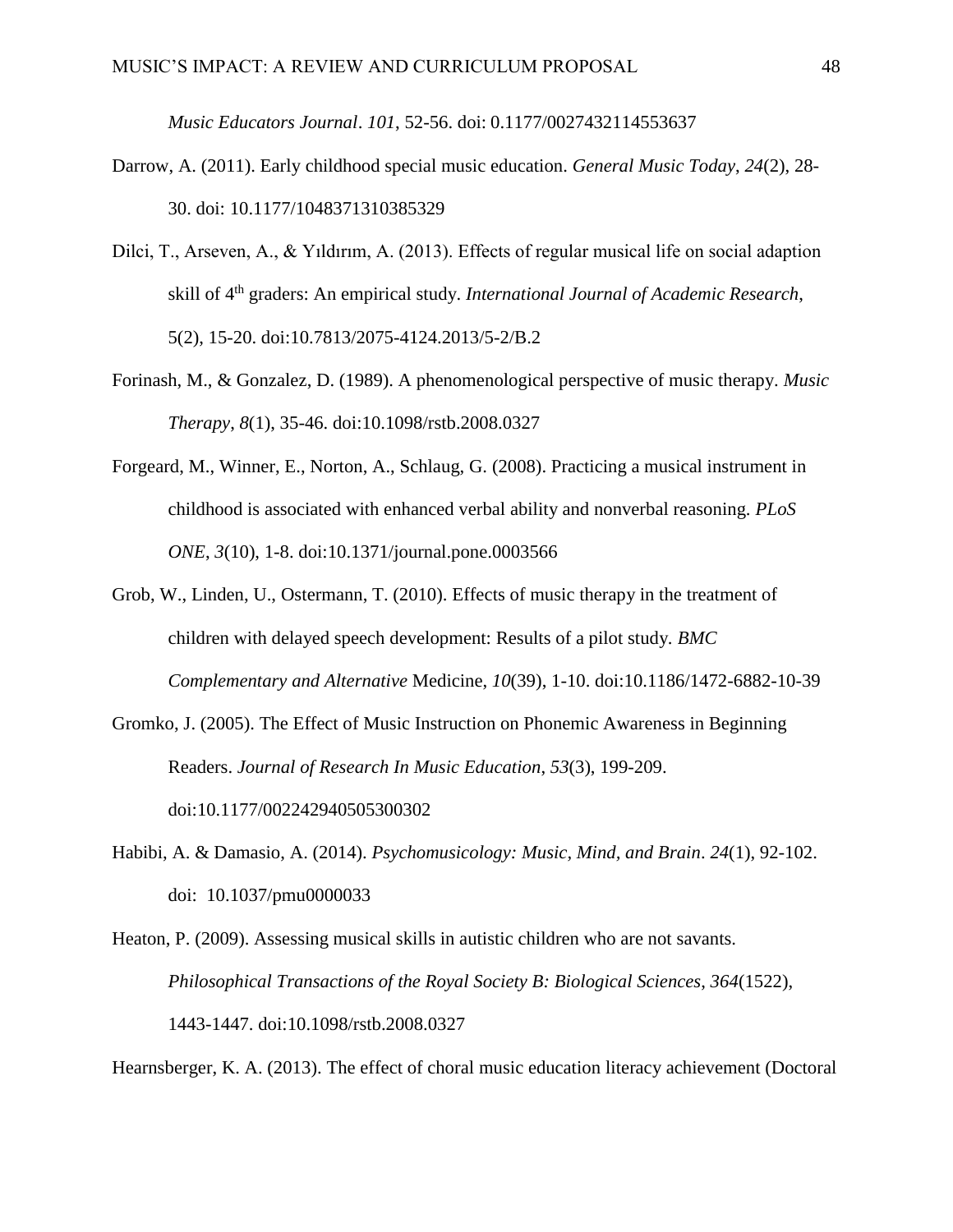*Music Educators Journal*. *101*, 52-56. doi: 0.1177/0027432114553637

Darrow, A. (2011). Early childhood special music education. *General Music Today*, *24*(2), 28-30. doi: 10.1177/1048371310385329

Dilci, T., Arseven, A., & Yıldırım, A. (2013). Effects of regular musical life on social adaption skill of 4th graders: An empirical study. *International Journal of Academic Research*, 5(2), 15-20. doi:10.7813/2075-4124.2013/5-2/B.2

Forinash, M., & Gonzalez, D. (1989). A phenomenological perspective of music therapy. *Music Therapy*, *8*(1), 35-46. doi:10.1098/rstb.2008.0327

Forgeard, M., Winner, E., Norton, A., Schlaug, G. (2008). Practicing a musical instrument in childhood is associated with enhanced verbal ability and nonverbal reasoning. *PLoS ONE*, *3*(10), 1-8. doi:10.1371/journal.pone.0003566

Grob, W., Linden, U., Ostermann, T. (2010). Effects of music therapy in the treatment of children with delayed speech development: Results of a pilot study. *BMC Complementary and Alternative* Medicine, *10*(39), 1-10. doi:10.1186/1472-6882-10-39

Gromko, J. (2005). The Effect of Music Instruction on Phonemic Awareness in Beginning Readers. *Journal of Research In Music Education*, *53*(3), 199-209. doi:10.1177/002242940505300302

Habibi, A. & Damasio, A. (2014). *Psychomusicology: Music, Mind, and Brain*. *24*(1), 92-102. doi: 10.1037/pmu0000033

Heaton, P. (2009). Assessing musical skills in autistic children who are not savants. *Philosophical Transactions of the Royal Society B: Biological Sciences*, *364*(1522), 1443-1447. doi:10.1098/rstb.2008.0327

Hearnsberger, K. A. (2013). The effect of choral music education literacy achievement (Doctoral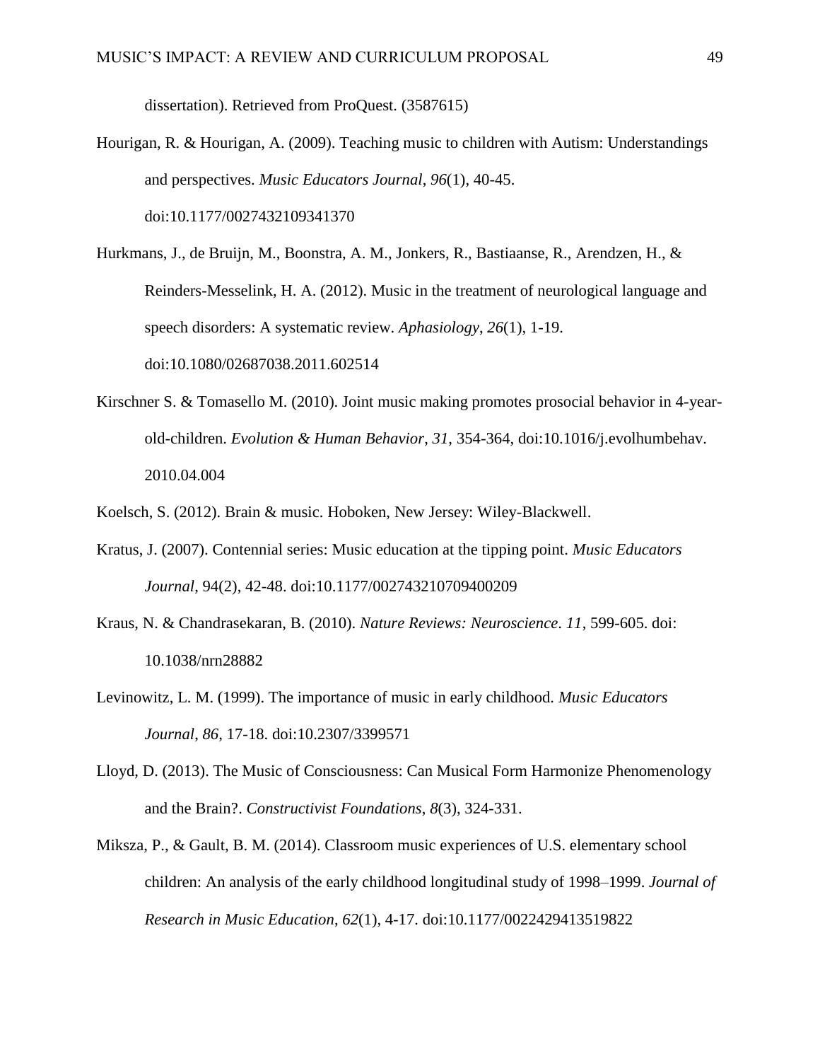dissertation). Retrieved from ProQuest. (3587615)

Hourigan, R. & Hourigan, A. (2009). Teaching music to children with Autism: Understandings and perspectives. *Music Educators Journal*, *96*(1), 40-45. doi:10.1177/0027432109341370

Hurkmans, J., de Bruijn, M., Boonstra, A. M., Jonkers, R., Bastiaanse, R., Arendzen, H., & Reinders-Messelink, H. A. (2012). Music in the treatment of neurological language and speech disorders: A systematic review. *Aphasiology*, *26*(1), 1-19. doi:10.1080/02687038.2011.602514

Kirschner S. & Tomasello M. (2010). Joint music making promotes prosocial behavior in 4-year-old-children. *Evolution & Human Behavior*, *31*, 354-364, doi:10.1016/j.evolhumbehav. 2010.04.004

Koelsch, S. (2012). Brain & music. Hoboken, New Jersey: Wiley-Blackwell.

Kratus, J. (2007). Contennial series: Music education at the tipping point. *Music Educators Journal*, 94(2), 42-48. doi:10.1177/002743210709400209

Kraus, N. & Chandrasekaran, B. (2010). *Nature Reviews: Neuroscience*. *11*, 599-605. doi: 10.1038/nrn28882

Levinowitz, L. M. (1999). The importance of music in early childhood. *Music Educators Journal*, *86*, 17-18. doi:10.2307/3399571

Lloyd, D. (2013). The Music of Consciousness: Can Musical Form Harmonize Phenomenology and the Brain?. *Constructivist Foundations*, *8*(3), 324-331.

Miksza, P., & Gault, B. M. (2014). Classroom music experiences of U.S. elementary school children: An analysis of the early childhood longitudinal study of 1998–1999. *Journal of Research in Music Education*, *62*(1), 4-17. doi:10.1177/0022429413519822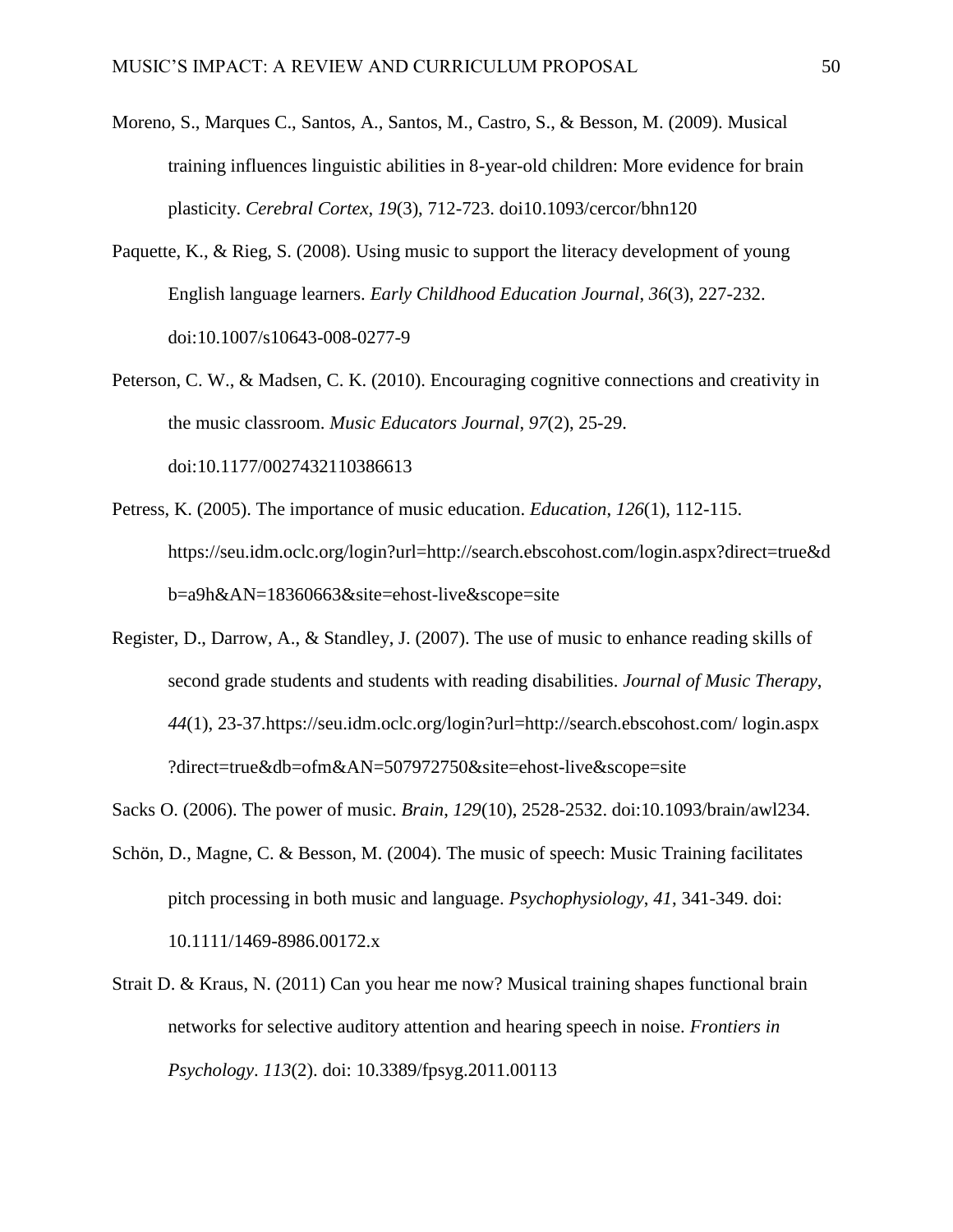Moreno, S., Marques C., Santos, A., Santos, M., Castro, S., & Besson, M. (2009). Musical training influences linguistic abilities in 8-year-old children: More evidence for brain plasticity. *Cerebral Cortex*, *19*(3), 712-723. doi10.1093/cercor/bhn120

Paquette, K., & Rieg, S. (2008). Using music to support the literacy development of young English language learners. *Early Childhood Education Journal*, *36*(3), 227-232. doi:10.1007/s10643-008-0277-9

Peterson, C. W., & Madsen, C. K. (2010). Encouraging cognitive connections and creativity in the music classroom. *Music Educators Journal*, *97*(2), 25-29. doi:10.1177/0027432110386613

Petress, K. (2005). The importance of music education. *Education*, *126*(1), 112-115. https://seu.idm.oclc.org/login?url=http://search.ebscohost.com/login.aspx?direct=true&db=a9h&AN=18360663&site=ehost-live&scope=site

Register, D., Darrow, A., & Standley, J. (2007). The use of music to enhance reading skills of second grade students and students with reading disabilities. *Journal of Music Therapy*, *44*(1), 23-37.https://seu.idm.oclc.org/login?url=http://search.ebscohost.com/ login.aspx ?direct=true&db=ofm&AN=507972750&site=ehost-live&scope=site

Sacks O. (2006). The power of music. *Brain*, *129*(10), 2528-2532. doi:10.1093/brain/awl234.

Schön, D., Magne, C. & Besson, M. (2004). The music of speech: Music Training facilitates pitch processing in both music and language. *Psychophysiology*, *41*, 341-349. doi: 10.1111/1469-8986.00172.x

Strait D. & Kraus, N. (2011) Can you hear me now? Musical training shapes functional brain networks for selective auditory attention and hearing speech in noise. *Frontiers in Psychology*. *113*(2). doi: 10.3389/fpsyg.2011.00113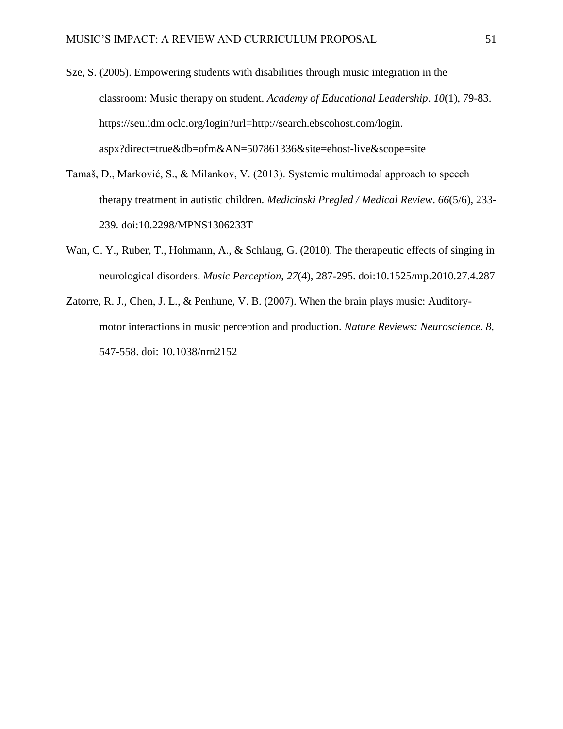Sze, S. (2005). Empowering students with disabilities through music integration in the classroom: Music therapy on student. *Academy of Educational Leadership*. *10*(1), 79-83. https://seu.idm.oclc.org/login?url=http://search.ebscohost.com/login.aspx?direct=true&db=ofm&AN=507861336&site=ehost-live&scope=site

Tamaš, D., Marković, S., & Milankov, V. (2013). Systemic multimodal approach to speech therapy treatment in autistic children. *Medicinski Pregled / Medical Review*. *66*(5/6), 233-239. doi:10.2298/MPNS1306233T

Wan, C. Y., Ruber, T., Hohmann, A., & Schlaug, G. (2010). The therapeutic effects of singing in neurological disorders. *Music Perception*, *27*(4), 287-295. doi:10.1525/mp.2010.27.4.287

Zatorre, R. J., Chen, J. L., & Penhune, V. B. (2007). When the brain plays music: Auditory-motor interactions in music perception and production. *Nature Reviews: Neuroscience*. *8*, 547-558. doi: 10.1038/nrn2152